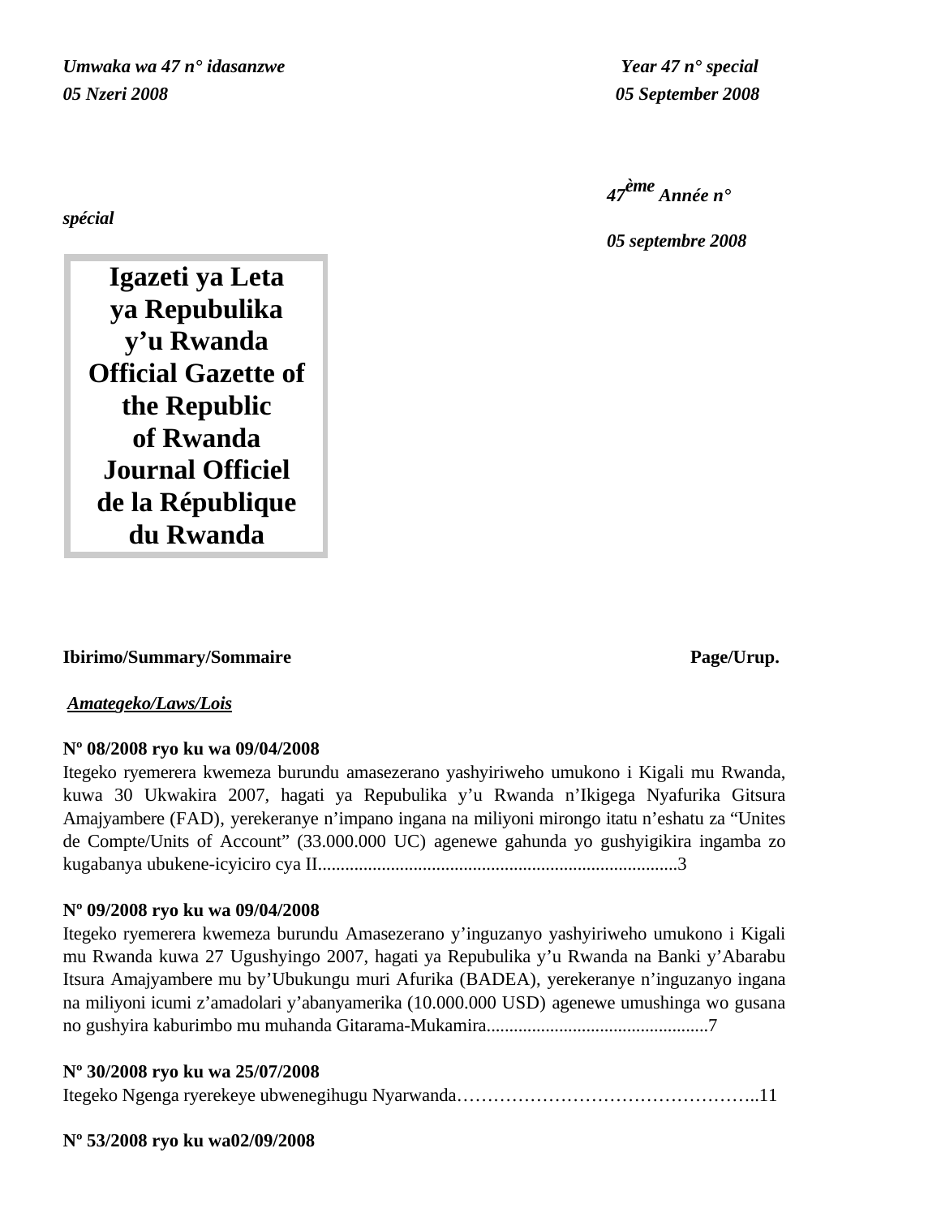*Umwaka wa 47 n° idasanzwe*
*05 Nzeri 2008*

*Year 47 n° special*
*05 September 2008*

*47ème Année n° spécial*
*05 septembre 2008*

# Igazeti ya Leta ya Repubulika y'u Rwanda
# Official Gazette of the Republic of Rwanda
# Journal Officiel de la République du Rwanda

**Ibirimo/Summary/Sommaire** **Page/Urup.**

***Amategeko/Laws/Lois***

**Nº 08/2008 ryo ku wa 09/04/2008**
Itegeko ryemerera kwemeza burundu amasezerano yashyiriweho umukono i Kigali mu Rwanda, kuwa 30 Ukwakira 2007, hagati ya Repubulika y'u Rwanda n'Ikigega Nyafurika Gitsura Amajyambere (FAD), yerekeranye n'impano ingana na miliyoni mirongo itatu n'eshatu za "Unites de Compte/Units of Account" (33.000.000 UC) agenewe gahunda yo gushyigikira ingamba zo kugabanya ubukene-icyiciro cya II...............................................................................3

**Nº 09/2008 ryo ku wa 09/04/2008**
Itegeko ryemerera kwemeza burundu Amasezerano y'inguzanyo yashyiriweho umukono i Kigali mu Rwanda kuwa 27 Ugushyingo 2007, hagati ya Repubulika y'u Rwanda na Banki y'Abarabu Itsura Amajyambere mu by'Ubukungu muri Afurika (BADEA), yerekeranye n'inguzanyo ingana na miliyoni icumi z'amadolari y'abanyamerika (10.000.000 USD) agenewe umushinga wo gusana no gushyira kaburimbo mu muhanda Gitarama-Mukamira.................................................7

**Nº 30/2008 ryo ku wa 25/07/2008**
Itegeko Ngenga ryerekeye ubwenegihugu Nyarwanda…………………………………………..11

**Nº 53/2008 ryo ku wa02/09/2008**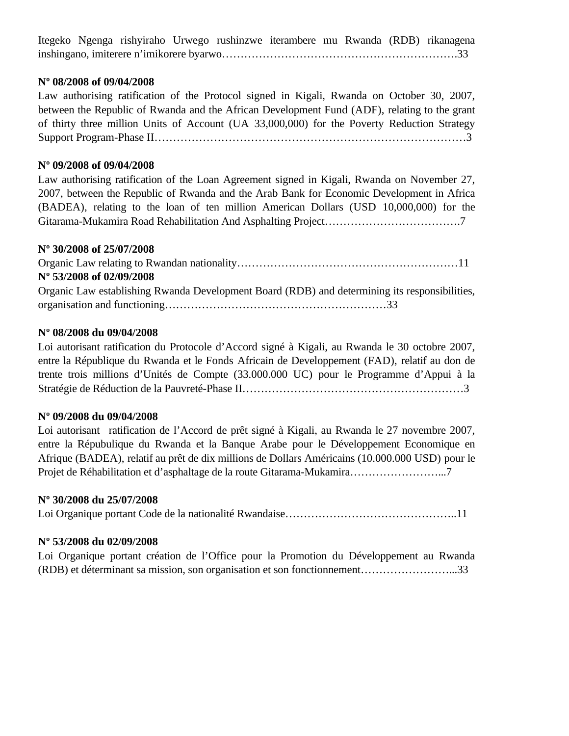Itegeko Ngenga rishyiraho Urwego rushinzwe iterambere mu Rwanda (RDB) rikanagena inshingano, imiterere n'imikorere byarwo……………………………………………………….33

**Nº 08/2008 of 09/04/2008**
Law authorising ratification of the Protocol signed in Kigali, Rwanda on October 30, 2007, between the Republic of Rwanda and the African Development Fund (ADF), relating to the grant of thirty three million Units of Account (UA 33,000,000) for the Poverty Reduction Strategy Support Program-Phase II…………………………………………………………………………3

**Nº 09/2008 of 09/04/2008**
Law authorising ratification of the Loan Agreement signed in Kigali, Rwanda on November 27, 2007, between the Republic of Rwanda and the Arab Bank for Economic Development in Africa (BADEA), relating to the loan of ten million American Dollars (USD 10,000,000) for the Gitarama-Mukamira Road Rehabilitation And Asphalting Project……………………………….7

**Nº 30/2008 of 25/07/2008**
Organic Law relating to Rwandan nationality……………………………………………………11

**Nº 53/2008 of 02/09/2008**
Organic Law establishing Rwanda Development Board (RDB) and determining its responsibilities, organisation and functioning……………………………………………………33

**Nº 08/2008 du 09/04/2008**
Loi autorisant ratification du Protocole d'Accord signé à Kigali, au Rwanda le 30 octobre 2007, entre la République du Rwanda et le Fonds Africain de Developpement (FAD), relatif au don de trente trois millions d'Unités de Compte (33.000.000 UC) pour le Programme d'Appui à la Stratégie de Réduction de la Pauvreté-Phase II……………………………………………………3

**Nº 09/2008 du 09/04/2008**
Loi autorisant ratification de l'Accord de prêt signé à Kigali, au Rwanda le 27 novembre 2007, entre la Répubulique du Rwanda et la Banque Arabe pour le Développement Economique en Afrique (BADEA), relatif au prêt de dix millions de Dollars Américains (10.000.000 USD) pour le Projet de Réhabilitation et d'asphaltage de la route Gitarama-Mukamira……………………...7

**Nº 30/2008 du 25/07/2008**
Loi Organique portant Code de la nationalité Rwandaise………………………………………..11

**Nº 53/2008 du 02/09/2008**
Loi Organique portant création de l'Office pour la Promotion du Développement au Rwanda (RDB) et déterminant sa mission, son organisation et son fonctionnement……………………...33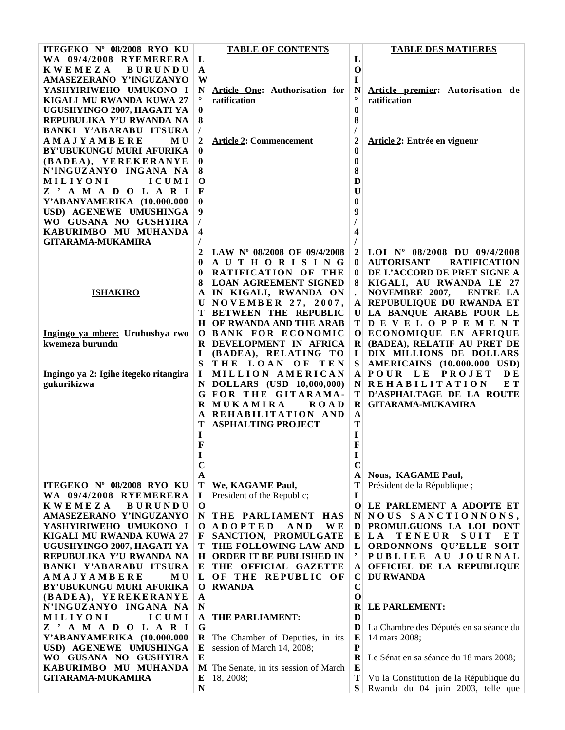**ITEGEKO Nº 08/2008 RYO KU WA 09/4/2008 RYEMERERA KWEMEZA BURUNDU AMASEZERANO Y'INGUZANYO YASHYIRIWEHO UMUKONO I KIGALI MU RWANDA KUWA 27 UGUSHYINGO 2007, HAGATI YA REPUBULIKA Y'U RWANDA NA BANKI Y'ABARABU ITSURA AMAJYAMBERE MU BY'UBUKUNGU MURI AFURIKA (BADEA), YEREKERANYE N'INGUZANYO INGANA NA MILIYONI ICUMI Z'AMADOLARI Y'ABANYAMERIKA (10.000.000 USD) AGENEWE UMUSHINGA WO GUSANA NO GUSHYIRA KABURIMBO MU MUHANDA GITARAMA-MUKAMIRA**

**ISHAKIRO**

**Ingingo ya mbere: Uruhushya rwo kwemeza burundu**

**Ingingo ya 2: Igihe itegeko ritangira gukurikizwa**

**ITEGEKO Nº 08/2008 RYO KU WA 09/4/2008 RYEMERERA KWEMEZA BURUNDU AMASEZERANO Y'INGUZANYO YASHYIRIWEHO UMUKONO I KIGALI MU RWANDA KUWA 27 UGUSHYINGO 2007, HAGATI YA REPUBULIKA Y'U RWANDA NA BANKI Y'ABARABU ITSURA AMAJYAMBERE MU BY'UBUKUNGU MURI AFURIKA (BADEA), YEREKERANYE N'INGUZANYO INGANA NA MILIYONI ICUMI Z'AMADOLARI Y'ABANYAMERIKA (10.000.000 USD) AGENEWE UMUSHINGA WO GUSANA NO GUSHYIRA KABURIMBO MU MUHANDA GITARAMA-MUKAMIRA**

**TABLE OF CONTENTS**

**Article One: Authorisation for ratification**

**Article 2: Commencement**

**LAW Nº 08/2008 OF 09/4/2008 AUTHORISING RATIFICATION OF THE LOAN AGREEMENT SIGNED IN KIGALI, RWANDA ON NOVEMBER 27, 2007, BETWEEN THE REPUBLIC OF RWANDA AND THE ARAB BANK FOR ECONOMIC DEVELOPMENT IN AFRICA (BADEA), RELATING TO THE LOAN OF TEN MILLION AMERICAN DOLLARS (USD 10,000,000) FOR THE GITARAMA-MUKAMIRA ROAD REHABILITATION AND ASPHALTING PROJECT**

**We, KAGAME Paul,**
President of the Republic;

**THE PARLIAMENT HAS ADOPTED AND WE SANCTION, PROMULGATE THE FOLLOWING LAW AND ORDER IT BE PUBLISHED IN THE OFFICIAL GAZETTE OF THE REPUBLIC OF RWANDA**

**THE PARLIAMENT:**

The Chamber of Deputies, in its session of March 14, 2008;

The Senate, in its session of March 18, 2008;

**TABLE DES MATIERES**

**Article premier: Autorisation de ratification**

**Article 2: Entrée en vigueur**

**LOI Nº 08/2008 DU 09/4/2008 AUTORISANT RATIFICATION DE L'ACCORD DE PRET SIGNE A KIGALI, AU RWANDA LE 27 NOVEMBRE 2007, ENTRE LA REPUBLIQUE DU RWANDA ET LA BANQUE ARABE POUR LE DEVELOPPEMENT ECONOMIQUE EN AFRIQUE (BADEA), RELATIF AU PRET DE DIX MILLIONS DE DOLLARS AMERICAINS (10.000.000 USD) POUR LE PROJET DE REHABILITATION ET D'ASPHALTAGE DE LA ROUTE GITARAMA-MUKAMIRA**

**Nous, KAGAME Paul,**
Président de la République ;

**LE PARLEMENT A ADOPTE ET NOUS SANCTIONNONS, PROMULGUONS LA LOI DONT LA TENEUR SUIT ET ORDONNONS QU'ELLE SOIT PUBLIEE AU JOURNAL OFFICIEL DE LA REPUBLIQUE DU RWANDA**

**LE PARLEMENT:**

La Chambre des Députés en sa séance du 14 mars 2008;

Le Sénat en sa séance du 18 mars 2008;

Vu la Constitution de la République du Rwanda du 04 juin 2003, telle que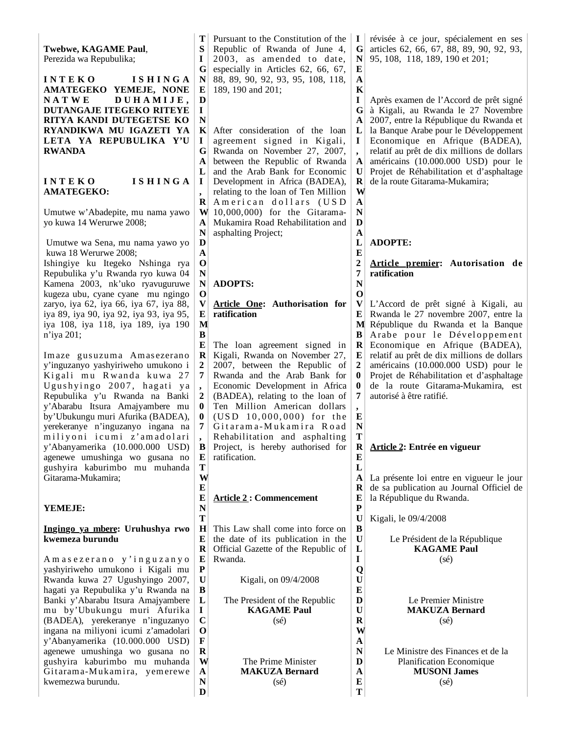**Twebwe, KAGAME Paul**,
Perezida wa Repubulika;

**INTEKO ISHINGA AMATEGEKO YEMEJE, NONE NATWE DUHAMIJE, DUTANGAJE ITEGEKO RITEYE RITYA KANDI DUTEGETSE KO RYANDIKWA MU IGAZETI YA LETA YA REPUBULIKA Y'U RWANDA**

**INTEKO ISHINGA AMATEGEKO:**

Umutwe w'Abadepite, mu nama yawo yo kuwa 14 Werurwe 2008;

Umutwe wa Sena, mu nama yawo yo kuwa 18 Werurwe 2008;

Ishingiye ku Itegeko Nshinga rya Repubulika y'u Rwanda ryo kuwa 04 Kamena 2003, nk'uko ryavuguruwe kugeza ubu, cyane cyane mu ngingo zaryo, iya 62, iya 66, iya 67, iya 88, iya 89, iya 90, iya 92, iya 93, iya 95, iya 108, iya 118, iya 189, iya 190 n'iya 201;

Imaze gusuzuma Amasezerano y'inguzanyo yashyiriweho umukono i Kigali mu Rwanda kuwa 27 Ugushyingo 2007, hagati ya Repubulika y'u Rwanda na Banki y'Abarabu Itsura Amajyambere mu by'Ubukungu muri Afurika (BADEA), yerekeranye n'inguzanyo ingana na miliyoni icumi z'amadolari y'Abanyamerika (10.000.000 USD) agenewe umushinga wo gusana no gushyira kaburimbo mu muhanda Gitarama-Mukamira;

**YEMEJE:**

**<u>Ingingo ya mbere</u>: Uruhushya rwo kwemeza burundu**

Amasezerano y'inguzanyo yashyiriweho umukono i Kigali mu Rwanda kuwa 27 Ugushyingo 2007, hagati ya Repubulika y'u Rwanda na Banki y'Abarabu Itsura Amajyambere mu by'Ubukungu muri Afurika (BADEA), yerekeranye n'inguzanyo ingana na miliyoni icumi z'amadolari y'Abanyamerika (10.000.000 USD) agenewe umushinga wo gusana no gushyira kaburimbo mu muhanda Gitarama-Mukamira, yemerewe kwemezwa burundu.

**TSIGNED IN KIGALI, RWANDA ON NOVEMBER 27, 2007, BETWEEN THE REPUBLIC OF RWANDA**

Pursuant to the Constitution of the Republic of Rwanda of June 4, 2003, as amended to date, especially in Articles 62, 66, 67, 88, 89, 90, 92, 93, 95, 108, 118, 189, 190 and 201;

After consideration of the loan agreement signed in Kigali, Rwanda on November 27, 2007, between the Republic of Rwanda and the Arab Bank for Economic Development in Africa (BADEA), relating to the loan of Ten Million American dollars (USD 10,000,000) for the Gitarama-Mukamira Road Rehabilitation and asphalting Project;

**ADOPTS:**

**<u>Article One</u>: Authorisation for ratification**

The loan agreement signed in Kigali, Rwanda on November 27, 2007, between the Republic of Rwanda and the Arab Bank for Economic Development in Africa (BADEA), relating to the loan of Ten Million American dollars (USD 10,000,000) for the Gitarama-Mukamira Road Rehabilitation and asphalting Project, is hereby authorised for ratification.

**<u>Article 2</u> : Commencement**

This Law shall come into force on the date of its publication in the Official Gazette of the Republic of Rwanda.

Kigali, on 09/4/2008

The President of the Republic
**KAGAME Paul**
(sé)

The Prime Minister
**MAKUZA Bernard**
(sé)

**IGNE A KIGALI, AU RWANDA LE 27 NOVEMBRE 2007, ENTRE LA REPUBLIQUE DU RWANDA ET**

révisée à ce jour, spécialement en ses articles 62, 66, 67, 88, 89, 90, 92, 93, 95, 108, 118, 189, 190 et 201;

Après examen de l'Accord de prêt signé à Kigali, au Rwanda le 27 Novembre 2007, entre la République du Rwanda et la Banque Arabe pour le Développement Economique en Afrique (BADEA), relatif au prêt de dix millions de dollars américains (10.000.000 USD) pour le Projet de Réhabilitation et d'asphaltage de la route Gitarama-Mukamira;

**ADOPTE:**

**<u>Article premier</u>: Autorisation de ratification**

L'Accord de prêt signé à Kigali, au Rwanda le 27 novembre 2007, entre la République du Rwanda et la Banque Arabe pour le Développement Economique en Afrique (BADEA), relatif au prêt de dix millions de dollars américains (10.000.000 USD) pour le Projet de Réhabilitation et d'asphaltage de la route Gitarama-Mukamira, est autorisé à être ratifié.

**<u>Article 2</u>: Entrée en vigueur**

La présente loi entre en vigueur le jour de sa publication au Journal Officiel de la République du Rwanda.

Kigali, le 09/4/2008

Le Président de la République
**KAGAME Paul**
(sé)

Le Premier Ministre
**MAKUZA Bernard**
(sé)

Le Ministre des Finances et de la Planification Economique
**MUSONI James**
(sé)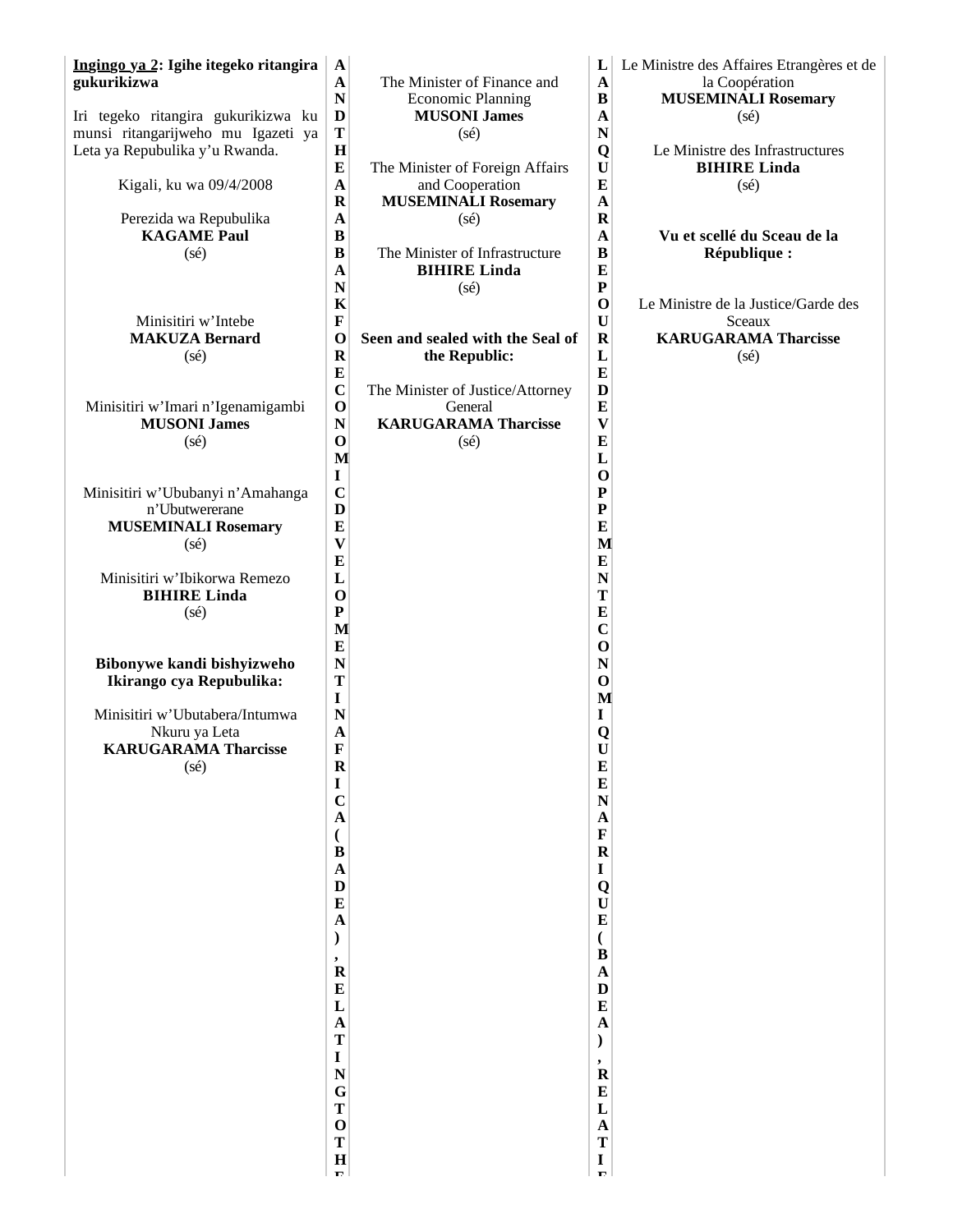**Ingingo ya 2: Igihe itegeko ritangira gukurikizwa**

Iri tegeko ritangira gukurikizwa ku munsi ritangarijweho mu Igazeti ya Leta ya Repubulika y'u Rwanda.

Kigali, ku wa 09/4/2008

Perezida wa Repubulika
**KAGAME Paul**
(sé)

Minisitiri w'Intebe
**MAKUZA Bernard**
(sé)

Minisitiri w'Imari n'Igenamigambi
**MUSONI James**
(sé)

Minisitiri w'Ububanyi n'Amahanga n'Ubutwererane
**MUSEMINALI Rosemary**
(sé)

Minisitiri w'Ibikorwa Remezo
**BIHIRE Linda**
(sé)

**Bibonywe kandi bishyizweho Ikirango cya Repubulika:**

Minisitiri w'Ubutabera/Intumwa Nkuru ya Leta
**KARUGARAMA Tharcisse**
(sé)

**A AND THE ARAB BANK FOR ECONOMIC DEVELOPMENT IN AFRICA (BADEA), RELATING TO THE**

The Minister of Finance and Economic Planning
**MUSONI James**
(sé)

The Minister of Foreign Affairs and Cooperation
**MUSEMINALI Rosemary**
(sé)

The Minister of Infrastructure
**BIHIRE Linda**
(sé)

**Seen and sealed with the Seal of the Republic:**

The Minister of Justice/Attorney General
**KARUGARAMA Tharcisse**
(sé)

**LA BANQUE ARABE POUR LE DEVELOPPEMENT ECONOMIQUE EN AFRIQUE (BADEA), RELATI**

Le Ministre des Affaires Etrangères et de la Coopération
**MUSEMINALI Rosemary**
(sé)

Le Ministre des Infrastructures
**BIHIRE Linda**
(sé)

**Vu et scellé du Sceau de la République :**

Le Ministre de la Justice/Garde des Sceaux
**KARUGARAMA Tharcisse**
(sé)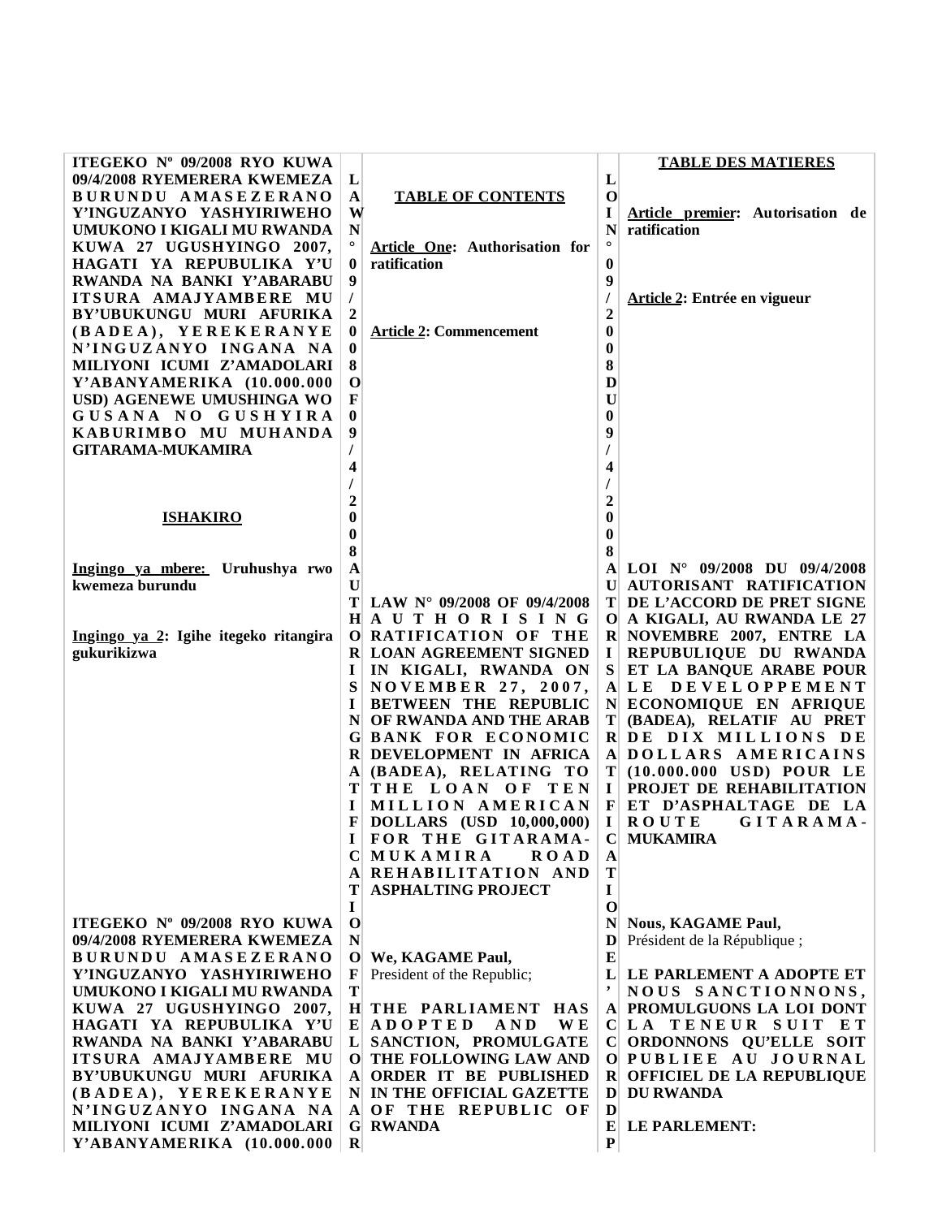**ITEGEKO Nº 09/2008 RYO KUWA 09/4/2008 RYEMERERA KWEMEZA BURUNDU AMASEZERANO Y'INGUZANYO YASHYIRIWEHO UMUKONO I KIGALI MU RWANDA KUWA 27 UGUSHYINGO 2007, HAGATI YA REPUBULIKA Y'U RWANDA NA BANKI Y'ABARABU ITSURA AMAJYAMBERE MU BY'UBUKUNGU MURI AFURIKA (BADEA), YEREKERANYE N'INGUZANYO INGANA NA MILIYONI ICUMI Z'AMADOLARI Y'ABANYAMERIKA (10.000.000 USD) AGENEWE UMUSHINGA WO GUSANA NO GUSHYIRA KABURIMBO MU MUHANDA GITARAMA-MUKAMIRA**

**ISHAKIRO**

**Ingingo ya mbere: Uruhushya rwo kwemeza burundu**

**Ingingo ya 2: Igihe itegeko ritangira gukurikizwa**

**ITEGEKO Nº 09/2008 RYO KUWA 09/4/2008 RYEMERERA KWEMEZA BURUNDU AMASEZERANO Y'INGUZANYO YASHYIRIWEHO UMUKONO I KIGALI MU RWANDA KUWA 27 UGUSHYINGO 2007, HAGATI YA REPUBULIKA Y'U RWANDA NA BANKI Y'ABARABU ITSURA AMAJYAMBERE MU BY'UBUKUNGU MURI AFURIKA (BADEA), YEREKERANYE N'INGUZANYO INGANA NA MILIYONI ICUMI Z'AMADOLARI Y'ABANYAMERIKA (10.000.000**

**LAW N° 09/2008 OF 09/4/2008 AUTHORISING RATIFICATION OF THE LOAN AGREEMENT SIGNED IN KIGALI, RWANDA ON NOVEMBER 27, 2007, BETWEEN THE REPUBLIC OF RWANDA AND THE ARAB BANK FOR ECONOMIC DEVELOPMENT IN AFRICA (BADEA), RELATING TO THE LOAN OF TEN MILLION AMERICAN DOLLARS (USD 10,000,000) FOR THE GITARAMA-MUKAMIRA ROAD REHABILITATION AND ASPHALTING PROJECT**

**TABLE OF CONTENTS**

**Article One: Authorisation for ratification**

**Article 2: Commencement**

**LAW N° 09/2008 OF 09/4/2008 AUTHORISING RATIFICATION OF THE LOAN AGREEMENT SIGNED IN KIGALI, RWANDA ON NOVEMBER 27, 2007, BETWEEN THE REPUBLIC OF RWANDA AND THE ARAB BANK FOR ECONOMIC DEVELOPMENT IN AFRICA (BADEA), RELATING TO THE LOAN OF TEN MILLION AMERICAN DOLLARS (USD 10,000,000) FOR THE GITARAMA-MUKAMIRA ROAD REHABILITATION AND ASPHALTING PROJECT**

We, KAGAME Paul,
President of the Republic;

**THE PARLIAMENT HAS ADOPTED AND WE SANCTION, PROMULGATE THE FOLLOWING LAW AND ORDER IT BE PUBLISHED IN THE OFFICIAL GAZETTE OF THE REPUBLIC OF RWANDA**

**LOI N° 09/2008 DU 09/4/2008 AUTORISANT RATIFICATION DE L'ACCORD DE PRET SIGNE A KIGALI, AU RWANDA LE 27 NOVEMBRE 2007, ENTRE LA REPUBLIQUE DU RWANDA ET LA BANQUE ARABE POUR LE DEVELOPPEMENT ECONOMIQUE EN AFRIQUE (BADEA), RELATIF AU PRET DE DIX MILLIONS DE DOLLARS AMERICAINS (10.000.000 USD) POUR LE PROJET DE REHABILITATION ET D'ASPHALTAGE DE LA ROUTE GITARAMA-MUKAMIRA**

**TABLE DES MATIERES**

**Article premier: Autorisation de ratification**

**Article 2: Entrée en vigueur**

**LOI N° 09/2008 DU 09/4/2008 AUTORISANT RATIFICATION DE L'ACCORD DE PRET SIGNE A KIGALI, AU RWANDA LE 27 NOVEMBRE 2007, ENTRE LA REPUBLIQUE DU RWANDA ET LA BANQUE ARABE POUR LE DEVELOPPEMENT ECONOMIQUE EN AFRIQUE (BADEA), RELATIF AU PRET DE DIX MILLIONS DE DOLLARS AMERICAINS (10.000.000 USD) POUR LE PROJET DE REHABILITATION ET D'ASPHALTAGE DE LA ROUTE GITARAMA-MUKAMIRA**

**Nous, KAGAME Paul,**
Président de la République ;

**LE PARLEMENT A ADOPTE ET NOUS SANCTIONNONS, PROMULGUONS LA LOI DONT LA TENEUR SUIT ET ORDONNONS QU'ELLE SOIT PUBLIEE AU JOURNAL OFFICIEL DE LA REPUBLIQUE DU RWANDA**

**LE PARLEMENT:**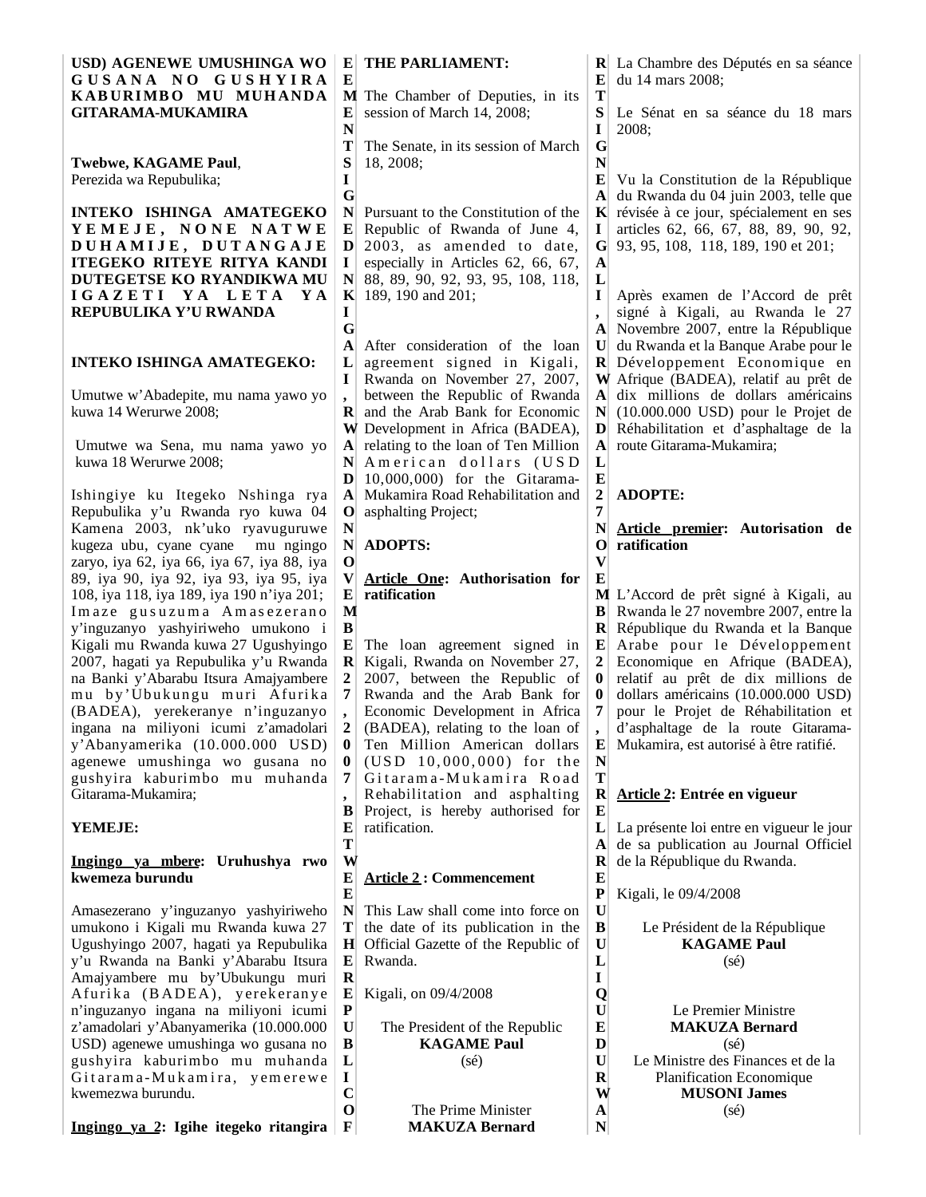USD) AGENEWE UMUSHINGA WO GUSANA NO GUSHYIRA KABURIMBO MU MUHANDA GITARAMA-MUKAMIRA

**Twebwe, KAGAME Paul**,
Perezida wa Repubulika;

**INTEKO ISHINGA AMATEGEKO YEMEJE, NONE NATWE DUHAMIJE, DUTANGAJE ITEGEKO RITEYE RITYA KANDI DUTEGETSE KO RYANDIKWA MU IGAZETI YA LETA YA REPUBULIKA Y'U RWANDA**

**INTEKO ISHINGA AMATEGEKO:**

Umutwe w'Abadepite, mu nama yawo yo kuwa 14 Werurwe 2008;

Umutwe wa Sena, mu nama yawo yo kuwa 18 Werurwe 2008;

Ishingiye ku Itegeko Nshinga rya Repubulika y'u Rwanda ryo kuwa 04 Kamena 2003, nk'uko ryavuguruwe kugeza ubu, cyane cyane mu ngingo zaryo, iya 62, iya 66, iya 67, iya 88, iya 89, iya 90, iya 92, iya 93, iya 95, iya 108, iya 118, iya 189, iya 190 n'iya 201;

Imaze gusuzuma Amasezerano y'inguzanyo yashyiriweho umukono i Kigali mu Rwanda kuwa 27 Ugushyingo 2007, hagati ya Repubulika y'u Rwanda na Banki y'Ababarabu Itsura Amajyambere mu by'Ubukungu muri Afurika (BADEA), yerekeranye n'inguzanyo ingana na miliyoni icumi z'amadolari y'Abanyamerika (10.000.000 USD) agenewe umushinga wo gusana no gushyira kaburimbo mu muhanda Gitarama-Mukamira;

**YEMEJE:**

**<u>Ingingo ya mbere</u>: Uruhushya rwo kwemeza burundu**

Amasezerano y'inguzanyo yashyiriweho umukono i Kigali mu Rwanda kuwa 27 Ugushyingo 2007, hagati ya Repubulika y'u Rwanda na Banki y'Ababarabu Itsura Amajyambere mu by'Ubukungu muri Afurika (BADEA), yerekeranye n'inguzanyo ingana na miliyoni icumi z'amadolari y'Abanyamerika (10.000.000 USD) agenewe umushinga wo gusana no gushyira kaburimbo mu muhanda Gitarama-Mukamira, yemerewe kwemezwa burundu.

**<u>Ingingo ya 2</u>: Igihe itegeko ritangira**

**EEMENTS IGNED IN KIGALI, RWANDA ON NOVEMBER 27, 2007, BETWEEN THE REPUBLIC OF**

**THE PARLIAMENT:**

The Chamber of Deputies, in its session of March 14, 2008;

The Senate, in its session of March 18, 2008;

Pursuant to the Constitution of the Republic of Rwanda of June 4, 2003, as amended to date, especially in Articles 62, 66, 67, 88, 89, 90, 92, 93, 95, 108, 118, 189, 190 and 201;

After consideration of the loan agreement signed in Kigali, Rwanda on November 27, 2007, between the Republic of Rwanda and the Arab Bank for Economic Development in Africa (BADEA), relating to the loan of Ten Million American dollars (USD 10,000,000) for the Gitarama-Mukamira Road Rehabilitation and asphalting Project;

**ADOPTS:**

**<u>Article One</u>: Authorisation for ratification**

The loan agreement signed in Kigali, Rwanda on November 27, 2007, between the Republic of Rwanda and the Arab Bank for Economic Development in Africa (BADEA), relating to the loan of Ten Million American dollars (USD 10,000,000) for the Gitarama-Mukamira Road Rehabilitation and asphalting Project, is hereby authorised for ratification.

**<u>Article 2</u> : Commencement**

This Law shall come into force on the date of its publication in the Official Gazette of the Republic of Rwanda.

Kigali, on 09/4/2008

The President of the Republic
**KAGAME Paul**
(sé)

The Prime Minister
**MAKUZA Bernard**

**RETSIGNEAKIGALI, AURWANDALE 27 NOVEMBRE 2007, ENTRE LA REPUBLIQUE DU RWAN**

La Chambre des Députés en sa séance du 14 mars 2008;

Le Sénat en sa séance du 18 mars 2008;

Vu la Constitution de la République du Rwanda du 04 juin 2003, telle que révisée à ce jour, spécialement en ses articles 62, 66, 67, 88, 89, 90, 92, 93, 95, 108, 118, 189, 190 et 201;

Après examen de l'Accord de prêt signé à Kigali, au Rwanda le 27 Novembre 2007, entre la République du Rwanda et la Banque Arabe pour le Développement Economique en Afrique (BADEA), relatif au prêt de dix millions de dollars américains (10.000.000 USD) pour le Projet de Réhabilitation et d'asphaltage de la route Gitarama-Mukamira;

**ADOPTE:**

**<u>Article premier</u>: Autorisation de ratification**

L'Accord de prêt signé à Kigali, au Rwanda le 27 novembre 2007, entre la République du Rwanda et la Banque Arabe pour le Développement Economique en Afrique (BADEA), relatif au prêt de dix millions de dollars américains (10.000.000 USD) pour le Projet de Réhabilitation et d'asphaltage de la route Gitarama-Mukamira, est autorisé à être ratifié.

**<u>Article 2</u>: Entrée en vigueur**

La présente loi entre en vigueur le jour de sa publication au Journal Officiel de la République du Rwanda.

Kigali, le 09/4/2008

Le Président de la République
**KAGAME Paul**
(sé)

Le Premier Ministre
**MAKUZA Bernard**
(sé)

Le Ministre des Finances et de la Planification Economique
**MUSONI James**
(sé)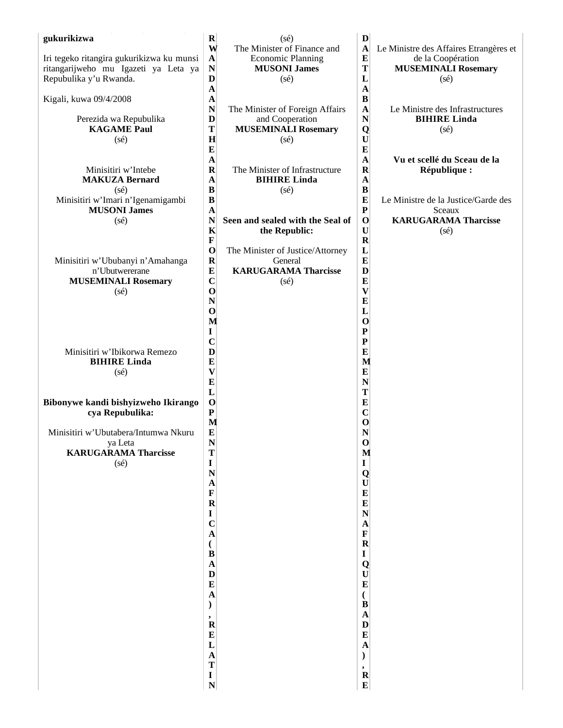**gukurikizwa**

Iri tegeko ritangira gukurikizwa ku munsi ritangarijweho mu Igazeti ya Leta ya Repubulika y'u Rwanda.

Kigali, kuwa 09/4/2008

Perezida wa Repubulika
**KAGAME Paul**
(sé)

Minisitiri w'Intebe
**MAKUZA Bernard**
(sé)

Minisitiri w'Imari n'Igenamigambi
**MUSONI James**
(sé)

Minisitiri w'Ububanyi n'Amahanga n'Ubutwererane
**MUSEMINALI Rosemary**
(sé)

Minisitiri w'Ibikorwa Remezo
**BIHIRE Linda**
(sé)

**Bibonywe kandi bishyizweho Ikirango cya Repubulika:**

Minisitiri w'Ubutabera/Intumwa Nkuru ya Leta
**KARUGARAMA Tharcisse**
(sé)

**RWANDA AND THE ARAB BANK FOR ECONOMIC DEVELOPMENT IN AFRICA (BADEA), RELATIN**

(sé)
The Minister of Finance and Economic Planning
**MUSONI James**
(sé)

The Minister of Foreign Affairs and Cooperation
**MUSEMINALI Rosemary**
(sé)

The Minister of Infrastructure
**BIHIRE Linda**
(sé)

**Seen and sealed with the Seal of the Republic:**

The Minister of Justice/Attorney General
**KARUGARAMA Tharcisse**
(sé)

**DA ET LA BANQUE ARABE POUR LE DEVELOPPEMENT ECONOMIQUE EN AFRIQUE (BADEA), RE**

Le Ministre des Affaires Etrangères et de la Coopération
**MUSEMINALI Rosemary**
(sé)

Le Ministre des Infrastructures
**BIHIRE Linda**
(sé)

**Vu et scellé du Sceau de la République :**

Le Ministre de la Justice/Garde des Sceaux
**KARUGARAMA Tharcisse**
(sé)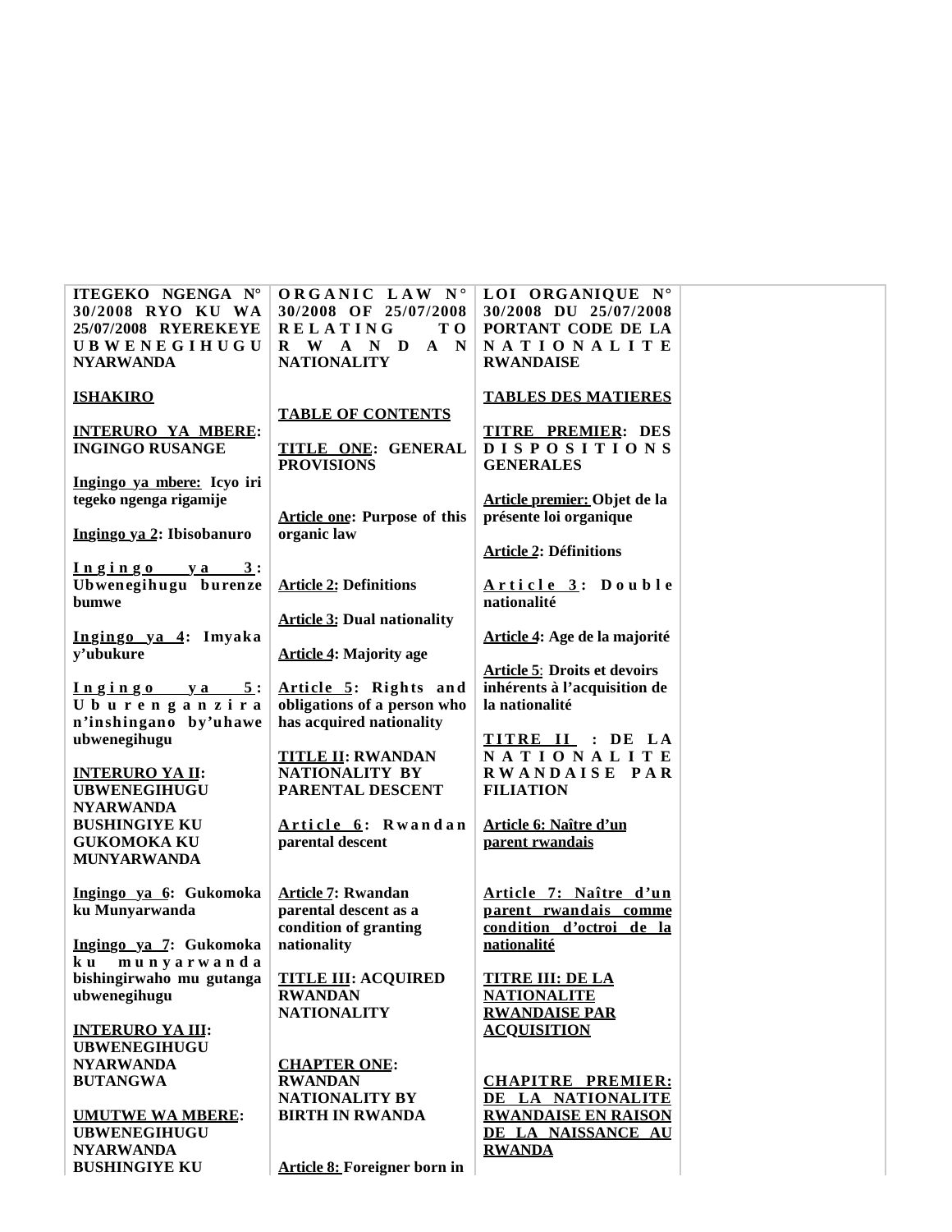| ITEGEKO NGENGA N° 30/2008 RYO KU WA 25/07/2008 RYEREKEYE UBWENEGIHUGU NYARWANDA | ORGANIC LAW N° 30/2008 OF 25/07/2008 RELATING TO RWANDAN NATIONALITY | LOI ORGANIQUE N° 30/2008 DU 25/07/2008 PORTANT CODE DE LA NATIONALITE RWANDAISE | |
|---|---|---|---|
| **ISHAKIRO** | **TABLE OF CONTENTS** | **TABLES DES MATIERES** | |
| **INTERURO YA MBERE: INGINGO RUSANGE** | **TITLE ONE: GENERAL PROVISIONS** | **TITRE PREMIER: DES DISPOSITIONS GENERALES** | |
| **Ingingo ya mbere: Icyo iri tegeko ngenga rigamije** | **Article one: Purpose of this organic law** | **Article premier: Objet de la présente loi organique** | |
| **Ingingo ya 2: Ibisobanuro** | **Article 2: Definitions** | **Article 2: Définitions** | |
| **Ingingo ya 3: Ubwenegihugu burenze bumwe** | **Article 3: Dual nationality** | **Article 3: Double nationalité** | |
| **Ingingo ya 4: Imyaka y'ubukure** | **Article 4: Majority age** | **Article 4: Age de la majorité** | |
| **Ingingo ya 5: Uburenganzira n'inshingano by'uhawe ubwenegihugu** | **Article 5: Rights and obligations of a person who has acquired nationality** | **Article 5: Droits et devoirs inhérents à l'acquisition de la nationalité** | |
| **INTERURO YA II: UBWENEGIHUGU NYARWANDA BUSHINGIYE KU GUKOMOKA KU MUNYARWANDA** | **TITLE II: RWANDAN NATIONALITY BY PARENTAL DESCENT** | **TITRE II : DE LA NATIONALITE RWANDAISE PAR FILIATION** | |
| **Ingingo ya 6: Gukomoka ku Munyarwanda** | **Article 6: Rwandan parental descent** | **Article 6: Naître d'un parent rwandais** | |
| **Ingingo ya 7: Gukomoka ku munyarwanda bishingirwaho mu gutanga ubwenegihugu** | **Article 7: Rwandan parental descent as a condition of granting nationality** | **Article 7: Naître d'un parent rwandais comme condition d'octroi de la nationalité** | |
| **INTERURO YA III: UBWENEGIHUGU NYARWANDA BUTANGWA** | **TITLE III: ACQUIRED RWANDAN NATIONALITY** | **TITRE III: DE LA NATIONALITE RWANDAISE PAR ACQUISITION** | |
| **UMUTWE WA MBERE: UBWENEGIHUGU NYARWANDA BUSHINGIYE KU** | **CHAPTER ONE: RWANDAN NATIONALITY BY BIRTH IN RWANDA** | **CHAPITRE PREMIER: DE LA NATIONALITE RWANDAISE EN RAISON DE LA NAISSANCE AU RWANDA** | |
| | **Article 8: Foreigner born in** | | |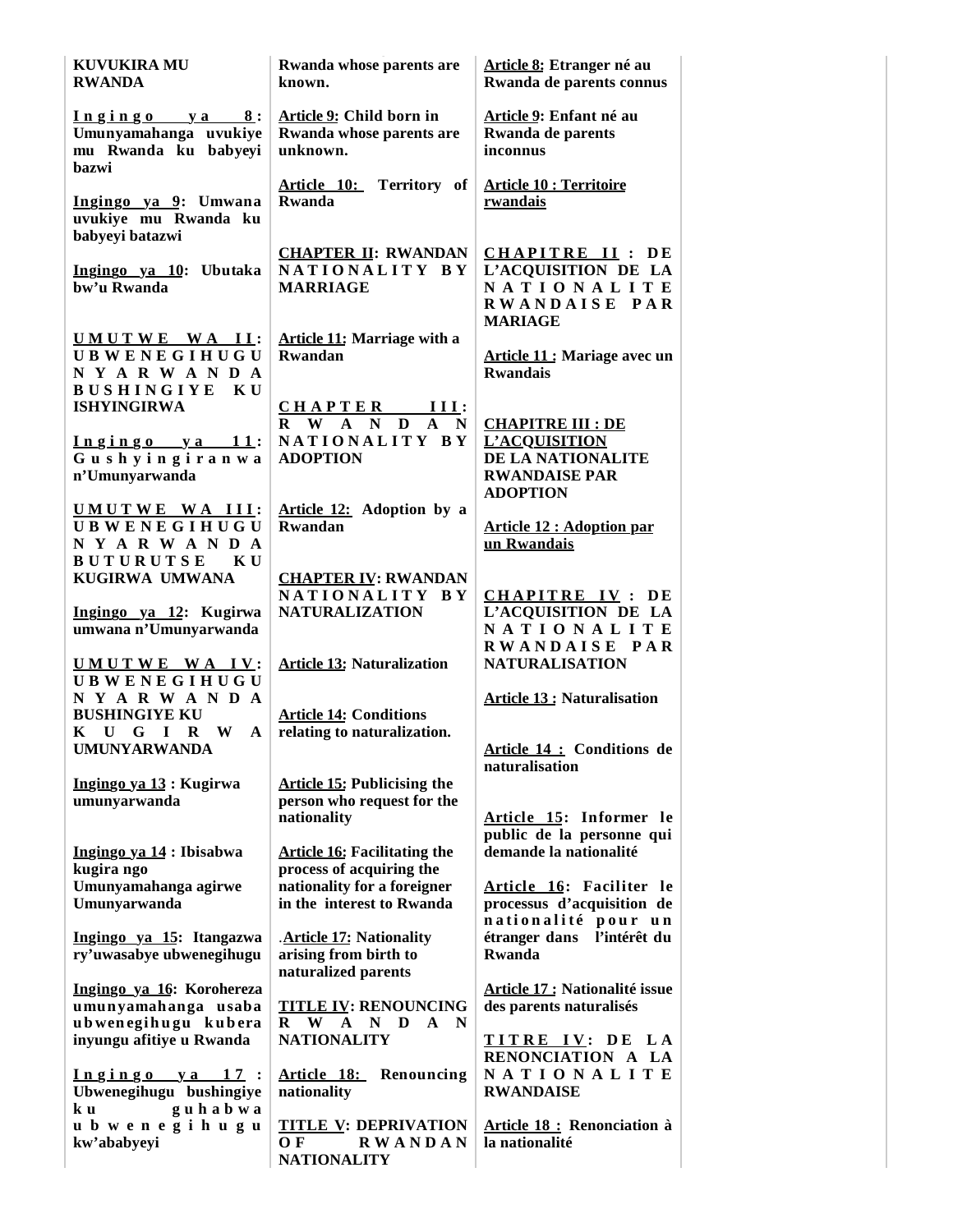**KUVUKIRA MU RWANDA**

**Ingingo ya 8: Umunyamahanga uvukiye mu Rwanda ku babyeyi bazwi**

**Ingingo ya 9: Umwana uvukiye mu Rwanda ku babyeyi batazwi**

**Ingingo ya 10: Ubutaka bw'u Rwanda**

**UMUTWE WA II: UBWENEGIHUGU NYARWANDA BUSHINGIYE KU ISHYINGIRWA**

**Ingingo ya 11: Gushyingiranwa n'Umunyarwanda**

**UMUTWE WA III: UBWENEGIHUGU NYARWANDA BUTURUTSE KU KUGIRWA UMWANA**

**Ingingo ya 12: Kugirwa umwana n'Umunyarwanda**

**UMUTWE WA IV: UBWENEGIHUGU NYARWANDA BUSHINGIYE KU KUGIRWA UMUNYARWANDA**

**Ingingo ya 13 : Kugirwa umunyarwanda**

**Ingingo ya 14 : Ibisabwa kugira ngo Umunyamahanga agirwe Umunyarwanda**

**Ingingo ya 15: Itangazwa ry'uwasabye ubwenegihugu**

**Ingingo ya 16: Korohereza umunyamahanga usaba ubwenegihugu kubera inyungu afitiye u Rwanda**

**Ingingo ya 17 : Ubwenegihugu bushingiye ku guhabwa ubwenegihugu kw'ababyeyi**

**Rwanda whose parents are known.**

**Article 9: Child born in Rwanda whose parents are unknown.**

**Article 10: Territory of Rwanda**

**CHAPTER II: RWANDAN NATIONALITY BY MARRIAGE**

**Article 11: Marriage with a Rwandan**

**CHAPTER III: RWANDAN NATIONALITY BY ADOPTION**

**Article 12: Adoption by a Rwandan**

**CHAPTER IV: RWANDAN NATIONALITY BY NATURALIZATION**

**Article 13: Naturalization**

**Article 14: Conditions relating to naturalization.**

**Article 15: Publicising the person who request for the nationality**

**Article 16: Facilitating the process of acquiring the nationality for a foreigner in the interest to Rwanda**

.**Article 17: Nationality arising from birth to naturalized parents**

**TITLE IV: RENOUNCING RWANDAN NATIONALITY**

**Article 18: Renouncing nationality**

**TITLE V: DEPRIVATION OF RWANDAN NATIONALITY**

**Article 8: Etranger né au Rwanda de parents connus**

**Article 9: Enfant né au Rwanda de parents inconnus**

**Article 10 : Territoire rwandais**

**CHAPITRE II : DE L'ACQUISITION DE LA NATIONALITE RWANDAISE PAR MARIAGE**

**Article 11 : Mariage avec un Rwandais**

**CHAPITRE III : DE L'ACQUISITION DE LA NATIONALITE RWANDAISE PAR ADOPTION**

**Article 12 : Adoption par un Rwandais**

**CHAPITRE IV : DE L'ACQUISITION DE LA NATIONALITE RWANDAISE PAR NATURALISATION**

**Article 13 : Naturalisation**

**Article 14 : Conditions de naturalisation**

**Article 15: Informer le public de la personne qui demande la nationalité**

**Article 16: Faciliter le processus d'acquisition de nationalité pour un étranger dans l'intérêt du Rwanda**

**Article 17 : Nationalité issue des parents naturalisés**

**TITRE IV: DE LA RENONCIATION A LA NATIONALITE RWANDAISE**

**Article 18 : Renonciation à la nationalité**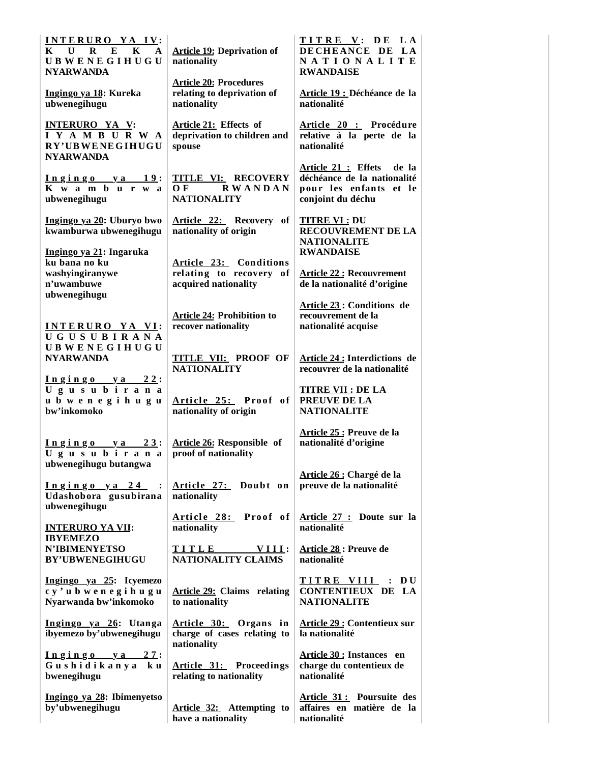**INTERURO YA IV: KUREKA UBWENEGIHUGU NYARWANDA**

**Ingingo ya 18: Kureka ubwenegihugu**

**INTERURO YA V: IYAMBURWA RY'UBWENEGIHUGU NYARWANDA**

**Ingingo ya 19: Kwamburwa ubwenegihugu**

**Ingingo ya 20: Uburyo bwo kwamburwa ubwenegihugu**

**Ingingo ya 21: Ingaruka ku bana no ku washyingiranywe n'uwambuwe ubwenegihugu**

**INTERURO YA VI: UGUSUBIRANA UBWENEGIHUGU NYARWANDA**

**Ingingo ya 22: Ugusubirana ubwenegihugu bw'inkomoko**

**Ingingo ya 23: Ugusubirana ubwenegihugu butangwa**

**Ingingo ya 24 : Udashobora gusubirana ubwenegihugu**

**INTERURO YA VII: IBYEMEZO N'IBIMENYETSO BY'UBWENEGIHUGU**

**Ingingo ya 25: Icyemezo cy'ubwenegihugu Nyarwanda bw'inkomoko**

**Ingingo ya 26: Utanga ibyemezo by'ubwenegihugu**

**Ingingo ya 27: Gushidikanya ku bwenegihugu**

**Ingingo ya 28: Ibimenyetso by'ubwenegihugu**

**Article 19: Deprivation of nationality**

**Article 20: Procedures relating to deprivation of nationality**

**Article 21: Effects of deprivation to children and spouse**

**TITLE VI: RECOVERY OF RWANDAN NATIONALITY**

**Article 22: Recovery of nationality of origin**

**Article 23: Conditions relating to recovery of acquired nationality**

**Article 24: Prohibition to recover nationality**

**TITLE VII: PROOF OF NATIONALITY**

**Article 25: Proof of nationality of origin**

**Article 26: Responsible of proof of nationality**

**Article 27: Doubt on nationality**

**Article 28: Proof of nationality**

**TITLE VIII: NATIONALITY CLAIMS**

**Article 29: Claims relating to nationality**

**Article 30: Organs in charge of cases relating to nationality**

**Article 31: Proceedings relating to nationality**

**Article 32: Attempting to have a nationality**

**TITRE V: DE LA DECHEANCE DE LA NATIONALITE RWANDAISE**

**Article 19 : Déchéance de la nationalité**

**Article 20 : Procédure relative à la perte de la nationalité**

**Article 21 : Effets de la déchéance de la nationalité pour les enfants et le conjoint du déchu**

**TITRE VI : DU RECOUVREMENT DE LA NATIONALITE RWANDAISE**

**Article 22 : Recouvrement de la nationalité d'origine**

**Article 23 : Conditions de recouvrement de la nationalité acquise**

**Article 24 : Interdictions de recouvrer de la nationalité**

**TITRE VII : DE LA PREUVE DE LA NATIONALITE**

**Article 25 : Preuve de la nationalité d'origine**

**Article 26 : Chargé de la preuve de la nationalité**

**Article 27 : Doute sur la nationalité**

**Article 28 : Preuve de nationalité**

**TITRE VIII : DU CONTENTIEUX DE LA NATIONALITE**

**Article 29 : Contentieux sur la nationalité**

**Article 30 : Instances en charge du contentieux de nationalité**

**Article 31 : Poursuite des affaires en matière de la nationalité**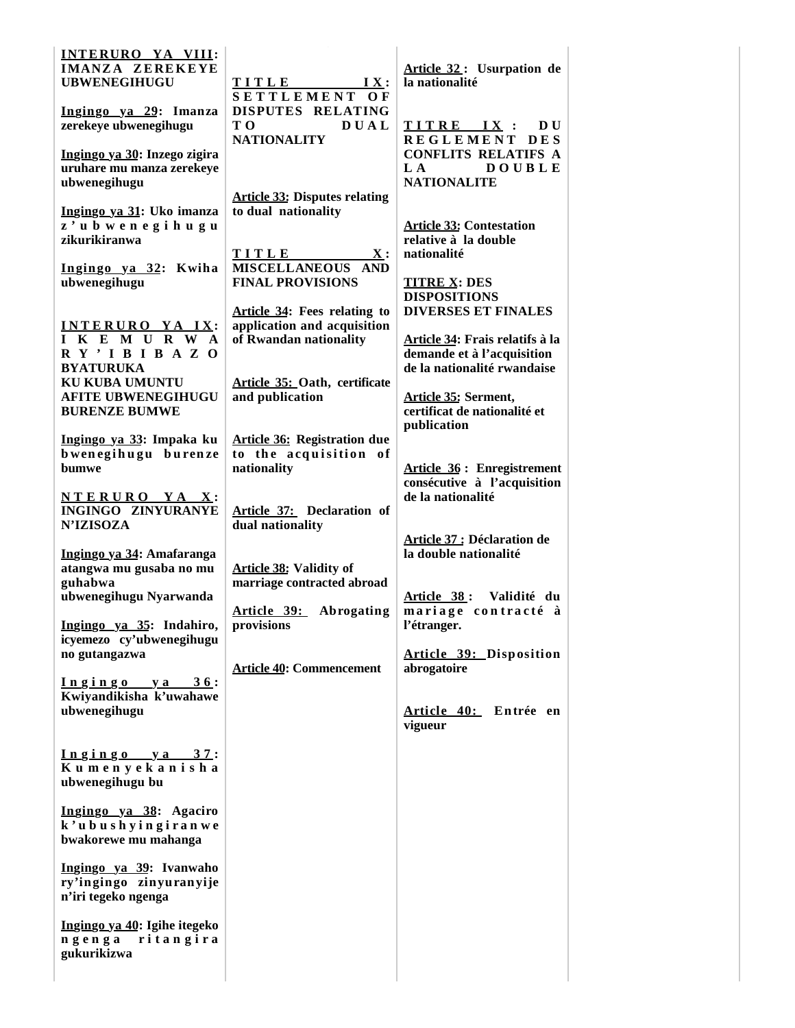**INTERURO YA VIII: IMANZA ZEREKEYE UBWENEGIHUGU**

**Ingingo ya 29: Imanza zerekeye ubwenegihugu**

**Ingingo ya 30: Inzego zigira uruhare mu manza zerekeye ubwenegihugu**

**Ingingo ya 31: Uko imanza z'ubwenegihugu zikurikiranwa**

**Ingingo ya 32: Kwiha ubwenegihugu**

**INTERURO YA IX: IKEMURWA RY'IBIBAZO BYATURUKA KU KUBA UMUNTU AFITE UBWENEGIHUGU BURENZE BUMWE**

**Ingingo ya 33: Impaka ku bwenegihugu burenze bumwe**

**NTERURO YA X: INGINGO ZINYURANYE N'IZISOZA**

**Ingingo ya 34: Amafaranga atangwa mu gusaba no mu guhabwa ubwenegihugu Nyarwanda**

**Ingingo ya 35: Indahiro, icyemezo cy'ubwenegihugu no gutangazwa**

**Ingingo ya 36: Kwiyandikisha k'uwahawe ubwenegihugu**

**Ingingo ya 37: Kumenyekanisha ubwenegihugu bu**

**Ingingo ya 38: Agaciro k'ubushyingiranwe bwakorewe mu mahanga**

**Ingingo ya 39: Ivanwaho ry'ingingo zinyuranyije n'iri tegeko ngenga**

**Ingingo ya 40: Igihe itegeko ngenga ritangira gukurikizwa**

---

**TITLE IX: SETTLEMENT OF DISPUTES RELATING TO DUAL NATIONALITY**

**Article 33: Disputes relating to dual nationality**

**TITLE X: MISCELLANEOUS AND FINAL PROVISIONS**

**Article 34: Fees relating to application and acquisition of Rwandan nationality**

**Article 35: Oath, certificate and publication**

**Article 36: Registration due to the acquisition of nationality**

**Article 37: Declaration of dual nationality**

**Article 38: Validity of marriage contracted abroad**

**Article 39: Abrogating provisions**

**Article 40: Commencement**

---

**Article 32 : Usurpation de la nationalité**

**TITRE IX : DU REGLEMENT DES CONFLITS RELATIFS A LA DOUBLE NATIONALITE**

**Article 33: Contestation relative à la double nationalité**

**TITRE X: DES DISPOSITIONS DIVERSES ET FINALES**

**Article 34: Frais relatifs à la demande et à l'acquisition de la nationalité rwandaise**

**Article 35: Serment, certificat de nationalité et publication**

**Article 36 : Enregistrement consécutive à l'acquisition de la nationalité**

**Article 37 : Déclaration de la double nationalité**

**Article 38 : Validité du mariage contracté à l'étranger.**

**Article 39: Disposition abrogatoire**

**Article 40: Entrée en vigueur**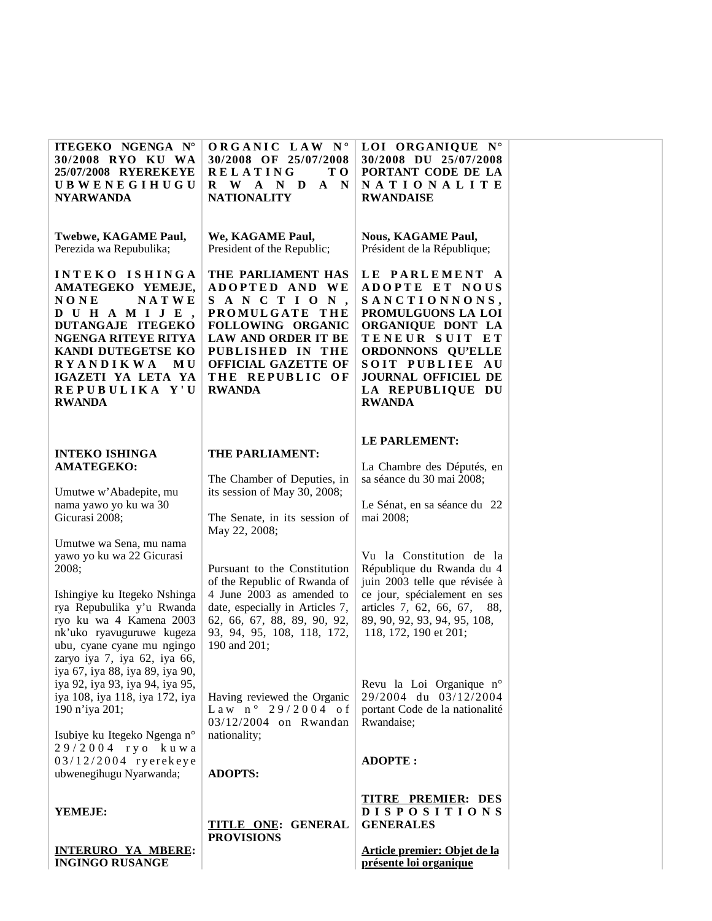**ITEGEKO NGENGA N° 30/2008 RYO KU WA 25/07/2008 RYEREKEYE UBWENEGIHUGU NYARWANDA**

**Twebwe, KAGAME Paul,**
Perezida wa Repubulika;

**INTEKO ISHINGA AMATEGEKO YEMEJE, NONE NATWE DUHAMIJE, DUTANGAJE ITEGEKO NGENGA RITEYE RITYA KANDI DUTEGETSE KO RYANDIKWA MU IGAZETI YA LETA YA REPUBULIKA Y'U RWANDA**

**INTEKO ISHINGA AMATEGEKO:**

Umutwe w'Abadepite, mu nama yawo yo ku wa 30 Gicurasi 2008;

Umutwe wa Sena, mu nama yawo yo ku wa 22 Gicurasi 2008;

Ishingiye ku Itegeko Nshinga rya Repubulika y'u Rwanda ryo ku wa 4 Kamena 2003 nk'uko ryavuguruwe kugeza ubu, cyane cyane mu ngingo zaryo iya 7, iya 62, iya 66, iya 67, iya 88, iya 89, iya 90, iya 92, iya 93, iya 94, iya 95, iya 108, iya 118, iya 172, iya 190 n'iya 201;

Isubiye ku Itegeko Ngenga n° 29/2004 ryo kuwa 03/12/2004 ryerekeye ubwenegihugu Nyarwanda;

**YEMEJE:**

**INTERURO YA MBERE: INGINGO RUSANGE**

---

**ORGANIC LAW N° 30/2008 OF 25/07/2008 RELATING TO RWANDAN NATIONALITY**

**We, KAGAME Paul,**
President of the Republic;

**THE PARLIAMENT HAS ADOPTED AND WE SANCTION, PROMULGATE THE FOLLOWING ORGANIC LAW AND ORDER IT BE PUBLISHED IN THE OFFICIAL GAZETTE OF THE REPUBLIC OF RWANDA**

**THE PARLIAMENT:**

The Chamber of Deputies, in its session of May 30, 2008;

The Senate, in its session of May 22, 2008;

Pursuant to the Constitution of the Republic of Rwanda of 4 June 2003 as amended to date, especially in Articles 7, 62, 66, 67, 88, 89, 90, 92, 93, 94, 95, 108, 118, 172, 190 and 201;

Having reviewed the Organic Law n° 29/2004 of 03/12/2004 on Rwandan nationality;

**ADOPTS:**

**TITLE ONE: GENERAL PROVISIONS**

---

**LOI ORGANIQUE N° 30/2008 DU 25/07/2008 PORTANT CODE DE LA NATIONALITE RWANDAISE**

**Nous, KAGAME Paul,**
Président de la République;

**LE PARLEMENT A ADOPTE ET NOUS SANCTIONNONS, PROMULGUONS LA LOI ORGANIQUE DONT LA TENEUR SUIT ET ORDONNONS QU'ELLE SOIT PUBLIEE AU JOURNAL OFFICIEL DE LA REPUBLIQUE DU RWANDA**

**LE PARLEMENT:**

La Chambre des Députés, en sa séance du 30 mai 2008;

Le Sénat, en sa séance du 22 mai 2008;

Vu la Constitution de la République du Rwanda du 4 juin 2003 telle que révisée à ce jour, spécialement en ses articles 7, 62, 66, 67, 88, 89, 90, 92, 93, 94, 95, 108, 118, 172, 190 et 201;

Revu la Loi Organique n° 29/2004 du 03/12/2004 portant Code de la nationalité Rwandaise;

**ADOPTE :**

**TITRE PREMIER: DES DISPOSITIONS GENERALES**

**Article premier: Objet de la présente loi organique**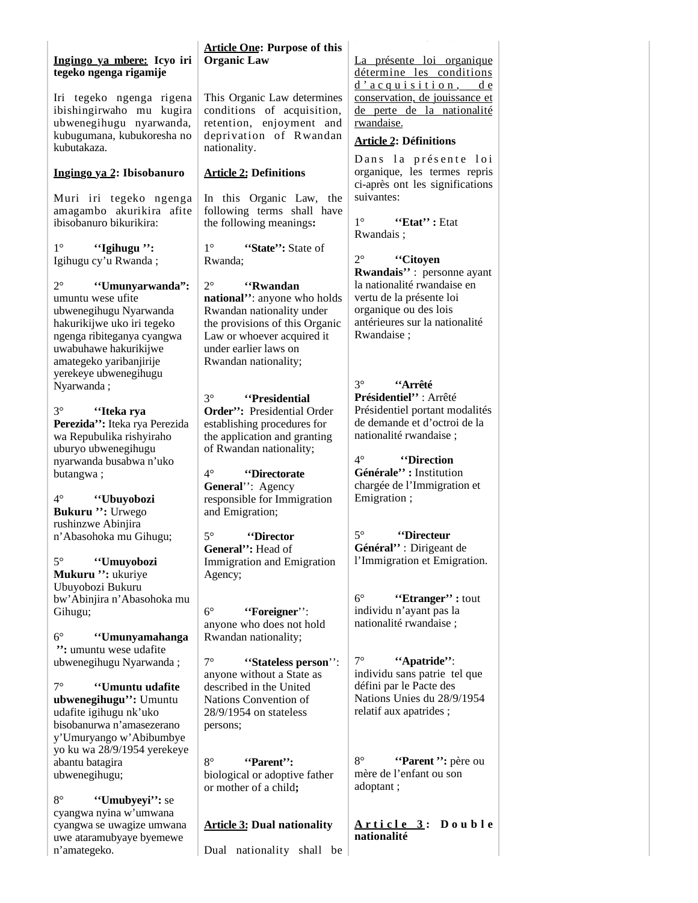**Ingingo ya mbere: Icyo iri tegeko ngenga rigamije**

Iri tegeko ngenga rigena ibishingirwaho mu kugira ubwenegihugu nyarwanda, kubugumana, kubukoresha no kubutakaza.

**Ingingo ya 2: Ibisobanuro**

Muri iri tegeko ngenga amagambo akurikira afite ibisobanuro bikurikira:

1° **''Igihugu '':** Igihugu cy'u Rwanda ;

2° **''Umunyarwanda":** umuntu wese ufite ubwenegihugu Nyarwanda hakurikijwe uko iri tegeko ngenga ribiteganya cyangwa uwabuhawe hakurikijwe amategeko yaribanjirije yerekeye ubwenegihugu Nyarwanda ;

3° **''Iteka rya Perezida'':** Iteka rya Perezida wa Repubulika rishyiraho uburyo ubwenegihugu nyarwanda busabwa n'uko butangwa ;

4° **''Ubuyobozi Bukuru '':** Urwego rushinzwe Abinjira n'Abasohoka mu Gihugu;

5° **''Umuyobozi Mukuru '':** ukuriye Ubuyobozi Bukuru bw'Abinjira n'Abasohoka mu Gihugu;

6° **''Umunyamahanga '':** umuntu wese udafite ubwenegihugu Nyarwanda ;

7° **''Umuntu udafite ubwenegihugu'':** Umuntu udafite igihugu nk'uko bisobanurwa n'amasezerano y'Umuryango w'Abibumbye yo ku wa 28/9/1954 yerekeye abantu batagira ubwenegihugu;

8° **''Umubyeyi'':** se cyangwa nyina w'umwana cyangwa se uwagize umwana uwe ataramubyaye byemewe n'amategeko.

**Article One: Purpose of this Organic Law**

This Organic Law determines conditions of acquisition, retention, enjoyment and deprivation of Rwandan nationality.

**Article 2: Definitions**

In this Organic Law, the following terms shall have the following meanings**:**

1° **''State'':** State of Rwanda;

2° **''Rwandan national''**: anyone who holds Rwandan nationality under the provisions of this Organic Law or whoever acquired it under earlier laws on Rwandan nationality;

3° **''Presidential Order'':** Presidential Order establishing procedures for the application and granting of Rwandan nationality;

4° **''Directorate General''**: Agency responsible for Immigration and Emigration;

5° **''Director General'':** Head of Immigration and Emigration Agency;

6° **''Foreigner''**: anyone who does not hold Rwandan nationality;

7° **''Stateless person''**: anyone without a State as described in the United Nations Convention of 28/9/1954 on stateless persons;

8° **''Parent'':** biological or adoptive father or mother of a child**;**

**Article 3: Dual nationality**

Dual nationality shall be

La présente loi organique détermine les conditions d'acquisition, de conservation, de jouissance et de perte de la nationalité rwandaise.

**Article 2: Définitions**

Dans la présente loi organique, les termes repris ci-après ont les significations suivantes:

1° **''Etat'' :** Etat Rwandais ;

2° **''Citoyen Rwandais''** : personne ayant la nationalité rwandaise en vertu de la présente loi organique ou des lois antérieures sur la nationalité Rwandaise ;

3° **''Arrêté Présidentiel''** : Arrêté Présidentiel portant modalités de demande et d'octroi de la nationalité rwandaise ;

4° **''Direction Générale'' :** Institution chargée de l'Immigration et Emigration ;

5° **''Directeur Général''** : Dirigeant de l'Immigration et Emigration.

6° **''Etranger'' :** tout individu n'ayant pas la nationalité rwandaise ;

7° **''Apatride''**: individu sans patrie tel que défini par le Pacte des Nations Unies du 28/9/1954 relatif aux apatrides ;

8° **''Parent '':** père ou mère de l'enfant ou son adoptant ;

**Article 3: Double nationalité**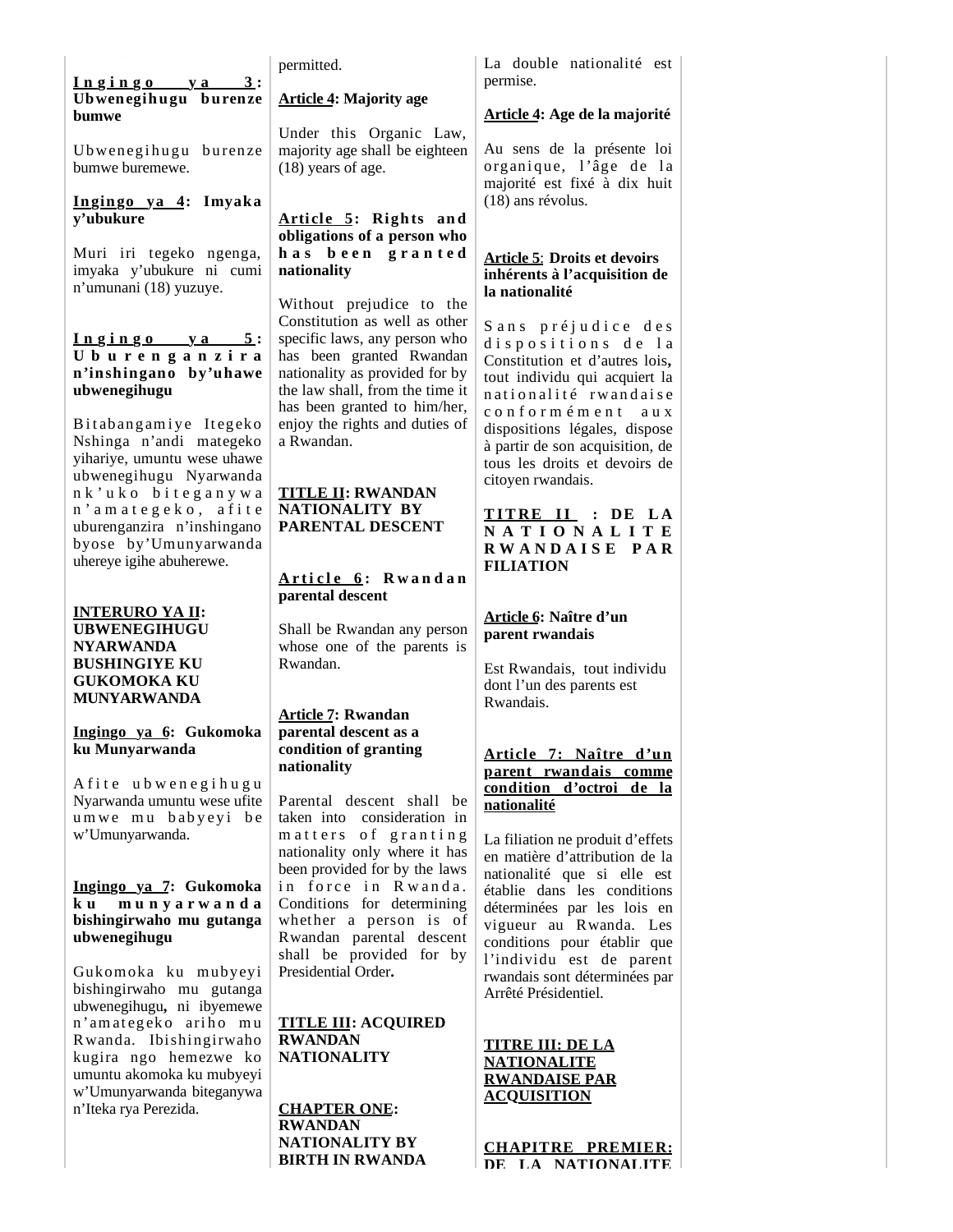**Ingingo ya 3: Ubwenegihugu burenze bumwe**

Ubwenegihugu burenze bumwe buremewe.

**Ingingo ya 4: Imyaka y'ubukure**

Muri iri tegeko ngenga, imyaka y'ubukure ni cumi n'umunani (18) yuzuye.

**Ingingo ya 5: Uburenganzira n'inshingano by'uhawe ubwenegihugu**

Bitabangamiye Itegeko Nshinga n'andi mategeko yihariye, umuntu wese uhawe ubwenegihugu Nyarwanda nk'uko biteganywa n'amategeko, afite uburenganzira n'inshingano byose by'Umunyarwanda uhereye igihe abuherewe.

**INTERURO YA II: UBWENEGIHUGU NYARWANDA BUSHINGIYE KU GUKOMOKA KU MUNYARWANDA**

**Ingingo ya 6: Gukomoka ku Munyarwanda**

Afite ubwenegihugu Nyarwanda umuntu wese ufite umwe mu babyeyi be w'Umunyarwanda.

**Ingingo ya 7: Gukomoka ku munyarwanda bishingirwaho mu gutanga ubwenegihugu**

Gukomoka ku mubyeyi bishingirwaho mu gutanga ubwenegihugu, ni ibyemewe n'amategeko ariho mu Rwanda. Ibishingirwaho kugira ngo hemezwe ko umuntu akomoka ku mubyeyi w'Umunyarwanda biteganywa n'Iteka rya Perezida.

permitted.

**Article 4: Majority age**

Under this Organic Law, majority age shall be eighteen (18) years of age.

**Article 5: Rights and obligations of a person who has been granted nationality**

Without prejudice to the Constitution as well as other specific laws, any person who has been granted Rwandan nationality as provided for by the law shall, from the time it has been granted to him/her, enjoy the rights and duties of a Rwandan.

**TITLE II: RWANDAN NATIONALITY BY PARENTAL DESCENT**

**Article 6: Rwandan parental descent**

Shall be Rwandan any person whose one of the parents is Rwandan.

**Article 7: Rwandan parental descent as a condition of granting nationality**

Parental descent shall be taken into consideration in matters of granting nationality only where it has been provided for by the laws in force in Rwanda. Conditions for determining whether a person is of Rwandan parental descent shall be provided for by Presidential Order.

**TITLE III: ACQUIRED RWANDAN NATIONALITY**

**CHAPTER ONE: RWANDAN NATIONALITY BY BIRTH IN RWANDA**

La double nationalité est permise.

**Article 4: Age de la majorité**

Au sens de la présente loi organique, l'âge de la majorité est fixé à dix huit (18) ans révolus.

**Article 5: Droits et devoirs inhérents à l'acquisition de la nationalité**

Sans préjudice des dispositions de la Constitution et d'autres lois, tout individu qui acquiert la nationalité rwandaise conformément aux dispositions légales, dispose à partir de son acquisition, de tous les droits et devoirs de citoyen rwandais.

**TITRE II : DE LA NATIONALITE RWANDAISE PAR FILIATION**

**Article 6: Naître d'un parent rwandais**

Est Rwandais, tout individu dont l'un des parents est Rwandais.

**Article 7: Naître d'un parent rwandais comme condition d'octroi de la nationalité**

La filiation ne produit d'effets en matière d'attribution de la nationalité que si elle est établie dans les conditions déterminées par les lois en vigueur au Rwanda. Les conditions pour établir que l'individu est de parent rwandais sont déterminées par Arrêté Présidentiel.

**TITRE III: DE LA NATIONALITE RWANDAISE PAR ACQUISITION**

**CHAPITRE PREMIER: DE LA NATIONALITE**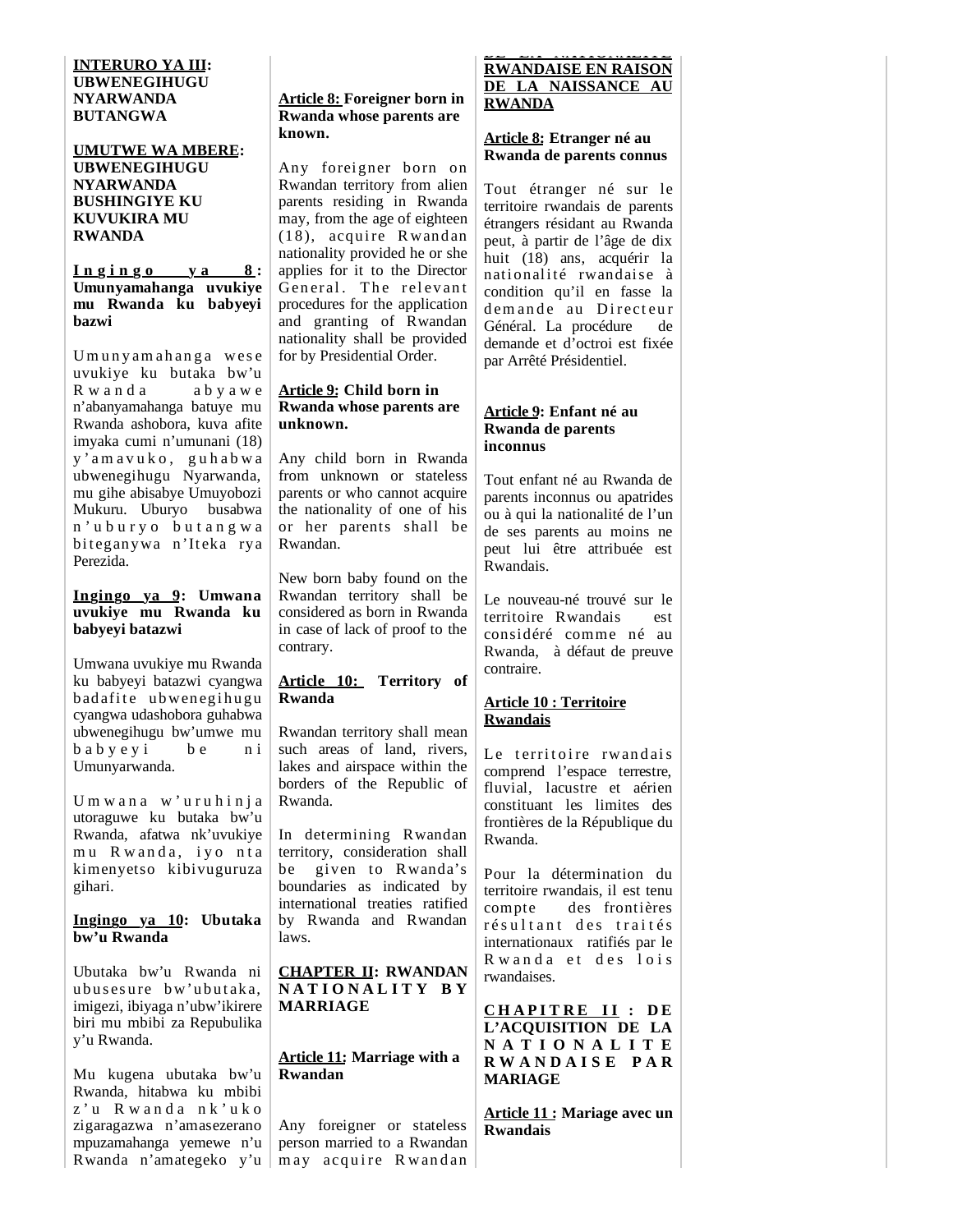**INTERURO YA III: UBWENEGIHUGU NYARWANDA BUTANGWA**

**UMUTWE WA MBERE: UBWENEGIHUGU NYARWANDA BUSHINGIYE KU KUVUKIRA MU RWANDA**

**Ingingo ya 8: Umunyamahanga uvukiye mu Rwanda ku babyeyi bazwi**

Umunyamahanga wese uvukiye ku butaka bw'u Rwanda abyawe n'abanyamahanga batuye mu Rwanda ashobora, kuva afite imyaka cumi n'umunani (18) y'amavuko, guhabwa ubwenegihugu Nyarwanda, mu gihe abisabye Umuyobozi Mukuru. Uburyo busabwa n'uburyo butangwa biteganywa n'Iteka rya Perezida.

**Ingingo ya 9: Umwana uvukiye mu Rwanda ku babyeyi batazwi**

Umwana uvukiye mu Rwanda ku babyeyi batazwi cyangwa badafite ubwenegihugu cyangwa udashobora guhabwa ubwenegihugu bw'umwe mu babyeyi be ni Umunyarwanda.

Umwana w'uruhinja utoraguwe ku butaka bw'u Rwanda, afatwa nk'uvukiye mu Rwanda, iyo nta kimenyetso kibivuguruza gihari.

**Ingingo ya 10: Ubutaka bw'u Rwanda**

Ubutaka bw'u Rwanda ni ubusesure bw'ubutaka, imigezi, ibiyaga n'ubw'ikirere biri mu mbibi za Repubulika y'u Rwanda.

Mu kugena ubutaka bw'u Rwanda, hitabwa ku mbibi z'u Rwanda nk'uko zigaragazwa n'amasezerano mpuzamahanga yemewe n'u Rwanda n'amategeko y'u

**Article 8: Foreigner born in Rwanda whose parents are known.**

Any foreigner born on Rwandan territory from alien parents residing in Rwanda may, from the age of eighteen (18), acquire Rwandan nationality provided he or she applies for it to the Director General. The relevant procedures for the application and granting of Rwandan nationality shall be provided for by Presidential Order.

**Article 9: Child born in Rwanda whose parents are unknown.**

Any child born in Rwanda from unknown or stateless parents or who cannot acquire the nationality of one of his or her parents shall be Rwandan.

New born baby found on the Rwandan territory shall be considered as born in Rwanda in case of lack of proof to the contrary.

**Article 10: Territory of Rwanda**

Rwandan territory shall mean such areas of land, rivers, lakes and airspace within the borders of the Republic of Rwanda.

In determining Rwandan territory, consideration shall be given to Rwanda's boundaries as indicated by international treaties ratified by Rwanda and Rwandan laws.

**CHAPTER II: RWANDAN NATIONALITY BY MARRIAGE**

**Article 11: Marriage with a Rwandan**

Any foreigner or stateless person married to a Rwandan may acquire Rwandan

**DE LA NATIONALITE RWANDAISE EN RAISON DE LA NAISSANCE AU RWANDA**

**Article 8: Etranger né au Rwanda de parents connus**

Tout étranger né sur le territoire rwandais de parents étrangers résidant au Rwanda peut, à partir de l'âge de dix huit (18) ans, acquérir la nationalité rwandaise à condition qu'il en fasse la demande au Directeur Général. La procédure de demande et d'octroi est fixée par Arrêté Présidentiel.

**Article 9: Enfant né au Rwanda de parents inconnus**

Tout enfant né au Rwanda de parents inconnus ou apatrides ou à qui la nationalité de l'un de ses parents au moins ne peut lui être attribuée est Rwandais.

Le nouveau-né trouvé sur le territoire Rwandais est considéré comme né au Rwanda, à défaut de preuve contraire.

**Article 10 : Territoire Rwandais**

Le territoire rwandais comprend l'espace terrestre, fluvial, lacustre et aérien constituant les limites des frontières de la République du Rwanda.

Pour la détermination du territoire rwandais, il est tenu compte des frontières résultant des traités internationaux ratifiés par le Rwanda et des lois rwandaises.

**CHAPITRE II : DE L'ACQUISITION DE LA NATIONALITE RWANDAISE PAR MARIAGE**

**Article 11 : Mariage avec un Rwandais**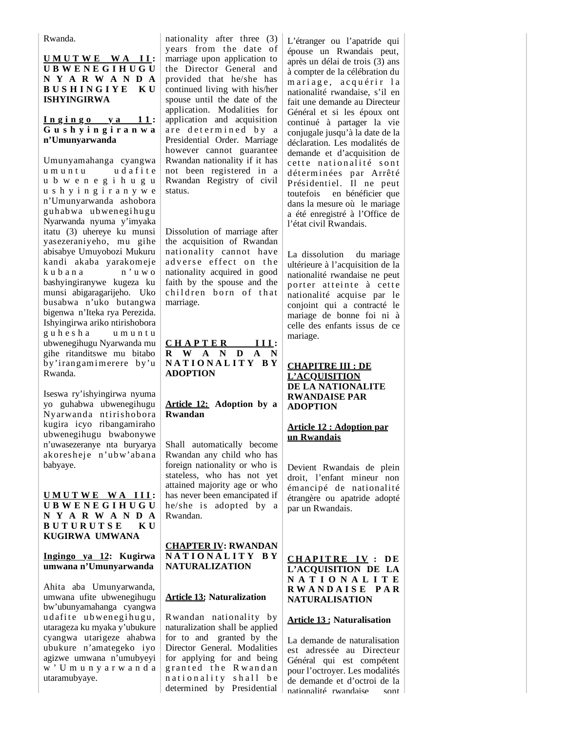Rwanda.

**UMUTWE WA II: UBWENEGIHUGU NYARWANDA BUSHINGIYE KU ISHYINGIRWA**

**Ingingo ya 11: Gushyingiranwa n'Umunyarwanda**

Umunyamahanga cyangwa umuntu udafite ubwenegihugu ushyingiranywe n'Umunyarwanda ashobora guhabwa ubwenegihugu Nyarwanda nyuma y'imyaka itatu (3) uhereye ku munsi yasezeraniyeho, mu gihe abisabye Umuyobozi Mukuru kandi akaba yarakomeje kubana n'uwo bashyingiranywe kugeza ku munsi abigaragarijeho. Uko busabwa n'uko butangwa bigenwa n'Iteka rya Perezida. Ishyingirwa ariko ntirishobora guhesha umuntu ubwenegihugu Nyarwanda mu gihe ritanditswe mu bitabo by'irangamimerere by'u Rwanda.

Iseswa ry'ishyingirwa nyuma yo guhabwa ubwenegihugu Nyarwanda ntirishobora kugira icyo ribangamiraho ubwenegihugu bwabonywe n'uwasezeranye nta buryarya akoresheje n'ubw'abana babyaye.

**UMUTWE WA III: UBWENEGIHUGU NYARWANDA BUTURUTSE KU KUGIRWA UMWANA**

**Ingingo ya 12: Kugirwa umwana n'Umunyarwanda**

Ahita aba Umunyarwanda, umwana ufite ubwenegihugu bw'ubunyamahanga cyangwa udafite ubwenegihugu, utarageza ku myaka y'ubukure cyangwa utarigeze ahabwa ubukure n'amategeko iyo agizwe umwana n'umubyeyi w'Umunyarwanda utaramubyaye.

nationality after three (3) years from the date of marriage upon application to the Director General and provided that he/she has continued living with his/her spouse until the date of the application. Modalities for application and acquisition are determined by a Presidential Order. Marriage however cannot guarantee Rwandan nationality if it has not been registered in a Rwandan Registry of civil status.

Dissolution of marriage after the acquisition of Rwandan nationality cannot have adverse effect on the nationality acquired in good faith by the spouse and the children born of that marriage.

**CHAPTER III: RWANDAN NATIONALITY BY ADOPTION**

**Article 12: Adoption by a Rwandan**

Shall automatically become Rwandan any child who has foreign nationality or who is stateless, who has not yet attained majority age or who has never been emancipated if he/she is adopted by a Rwandan.

**CHAPTER IV: RWANDAN NATIONALITY BY NATURALIZATION**

**Article 13: Naturalization**

Rwandan nationality by naturalization shall be applied for to and granted by the Director General. Modalities for applying for and being granted the Rwandan nationality shall be determined by Presidential

L'étranger ou l'apatride qui épouse un Rwandais peut, après un délai de trois (3) ans à compter de la célébration du mariage, acquérir la nationalité rwandaise, s'il en fait une demande au Directeur Général et si les époux ont continué à partager la vie conjugale jusqu'à la date de la déclaration. Les modalités de demande et d'acquisition de cette nationalité sont déterminées par Arrêté Présidentiel. Il ne peut toutefois en bénéficier que dans la mesure où le mariage a été enregistré à l'Office de l'état civil Rwandais.

La dissolution du mariage ultérieure à l'acquisition de la nationalité rwandaise ne peut porter atteinte à cette nationalité acquise par le conjoint qui a contracté le mariage de bonne foi ni à celle des enfants issus de ce mariage.

**CHAPITRE III : DE L'ACQUISITION DE LA NATIONALITE RWANDAISE PAR ADOPTION**

**Article 12 : Adoption par un Rwandais**

Devient Rwandais de plein droit, l'enfant mineur non émancipé de nationalité étrangère ou apatride adopté par un Rwandais.

**CHAPITRE IV : DE L'ACQUISITION DE LA NATIONALITE RWANDAISE PAR NATURALISATION**

**Article 13 : Naturalisation**

La demande de naturalisation est adressée au Directeur Général qui est compétent pour l'octroyer. Les modalités de demande et d'octroi de la nationalité rwandaise sont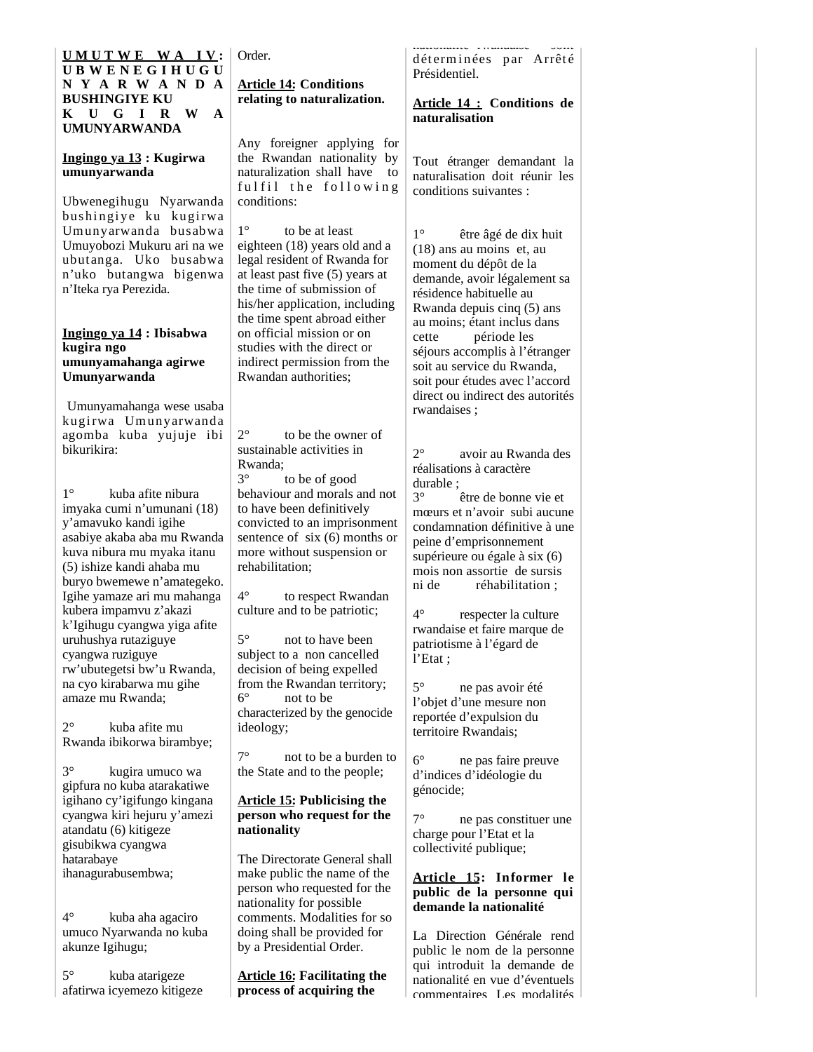**UMUTWE WA IV: UBWENEGIHUGU NYARWANDA BUSHINGIYE KU KUGIRWA UMUNYARWANDA**

**Ingingo ya 13 : Kugirwa umunyarwanda**

Ubwenegihugu Nyarwanda bushingiye ku kugirwa Umunyarwanda busabwa Umuyobozi Mukuru ari na we ubutanga. Uko busabwa n'uko butangwa bigenwa n'Iteka rya Perezida.

**Ingingo ya 14 : Ibisabwa kugira ngo umunyamahanga agirwe Umunyarwanda**

Umunyamahanga wese usaba kugirwa Umunyarwanda agomba kuba yujuje ibi bikurikira:

1° kuba afite nibura imyaka cumi n'umunani (18) y'amavuko kandi igihe asabiye akaba aba mu Rwanda kuva nibura mu myaka itanu (5) ishize kandi ahaba mu buryo bwemewe n'amategeko. Igihe yamaze ari mu mahanga kubera impamvu z'akazi k'Igihugu cyangwa yiga afite uruhushya rutaziguye cyangwa ruziguye rw'ubutegetsi bw'u Rwanda, na cyo kirabarwa mu gihe amaze mu Rwanda;

2° kuba afite mu Rwanda ibikorwa birambye;

3° kugira umuco wa gipfura no kuba atarakatiwe igihano cy'igifungo kingana cyangwa kiri hejuru y'amezi atandatu (6) kitigeze gisubikwa cyangwa hatarabaye ihanagurabusembwa;

4° kuba aha agaciro umuco Nyarwanda no kuba akunze Igihugu;

5° kuba atarigeze afatirwa icyemezo kitigeze

Order.

**Article 14: Conditions relating to naturalization.**

Any foreigner applying for the Rwandan nationality by naturalization shall have to fulfil the following conditions:

1° to be at least eighteen (18) years old and a legal resident of Rwanda for at least past five (5) years at the time of submission of his/her application, including the time spent abroad either on official mission or on studies with the direct or indirect permission from the Rwandan authorities;

2° to be the owner of sustainable activities in Rwanda;

3° to be of good behaviour and morals and not to have been definitively convicted to an imprisonment sentence of six (6) months or more without suspension or rehabilitation;

4° to respect Rwandan culture and to be patriotic;

5° not to have been subject to a non cancelled decision of being expelled from the Rwandan territory;

6° not to be characterized by the genocide ideology;

7° not to be a burden to the State and to the people;

**Article 15: Publicising the person who request for the nationality**

The Directorate General shall make public the name of the person who requested for the nationality for possible comments. Modalities for so doing shall be provided for by a Presidential Order.

**Article 16: Facilitating the process of acquiring the**

nationalité rwandaise sont déterminées par Arrêté Présidentiel.

**Article 14 : Conditions de naturalisation**

Tout étranger demandant la naturalisation doit réunir les conditions suivantes :

1° être âgé de dix huit (18) ans au moins et, au moment du dépôt de la demande, avoir légalement sa résidence habituelle au Rwanda depuis cinq (5) ans au moins; étant inclus dans cette période les séjours accomplis à l'étranger soit au service du Rwanda, soit pour études avec l'accord direct ou indirect des autorités rwandaises ;

2° avoir au Rwanda des réalisations à caractère durable ;

3° être de bonne vie et mœurs et n'avoir subi aucune condamnation définitive à une peine d'emprisonnement supérieure ou égale à six (6) mois non assortie de sursis ni de réhabilitation ;

4° respecter la culture rwandaise et faire marque de patriotisme à l'égard de l'Etat ;

5° ne pas avoir été l'objet d'une mesure non reportée d'expulsion du territoire Rwandais;

6° ne pas faire preuve d'indices d'idéologie du génocide;

7° ne pas constituer une charge pour l'Etat et la collectivité publique;

**Article 15: Informer le public de la personne qui demande la nationalité**

La Direction Générale rend public le nom de la personne qui introduit la demande de nationalité en vue d'éventuels commentaires. Les modalités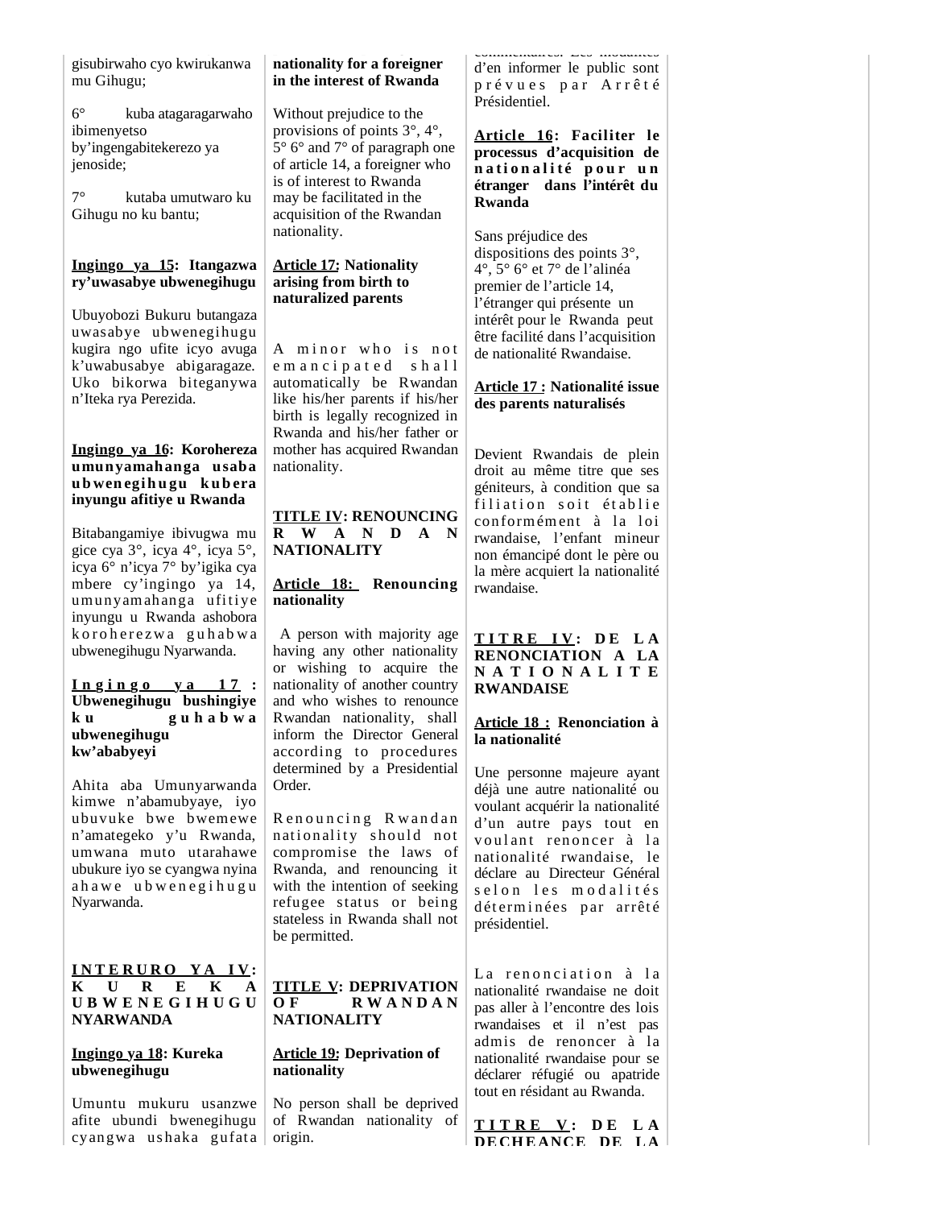gisubirwaho cyo kwirukanwa mu Gihugu;

6° kuba atagaragarwaho ibimenyetso by'ingengabitekerezo ya jenoside;

7° kutaba umutwaro ku Gihugu no ku bantu;

**Ingingo ya 15: Itangazwa ry'uwasabye ubwenegihugu**

Ubuyobozi Bukuru butangaza uwasabye ubwenegihugu kugira ngo ufite icyo avuga k'uwabusabye abigaragaze. Uko bikorwa biteganywa n'Iteka rya Perezida.

**Ingingo ya 16: Korohereza umunyamahanga usaba ubwenegihugu kubera inyungu afitiye u Rwanda**

Bitabangamiye ibivugwa mu gice cya 3°, icya 4°, icya 5°, icya 6° n'icya 7° by'igika cya mbere cy'ingingo ya 14, umunyamahanga ufitiye inyungu u Rwanda ashobora koroherezwa guhabwa ubwenegihugu Nyarwanda.

**Ingingo ya 17 : Ubwenegihugu bushingiye ku guhabwa ubwenegihugu kw'ababyeyi**

Ahita aba Umunyarwanda kimwe n'abamubyaye, iyo ubuvuke bwe bwemewe n'amategeko y'u Rwanda, umwana muto utarahawe ubukure iyo se cyangwa nyina ahawe ubwenegihugu Nyarwanda.

**INTERURO YA IV: KUREKA UBWENEGIHUGU NYARWANDA**

**Ingingo ya 18: Kureka ubwenegihugu**

Umuntu mukuru usanzwe afite ubundi bwenegihugu cyangwa ushaka gufata

**nationality for a foreigner in the interest of Rwanda**

Without prejudice to the provisions of points 3°, 4°, 5° 6° and 7° of paragraph one of article 14, a foreigner who is of interest to Rwanda may be facilitated in the acquisition of the Rwandan nationality.

**Article 17: Nationality arising from birth to naturalized parents**

A minor who is not emancipated shall automatically be Rwandan like his/her parents if his/her birth is legally recognized in Rwanda and his/her father or mother has acquired Rwandan nationality.

**TITLE IV: RENOUNCING RWANDAN NATIONALITY**

**Article 18: Renouncing nationality**

A person with majority age having any other nationality or wishing to acquire the nationality of another country and who wishes to renounce Rwandan nationality, shall inform the Director General according to procedures determined by a Presidential Order.

Renouncing Rwandan nationality should not compromise the laws of Rwanda, and renouncing it with the intention of seeking refugee status or being stateless in Rwanda shall not be permitted.

**TITLE V: DEPRIVATION OF RWANDAN NATIONALITY**

**Article 19: Deprivation of nationality**

No person shall be deprived of Rwandan nationality of origin.

commentaires. Les modalités d'en informer le public sont prévues par Arrêté Présidentiel.

**Article 16: Faciliter le processus d'acquisition de nationalité pour un étranger dans l'intérêt du Rwanda**

Sans préjudice des dispositions des points 3°, 4°, 5° 6° et 7° de l'alinéa premier de l'article 14, l'étranger qui présente un intérêt pour le Rwanda peut être facilité dans l'acquisition de nationalité Rwandaise.

**Article 17 : Nationalité issue des parents naturalisés**

Devient Rwandais de plein droit au même titre que ses géniteurs, à condition que sa filiation soit établie conformément à la loi rwandaise, l'enfant mineur non émancipé dont le père ou la mère acquiert la nationalité rwandaise.

**TITRE IV: DE LA RENONCIATION A LA NATIONALITE RWANDAISE**

**Article 18 : Renonciation à la nationalité**

Une personne majeure ayant déjà une autre nationalité ou voulant acquérir la nationalité d'un autre pays tout en voulant renoncer à la nationalité rwandaise, le déclare au Directeur Général selon les modalités déterminées par arrêté présidentiel.

La renonciation à la nationalité rwandaise ne doit pas aller à l'encontre des lois rwandaises et il n'est pas admis de renoncer à la nationalité rwandaise pour se déclarer réfugié ou apatride tout en résidant au Rwanda.

**TITRE V: DE LA DECHEANCE DE LA**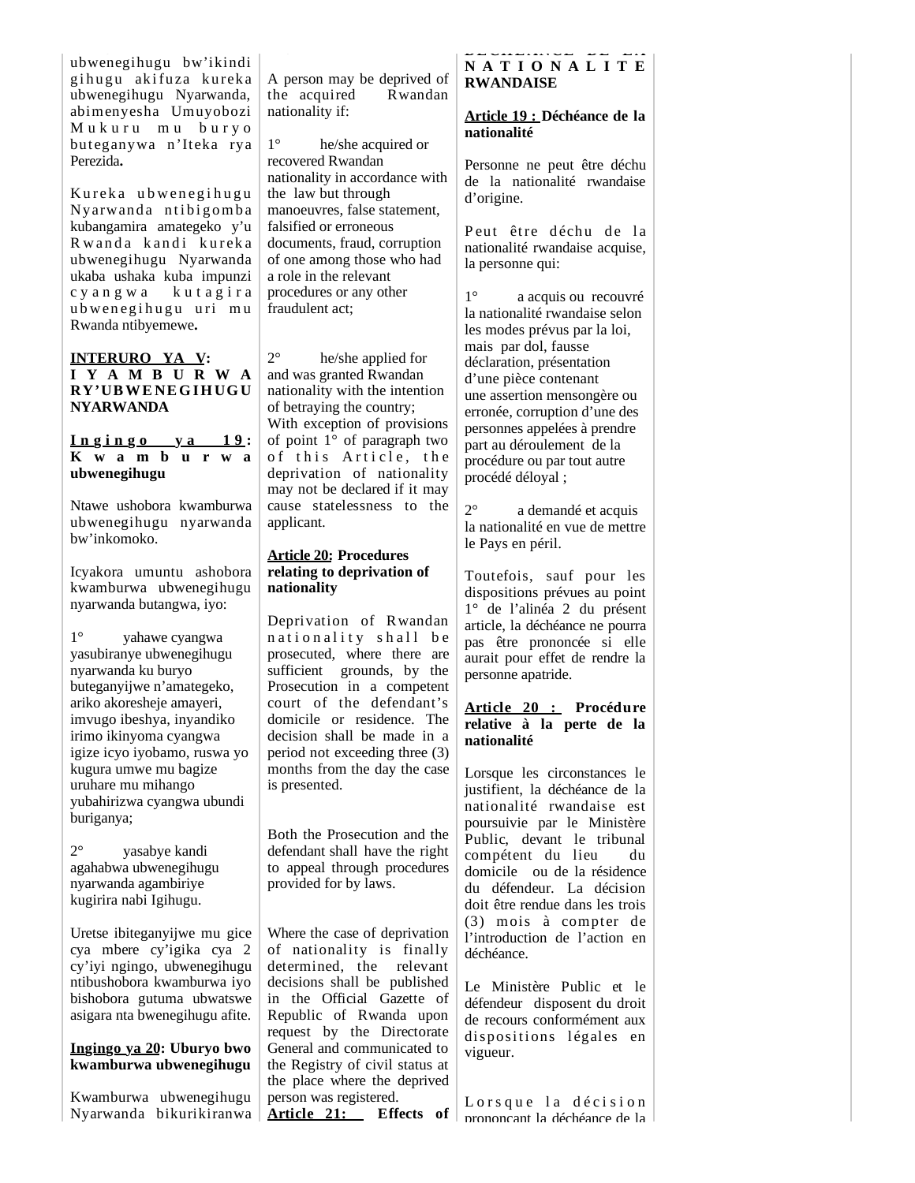ubwenegihugu bw'ikindi gihugu akifuza kureka ubwenegihugu Nyarwanda, abimenyesha Umuyobozi Mukuru mu buryo buteganywa n'Iteka rya Perezida**.**

Kureka ubwenegihugu Nyarwanda ntibigomba kubangamira amategeko y'u Rwanda kandi kureka ubwenegihugu Nyarwanda ukaba ushaka kuba impunzi cyangwa kutagira ubwenegihugu uri mu Rwanda ntibyemewe**.**

**INTERURO YA V: IYAMBURWA RY'UBWENEGIHUGU NYARWANDA**

**Ingingo ya 19: Kwamburwa ubwenegihugu**

Ntawe ushobora kwamburwa ubwenegihugu nyarwanda bw'inkomoko.

Icyakora umuntu ashobora kwamburwa ubwenegihugu nyarwanda butangwa, iyo:

1° yahawe cyangwa yasubiranye ubwenegihugu nyarwanda ku buryo buteganyijwe n'amategeko, ariko akoresheje amayeri, imvugo ibeshya, inyandiko irimo ikinyoma cyangwa igize icyo iyobamo, ruswa yo kugura umwe mu bagize uruhare mu mihango yubahirizwa cyangwa ubundi buriganya;

2° yasabye kandi agahabwa ubwenegihugu nyarwanda agambiriye kugirira nabi Igihugu.

Uretse ibiteganyijwe mu gice cya mbere cy'igika cya 2 cy'iyi ngingo, ubwenegihugu ntibushobora kwamburwa iyo bishobora gutuma ubwatswe asigara nta bwenegihugu afite.

**Ingingo ya 20: Uburyo bwo kwamburwa ubwenegihugu**

Kwamburwa ubwenegihugu Nyarwanda bikurikiranwa

A person may be deprived of the acquired Rwandan nationality if:

1° he/she acquired or recovered Rwandan nationality in accordance with the law but through manoeuvres, false statement, falsified or erroneous documents, fraud, corruption of one among those who had a role in the relevant procedures or any other fraudulent act;

2° he/she applied for and was granted Rwandan nationality with the intention of betraying the country;

With exception of provisions of point 1° of paragraph two of this Article, the deprivation of nationality may not be declared if it may cause statelessness to the applicant.

**Article 20: Procedures relating to deprivation of nationality**

Deprivation of Rwandan nationality shall be prosecuted, where there are sufficient grounds, by the Prosecution in a competent court of the defendant's domicile or residence. The decision shall be made in a period not exceeding three (3) months from the day the case is presented.

Both the Prosecution and the defendant shall have the right to appeal through procedures provided for by laws.

Where the case of deprivation of nationality is finally determined, the relevant decisions shall be published in the Official Gazette of Republic of Rwanda upon request by the Directorate General and communicated to the Registry of civil status at the place where the deprived person was registered.

**Article 21: Effects of**

**DÉCHÉANCE DE LA NATIONALITE RWANDAISE**

**Article 19 : Déchéance de la nationalité**

Personne ne peut être déchu de la nationalité rwandaise d'origine.

Peut être déchu de la nationalité rwandaise acquise, la personne qui:

1° a acquis ou recouvré la nationalité rwandaise selon les modes prévus par la loi, mais par dol, fausse déclaration, présentation d'une pièce contenant une assertion mensongère ou erronée, corruption d'une des personnes appelées à prendre part au déroulement de la procédure ou par tout autre procédé déloyal ;

2° a demandé et acquis la nationalité en vue de mettre le Pays en péril.

Toutefois, sauf pour les dispositions prévues au point 1° de l'alinéa 2 du présent article, la déchéance ne pourra pas être prononcée si elle aurait pour effet de rendre la personne apatride.

**Article 20 : Procédure relative à la perte de la nationalité**

Lorsque les circonstances le justifient, la déchéance de la nationalité rwandaise est poursuivie par le Ministère Public, devant le tribunal compétent du lieu du domicile ou de la résidence du défendeur. La décision doit être rendue dans les trois (3) mois à compter de l'introduction de l'action en déchéance.

Le Ministère Public et le défendeur disposent du droit de recours conformément aux dispositions légales en vigueur.

Lorsque la décision prononçant la déchéance de la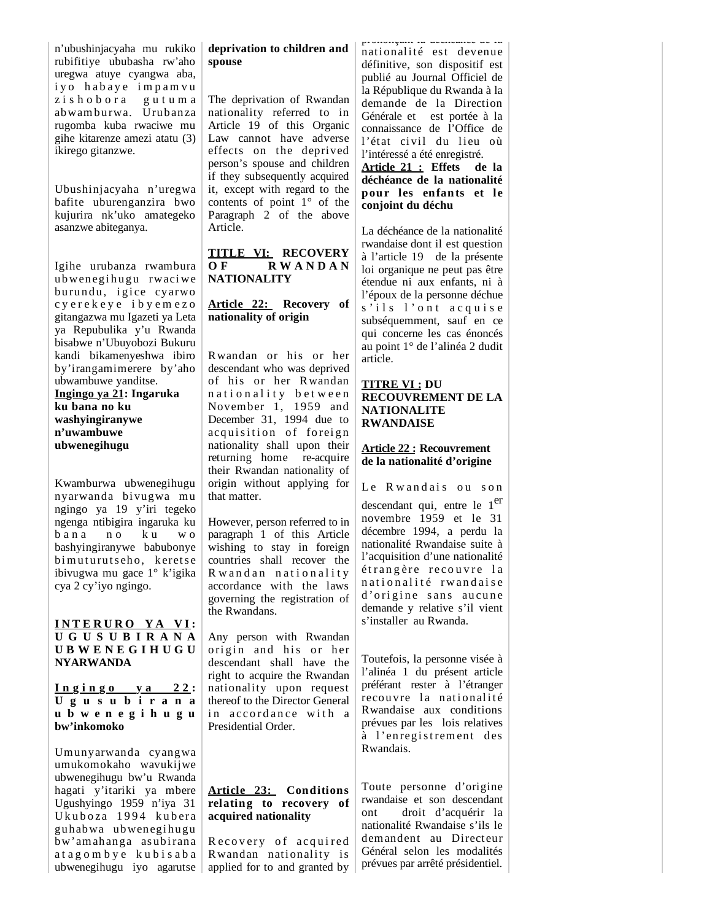n'ubushinjacyaha mu rukiko rubifitiye ububasha rw'aho uregwa atuye cyangwa aba, iyo habaye impamvu zishobora gutuma abwamburwa. Urubanza rugomba kuba rwaciwe mu gihe kitarenze amezi atatu (3) ikirego gitanzwe.

Ubushinjacyaha n'uregwa bafite uburenganzira bwo kujurira nk'uko amategeko asanzwe abiteganya.

Igihe urubanza rwambura ubwenegihugu rwaciwe burundu, igice cyarwo cyerekeye ibyemezo gitangazwa mu Igazeti ya Leta ya Repubulika y'u Rwanda bisabwe n'Ubuyobozi Bukuru kandi bikamenyeshwa ibiro by'irangamimerere by'aho ubwambuwe yanditse.

**Ingingo ya 21: Ingaruka ku bana no ku washyingiranywe n'uwambuwe ubwenegihugu**

Kwamburwa ubwenegihugu nyarwanda bivugwa mu ngingo ya 19 y'iri tegeko ngenga ntibigira ingaruka ku bana no ku bashyingiranywe babubonye bimuturutseho, keretse ibivugwa mu gace 1° k'igika cya 2 cy'iyo ngingo.

**INTERURO YA VI: UGUSUBIRANA UBWENEGIHUGU NYARWANDA**

**Ingingo ya 22: Ugusubirana ubwenegihugu bw'inkomoko**

Umunyarwanda cyangwa umukomokaho wavukijwe ubwenegihugu bw'u Rwanda hagati y'itariki ya mbere Ugushyingo 1959 n'iya 31 Ukuboza 1994 kubera guhabwa ubwenegihugu bw'amahanga asubirana atagombye kubisaba ubwenegihugu iyo agarutse

---

**deprivation to children and spouse**

The deprivation of Rwandan nationality referred to in Article 19 of this Organic Law cannot have adverse effects on the deprived person's spouse and children if they subsequently acquired it, except with regard to the contents of point 1° of the Paragraph 2 of the above Article.

**TITLE VI: RECOVERY OF RWANDAN NATIONALITY**

**Article 22: Recovery of nationality of origin**

Rwandan or his or her descendant who was deprived of his or her Rwandan nationality between November 1, 1959 and December 31, 1994 due to acquisition of foreign nationality shall upon their returning home re-acquire their Rwandan nationality of origin without applying for that matter.

However, person referred to in paragraph 1 of this Article wishing to stay in foreign countries shall recover the Rwandan nationality accordance with the laws governing the registration of the Rwandans.

Any person with Rwandan origin and his or her descendant shall have the right to acquire the Rwandan nationality upon request thereof to the Director General in accordance with a Presidential Order.

**Article 23: Conditions relating to recovery of acquired nationality**

Recovery of acquired Rwandan nationality is applied for to and granted by

---

prononçant la déchéance de la nationalité est devenue définitive, son dispositif est publié au Journal Officiel de la République du Rwanda à la demande de la Direction Générale et est portée à la connaissance de l'Office de l'état civil du lieu où l'intéressé a été enregistré.

**Article 21 : Effets de la déchéance de la nationalité pour les enfants et le conjoint du déchu**

La déchéance de la nationalité rwandaise dont il est question à l'article 19 de la présente loi organique ne peut pas être étendue ni aux enfants, ni à l'époux de la personne déchue s'ils l'ont acquise subséquemment, sauf en ce qui concerne les cas énoncés au point 1° de l'alinéa 2 dudit article.

**TITRE VI : DU RECOUVREMENT DE LA NATIONALITE RWANDAISE**

**Article 22 : Recouvrement de la nationalité d'origine**

Le Rwandais ou son descendant qui, entre le 1er novembre 1959 et le 31 décembre 1994, a perdu la nationalité Rwandaise suite à l'acquisition d'une nationalité étrangère recouvre la nationalité rwandaise d'origine sans aucune demande y relative s'il vient s'installer au Rwanda.

Toutefois, la personne visée à l'alinéa 1 du présent article préférant rester à l'étranger recouvre la nationalité Rwandaise aux conditions prévues par les lois relatives à l'enregistrement des Rwandais.

Toute personne d'origine rwandaise et son descendant ont droit d'acquérir la nationalité Rwandaise s'ils le demandent au Directeur Général selon les modalités prévues par arrêté présidentiel.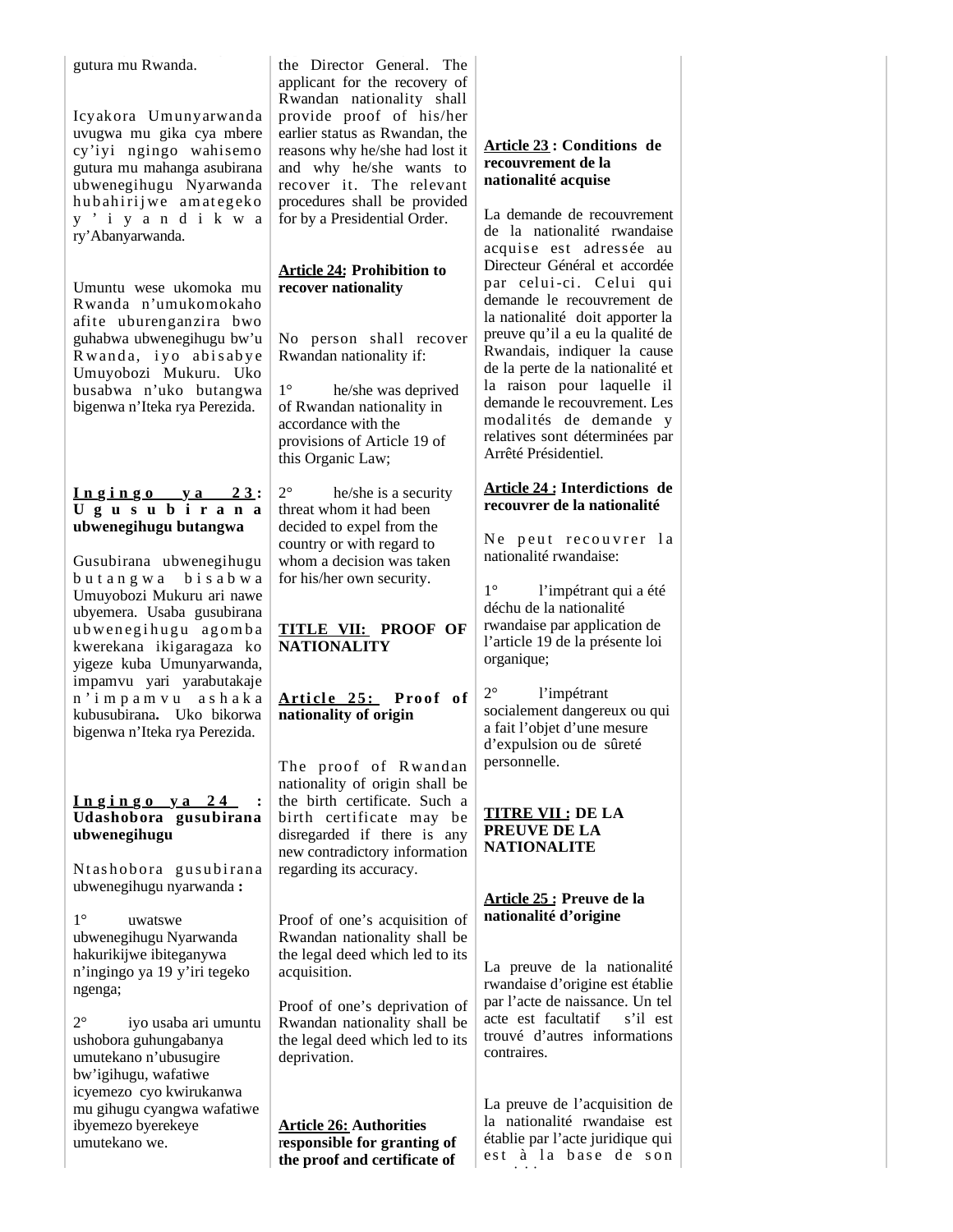gutura mu Rwanda.

Icyakora Umunyarwanda uvugwa mu gika cya mbere cy'iyi ngingo wahisemo gutura mu mahanga asubirana ubwenegihugu Nyarwanda hubahirijwe amategeko y'iyandikwa ry'Abanyarwanda.

Umuntu wese ukomoka mu Rwanda n'umukomokaho afite uburenganzira bwo guhabwa ubwenegihugu bw'u Rwanda, iyo abisabye Umuyobozi Mukuru. Uko busabwa n'uko butangwa bigenwa n'Iteka rya Perezida.

**Ingingo ya 23: Ugusubirana ubwenegihugu butangwa**

Gusubirana ubwenegihugu butangwa bisabwa Umuyobozi Mukuru ari nawe ubyemera. Usaba gusubirana ubwenegihugu agomba kwerekana ikigaragaza ko yigeze kuba Umunyarwanda, impamvu yari yarabutakaje n'impamvu ashaka kubusubirana**.** Uko bikorwa bigenwa n'Iteka rya Perezida.

**Ingingo ya 24 : Udashobora gusubirana ubwenegihugu**

Ntashobora gusubirana ubwenegihugu nyarwanda **:**

1° uwatswe ubwenegihugu Nyarwanda hakurikijwe ibiteganywa n'ingingo ya 19 y'iri tegeko ngenga;

2° iyo usaba ari umuntu ushobora guhungabanya umutekano n'ubusugire bw'igihugu, wafatiwe icyemezo cyo kwirukanwa mu gihugu cyangwa wafatiwe ibyemezo byerekeye umutekano we.

the Director General. The applicant for the recovery of Rwandan nationality shall provide proof of his/her earlier status as Rwandan, the reasons why he/she had lost it and why he/she wants to recover it. The relevant procedures shall be provided for by a Presidential Order.

**Article 24: Prohibition to recover nationality**

No person shall recover Rwandan nationality if:

1° he/she was deprived of Rwandan nationality in accordance with the provisions of Article 19 of this Organic Law;

2° he/she is a security threat whom it had been decided to expel from the country or with regard to whom a decision was taken for his/her own security.

**TITLE VII: PROOF OF NATIONALITY**

**Article 25: Proof of nationality of origin**

The proof of Rwandan nationality of origin shall be the birth certificate. Such a birth certificate may be disregarded if there is any new contradictory information regarding its accuracy.

Proof of one's acquisition of Rwandan nationality shall be the legal deed which led to its acquisition.

Proof of one's deprivation of Rwandan nationality shall be the legal deed which led to its deprivation.

**Article 26: Authorities responsible for granting of the proof and certificate of**

**Article 23 : Conditions de recouvrement de la nationalité acquise**

La demande de recouvrement de la nationalité rwandaise acquise est adressée au Directeur Général et accordée par celui-ci. Celui qui demande le recouvrement de la nationalité doit apporter la preuve qu'il a eu la qualité de Rwandais, indiquer la cause de la perte de la nationalité et la raison pour laquelle il demande le recouvrement. Les modalités de demande y relatives sont déterminées par Arrêté Présidentiel.

**Article 24 : Interdictions de recouvrer de la nationalité**

Ne peut recouvrer la nationalité rwandaise:

1° l'impétrant qui a été déchu de la nationalité rwandaise par application de l'article 19 de la présente loi organique;

2° l'impétrant socialement dangereux ou qui a fait l'objet d'une mesure d'expulsion ou de sûreté personnelle.

**TITRE VII : DE LA PREUVE DE LA NATIONALITE**

**Article 25 : Preuve de la nationalité d'origine**

La preuve de la nationalité rwandaise d'origine est établie par l'acte de naissance. Un tel acte est facultatif s'il est trouvé d'autres informations contraires.

La preuve de l'acquisition de la nationalité rwandaise est établie par l'acte juridique qui est à la base de son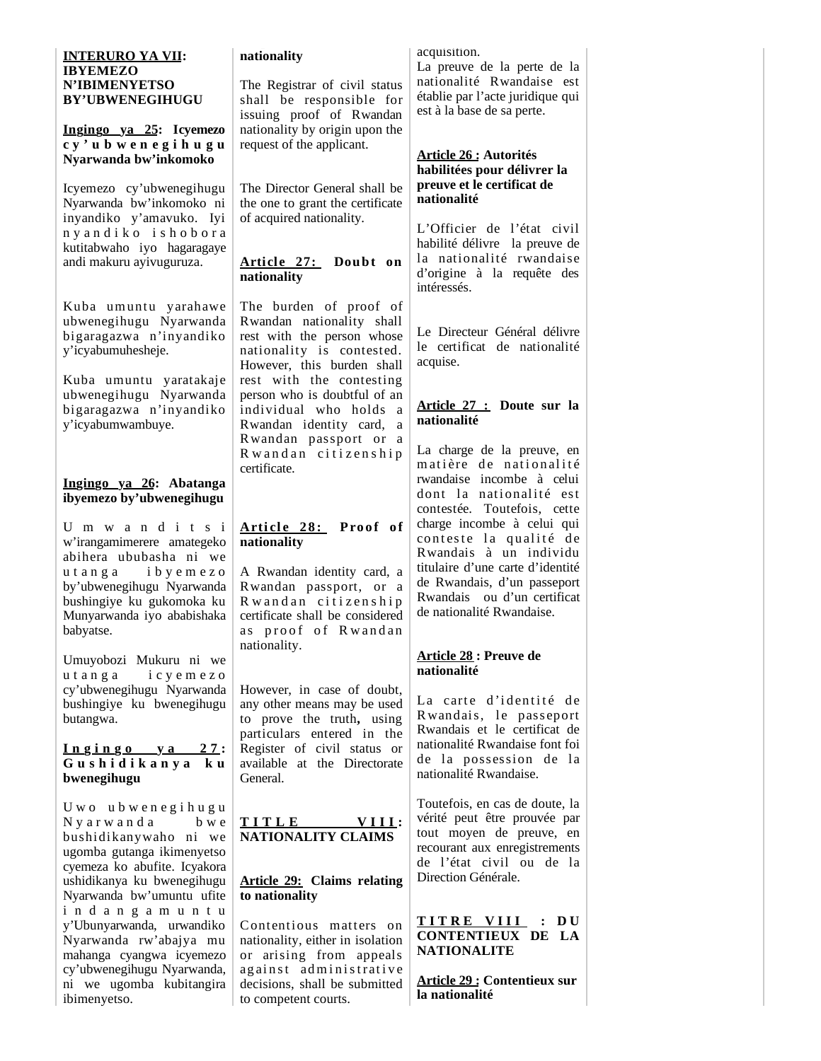**INTERURO YA VII: IBYEMEZO N'IBIMENYETSO BY'UBWENEGIHUGU**

**Ingingo ya 25: Icyemezo cy'ubwenegihugu Nyarwanda bw'inkomoko**

Icyemezo cy'ubwenegihugu Nyarwanda bw'inkomoko ni inyandiko y'amavuko. Iyi nyandiko ishobora kutitabwaho iyo hagaragaye andi makuru ayivuguruza.

Kuba umuntu yarahawe ubwenegihugu Nyarwanda bigaragazwa n'inyandiko y'icyabumuhesheje.

Kuba umuntu yaratakaje ubwenegihugu Nyarwanda bigaragazwa n'inyandiko y'icyabumwambuye.

**Ingingo ya 26: Abatanga ibyemezo by'ubwenegihugu**

Umwanditsi w'irangamimerere amategeko abihera ububasha ni we utanga ibyemezo by'ubwenegihugu Nyarwanda bushingiye ku gukomoka ku Munyarwanda iyo ababishaka babyatse.

Umuyobozi Mukuru ni we utanga icyemezo cy'ubwenegihugu Nyarwanda bushingiye ku bwenegihugu butangwa.

**Ingingo ya 27: Gushidikanya ku bwenegihugu**

Uwo ubwenegihugu Nyarwanda bwe bushidikanywaho ni we ugomba gutanga ikimenyetso cyemeza ko abufite. Icyakora ushidikanya ku bwenegihugu Nyarwanda bw'umuntu ufite indangamuntu y'Ubunyarwanda, urwandiko Nyarwanda rw'abajya mu mahanga cyangwa icyemezo cy'ubwenegihugu Nyarwanda, ni we ugomba kubitangira ibimenyetso.

**nationality**

The Registrar of civil status shall be responsible for issuing proof of Rwandan nationality by origin upon the request of the applicant.

The Director General shall be the one to grant the certificate of acquired nationality.

**Article 27: Doubt on nationality**

The burden of proof of Rwandan nationality shall rest with the person whose nationality is contested. However, this burden shall rest with the contesting person who is doubtful of an individual who holds a Rwandan identity card, a Rwandan passport or a Rwandan citizenship certificate.

**Article 28: Proof of nationality**

A Rwandan identity card, a Rwandan passport, or a Rwandan citizenship certificate shall be considered as proof of Rwandan nationality.

However, in case of doubt, any other means may be used to prove the truth, using particulars entered in the Register of civil status or available at the Directorate General.

**TITLE VIII: NATIONALITY CLAIMS**

**Article 29: Claims relating to nationality**

Contentious matters on nationality, either in isolation or arising from appeals against administrative decisions, shall be submitted to competent courts.

acquisition.
La preuve de la perte de la nationalité Rwandaise est établie par l'acte juridique qui est à la base de sa perte.

**Article 26 : Autorités habilitées pour délivrer la preuve et le certificat de nationalité**

L'Officier de l'état civil habilité délivre la preuve de la nationalité rwandaise d'origine à la requête des intéressés.

Le Directeur Général délivre le certificat de nationalité acquise.

**Article 27 : Doute sur la nationalité**

La charge de la preuve, en matière de nationalité rwandaise incombe à celui dont la nationalité est contestée. Toutefois, cette charge incombe à celui qui conteste la qualité de Rwandais à un individu titulaire d'une carte d'identité de Rwandais, d'un passeport Rwandais ou d'un certificat de nationalité Rwandaise.

**Article 28 : Preuve de nationalité**

La carte d'identité de Rwandais, le passeport Rwandais et le certificat de nationalité Rwandaise font foi de la possession de la nationalité Rwandaise.

Toutefois, en cas de doute, la vérité peut être prouvée par tout moyen de preuve, en recourant aux enregistrements de l'état civil ou de la Direction Générale.

**TITRE VIII : DU CONTENTIEUX DE LA NATIONALITE**

**Article 29 : Contentieux sur la nationalité**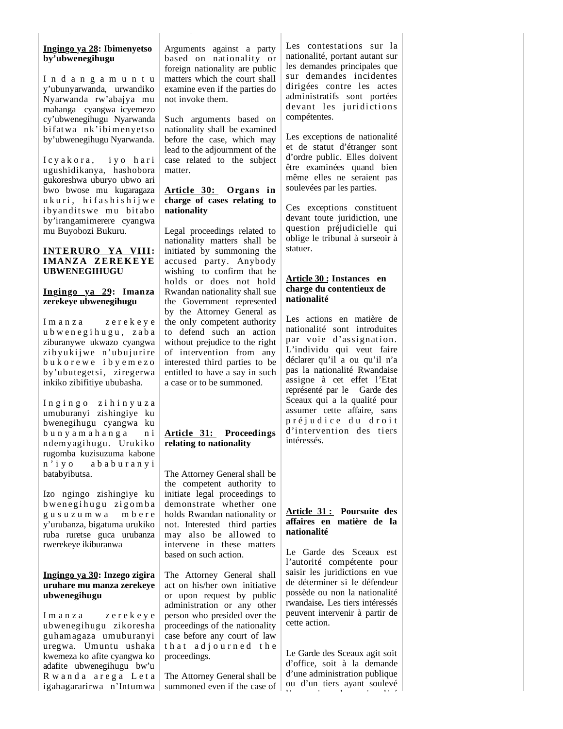**Ingingo ya 28: Ibimenyetso by'ubwenegihugu**

Indangamuntu y'ubunyarwanda, urwandiko Nyarwanda rw'abajya mu mahanga cyangwa icyemezo cy'ubwenegihugu Nyarwanda bifatwa nk'ibimenyetso by'ubwenegihugu Nyarwanda.

Icyakora, iyo hari ugushidikanya, hashobora gukoreshwa uburyo ubwo ari bwo bwose mu kugaragaza ukuri, hifashishijwe ibyanditswe mu bitabo by'irangamimerere cyangwa mu Buyobozi Bukuru.

**INTERURO YA VIII: IMANZA ZEREKEYE UBWENEGIHUGU**

**Ingingo ya 29: Imanza zerekeye ubwenegihugu**

Imanza zerekeye ubwenegihugu, zaba ziburanywe ukwazo cyangwa zibyukijwe n'ubujurire bukorewe ibyemezo by'ubutegetsi, ziregerwa inkiko zibifitiye ububasha.

Ingingo zihinyuza umuburanyi zishingiye ku bwenegihugu cyangwa ku bunyamahanga ni ndemyagihugu. Urukiko rugomba kuzisuzuma kabone n'iyo ababuranyi batabyibutsa.

Izo ngingo zishingiye ku bwenegihugu zigomba gusuzumwa mbere y'urubanza, bigatuma urukiko ruba ruretse guca urubanza rwerekeye ikiburanwa

**Ingingo ya 30: Inzego zigira uruhare mu manza zerekeye ubwenegihugu**

Imanza zerekeye ubwenegihugu zikoresha guhamagaza umuburanyi uregwa. Umuntu ushaka kwemeza ko afite cyangwa ko adafite ubwenegihugu bw'u Rwanda arega Leta igahagararirwa n'Intumwa

Arguments against a party based on nationality or foreign nationality are public matters which the court shall examine even if the parties do not invoke them.

Such arguments based on nationality shall be examined before the case, which may lead to the adjournment of the case related to the subject matter.

**Article 30: Organs in charge of cases relating to nationality**

Legal proceedings related to nationality matters shall be initiated by summoning the accused party. Anybody wishing to confirm that he holds or does not hold Rwandan nationality shall sue the Government represented by the Attorney General as the only competent authority to defend such an action without prejudice to the right of intervention from any interested third parties to be entitled to have a say in such a case or to be summoned.

**Article 31: Proceedings relating to nationality**

The Attorney General shall be the competent authority to initiate legal proceedings to demonstrate whether one holds Rwandan nationality or not. Interested third parties may also be allowed to intervene in these matters based on such action.

The Attorney General shall act on his/her own initiative or upon request by public administration or any other person who presided over the proceedings of the nationality case before any court of law that adjourned the proceedings.

The Attorney General shall be summoned even if the case of

Les contestations sur la nationalité, portant autant sur les demandes principales que sur demandes incidentes dirigées contre les actes administratifs sont portées devant les juridictions compétentes.

Les exceptions de nationalité et de statut d'étranger sont d'ordre public. Elles doivent être examinées quand bien même elles ne seraient pas soulevées par les parties.

Ces exceptions constituent devant toute juridiction, une question préjudicielle qui oblige le tribunal à surseoir à statuer.

**Article 30 : Instances en charge du contentieux de nationalité**

Les actions en matière de nationalité sont introduites par voie d'assignation. L'individu qui veut faire déclarer qu'il a ou qu'il n'a pas la nationalité Rwandaise assigne à cet effet l'Etat représenté par le Garde des Sceaux qui a la qualité pour assumer cette affaire, sans préjudice du droit d'intervention des tiers intéressés.

**Article 31 : Poursuite des affaires en matière de la nationalité**

Le Garde des Sceaux est l'autorité compétente pour saisir les juridictions en vue de déterminer si le défendeur possède ou non la nationalité rwandaise. Les tiers intéressés peuvent intervenir à partir de cette action.

Le Garde des Sceaux agit soit d'office, soit à la demande d'une administration publique ou d'un tiers ayant soulevé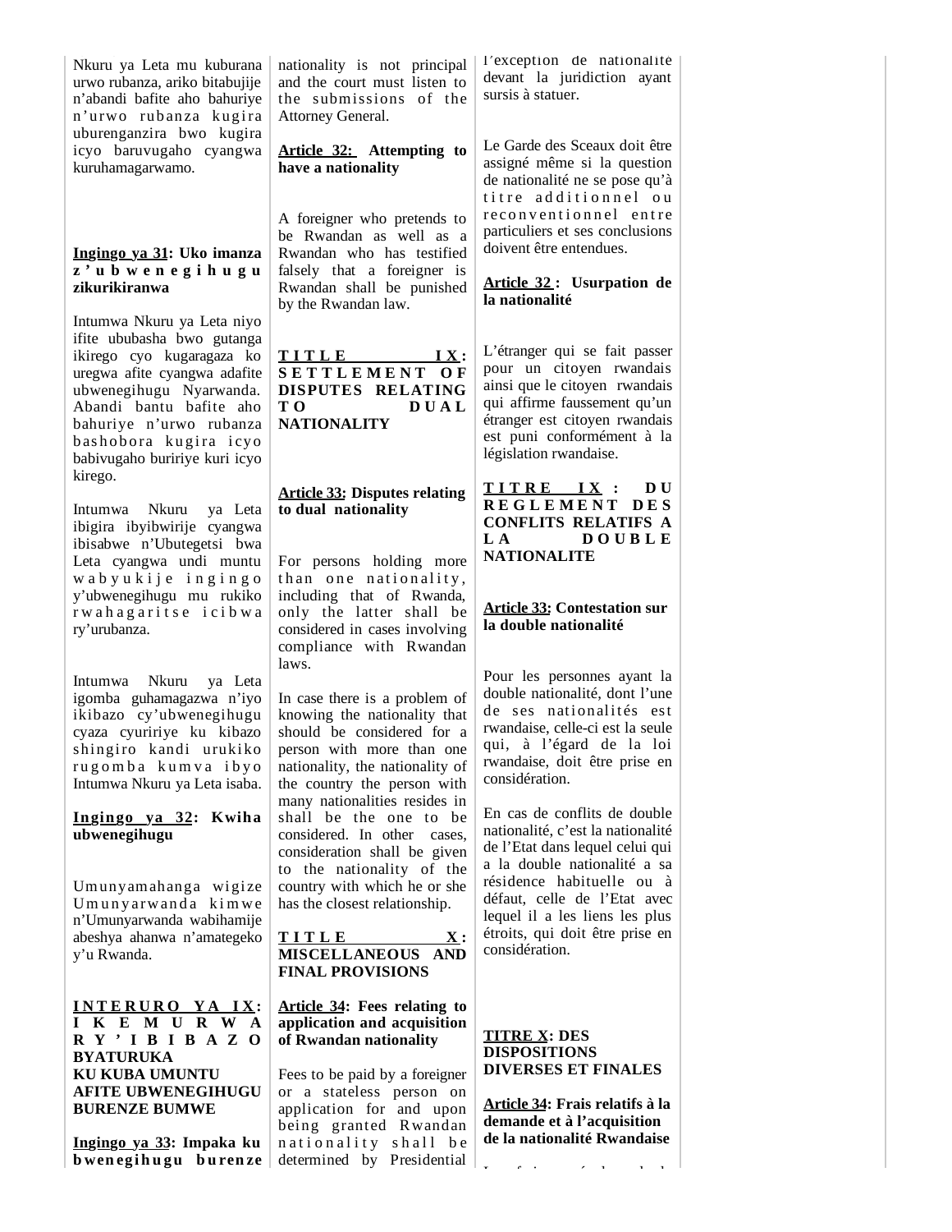Nkuru ya Leta mu kuburana urwo rubanza, ariko bitabujije n'abandi bafite aho bahuriye n'urwo rubanza kugira uburenganzira bwo kugira icyo baruvugaho cyangwa kuruhamagarwamo.

**Ingingo ya 31: Uko imanza z'ubwenegihugu zikurikiranwa**

Intumwa Nkuru ya Leta niyo ifite ububasha bwo gutanga ikirego cyo kugaragaza ko uregwa afite cyangwa adafite ubwenegihugu Nyarwanda. Abandi bantu bafite aho bahuriye n'urwo rubanza bashobora kugira icyo babivugaho buririye kuri icyo kirego.

Intumwa Nkuru ya Leta ibigira ibyibwirije cyangwa ibisabwe n'Ubutegetsi bwa Leta cyangwa undi muntu wabyukije ingingo y'ubwenegihugu mu rukiko rwahagaritse icibwa ry'urubanza.

Intumwa Nkuru ya Leta igomba guhamagazwa n'iyo ikibazo cy'ubwenegihugu cyaza cyuririye ku kibazo shingiro kandi urukiko rugomba kumva ibyo Intumwa Nkuru ya Leta isaba.

**Ingingo ya 32: Kwiha ubwenegihugu**

Umunyamahanga wigize Umunyarwanda kimwe n'Umunyarwanda wabihamije abeshya ahanwa n'amategeko y'u Rwanda.

**INTERURO YA IX: IKEMURWA RY'IBIBAZO BYATURUKA KU KUBA UMUNTU AFITE UBWENEGIHUGU BURENZE BUMWE**

**Ingingo ya 33: Impaka ku bwenegihugu burenze**

nationality is not principal and the court must listen to the submissions of the Attorney General.

**Article 32: Attempting to have a nationality**

A foreigner who pretends to be Rwandan as well as a Rwandan who has testified falsely that a foreigner is Rwandan shall be punished by the Rwandan law.

**TITLE IX: SETTLEMENT OF DISPUTES RELATING TO DUAL NATIONALITY**

**Article 33: Disputes relating to dual nationality**

For persons holding more than one nationality, including that of Rwanda, only the latter shall be considered in cases involving compliance with Rwandan laws.

In case there is a problem of knowing the nationality that should be considered for a person with more than one nationality, the nationality of the country the person with many nationalities resides in shall be the one to be considered. In other cases, consideration shall be given to the nationality of the country with which he or she has the closest relationship.

**TITLE X: MISCELLANEOUS AND FINAL PROVISIONS**

**Article 34: Fees relating to application and acquisition of Rwandan nationality**

Fees to be paid by a foreigner or a stateless person on application for and upon being granted Rwandan nationality shall be determined by Presidential

l'exception de nationalité devant la juridiction ayant sursis à statuer.

Le Garde des Sceaux doit être assigné même si la question de nationalité ne se pose qu'à titre additionnel ou reconventionnel entre particuliers et ses conclusions doivent être entendues.

**Article 32 : Usurpation de la nationalité**

L'étranger qui se fait passer pour un citoyen rwandais ainsi que le citoyen rwandais qui affirme faussement qu'un étranger est citoyen rwandais est puni conformément à la législation rwandaise.

**TITRE IX : DU REGLEMENT DES CONFLITS RELATIFS A LA DOUBLE NATIONALITE**

**Article 33: Contestation sur la double nationalité**

Pour les personnes ayant la double nationalité, dont l'une de ses nationalités est rwandaise, celle-ci est la seule qui, à l'égard de la loi rwandaise, doit être prise en considération.

En cas de conflits de double nationalité, c'est la nationalité de l'Etat dans lequel celui qui a la double nationalité a sa résidence habituelle ou à défaut, celle de l'Etat avec lequel il a les liens les plus étroits, qui doit être prise en considération.

**TITRE X: DES DISPOSITIONS DIVERSES ET FINALES**

**Article 34: Frais relatifs à la demande et à l'acquisition de la nationalité Rwandaise**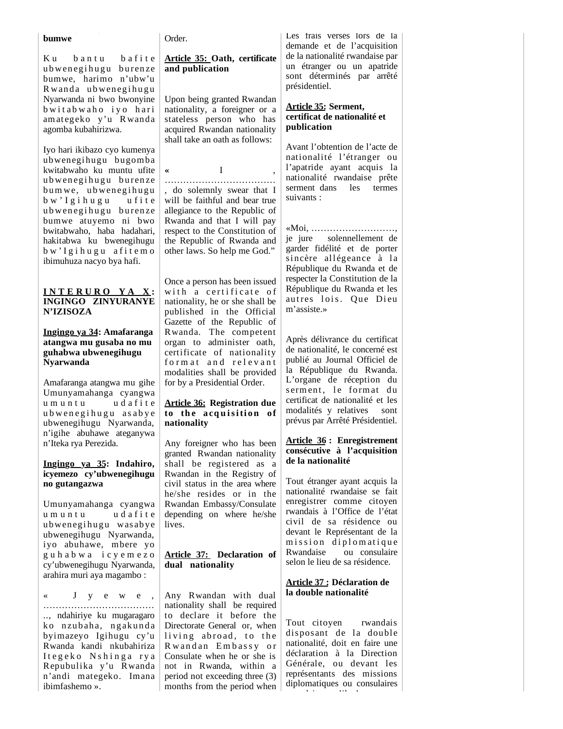bumwe

Ku bantu bafite ubwenegihugu burenze bumwe, harimo n'ubw'u Rwanda ubwenegihugu Nyarwanda ni bwo bwonyine bwitabwaho iyo hari amategeko y'u Rwanda agomba kubahirizwa.

Iyo hari ikibazo cyo kumenya ubwenegihugu bugomba kwitabwaho ku muntu ufite ubwenegihugu burenze bumwe, ubwenegihugu bw'Igihugu ufite ubwenegihugu burenze bumwe atuyemo ni bwo bwitabwaho, haba hadahari, hakitabwa ku bwenegihugu bw'Igihugu afitemo ibimuhuza nacyo bya hafi.

**INTERURO YA X: INGINGO ZINYURANYE N'IZISOZA**

**Ingingo ya 34: Amafaranga atangwa mu gusaba no mu guhabwa ubwenegihugu Nyarwanda**

Amafaranga atangwa mu gihe Umunyamahanga cyangwa umuntu udafite ubwenegihugu asabye ubwenegihugu Nyarwanda, n'igihe abuhawe ateganywa n'Iteka rya Perezida.

**Ingingo ya 35: Indahiro, icyemezo cy'ubwenegihugu no gutangazwa**

Umunyamahanga cyangwa umuntu udafite ubwenegihugu wasabye ubwenegihugu Nyarwanda, iyo abuhawe, mbere yo guhabwa icyemezo cy'ubwenegihugu Nyarwanda, arahira muri aya magambo :

« Jyewe, ……………………………….., ndahiriye ku mugaragaro ko nzubaha, ngakunda byimazeyo Igihugu cy'u Rwanda kandi nkubahiriza Itegeko Nshinga rya Repubulika y'u Rwanda n'andi mategeko. Imana ibimfashemo ».

Order.

**Article 35: Oath, certificate and publication**

Upon being granted Rwandan nationality, a foreigner or a stateless person who has acquired Rwandan nationality shall take an oath as follows:

« I, ………………………………, do solemnly swear that I will be faithful and bear true allegiance to the Republic of Rwanda and that I will pay respect to the Constitution of the Republic of Rwanda and other laws. So help me God."

Once a person has been issued with a certificate of nationality, he or she shall be published in the Official Gazette of the Republic of Rwanda. The competent organ to administer oath, certificate of nationality format and relevant modalities shall be provided for by a Presidential Order.

**Article 36: Registration due to the acquisition of nationality**

Any foreigner who has been granted Rwandan nationality shall be registered as a Rwandan in the Registry of civil status in the area where he/she resides or in the Rwandan Embassy/Consulate depending on where he/she lives.

**Article 37: Declaration of dual nationality**

Any Rwandan with dual nationality shall be required to declare it before the Directorate General or, when living abroad, to the Rwandan Embassy or Consulate when he or she is not in Rwanda, within a period not exceeding three (3) months from the period when

Les frais versés lors de la demande et de l'acquisition de la nationalité rwandaise par un étranger ou un apatride sont déterminés par arrêté présidentiel.

**Article 35: Serment, certificat de nationalité et publication**

Avant l'obtention de l'acte de nationalité l'étranger ou l'apatride ayant acquis la nationalité rwandaise prête serment dans les termes suivants :

«Moi, ………………………, je jure solennellement de garder fidélité et de porter sincère allégeance à la République du Rwanda et de respecter la Constitution de la République du Rwanda et les autres lois. Que Dieu m'assiste.»

Après délivrance du certificat de nationalité, le concerné est publié au Journal Officiel de la République du Rwanda. L'organe de réception du serment, le format du certificat de nationalité et les modalités y relatives sont prévus par Arrêté Présidentiel.

**Article 36 : Enregistrement consécutive à l'acquisition de la nationalité**

Tout étranger ayant acquis la nationalité rwandaise se fait enregistrer comme citoyen rwandais à l'Office de l'état civil de sa résidence ou devant le Représentant de la mission diplomatique Rwandaise ou consulaire selon le lieu de sa résidence.

**Article 37 : Déclaration de la double nationalité**

Tout citoyen rwandais disposant de la double nationalité, doit en faire une déclaration à la Direction Générale, ou devant les représentants des missions diplomatiques ou consulaires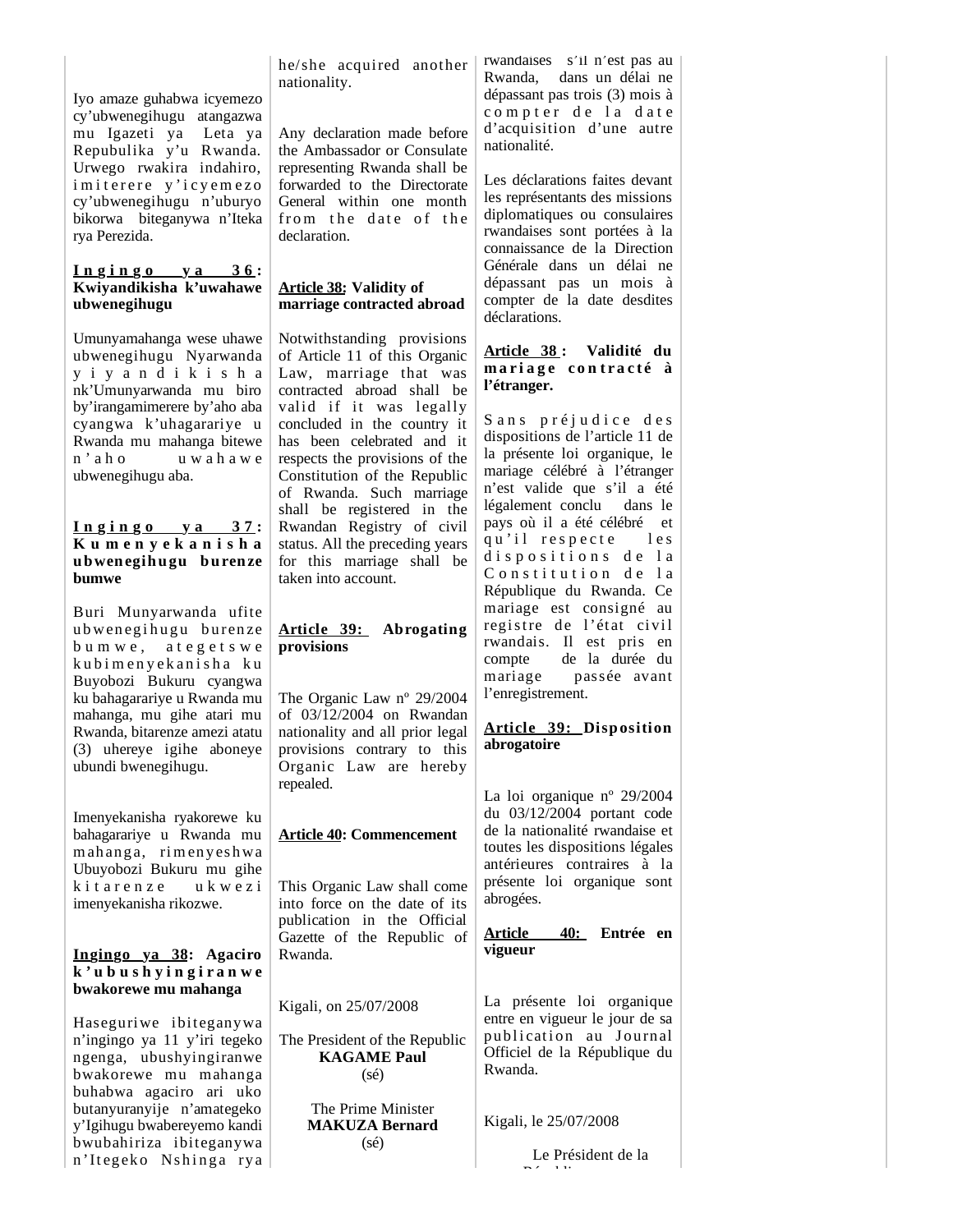Iyo amaze guhabwa icyemezo cy'ubwenegihugu atangazwa mu Igazeti ya Leta ya Repubulika y'u Rwanda. Urwego rwakira indahiro, imiterere y'icyemezo cy'ubwenegihugu n'uburyo bikorwa biteganywa n'Iteka rya Perezida.

**Ingingo ya 36: Kwiyandikisha k'uwahawe ubwenegihugu**

Umunyamahanga wese uhawe ubwenegihugu Nyarwanda yiyandikisha nk'Umunyarwanda mu biro by'irangamimerere by'aho aba cyangwa k'uhagarariye u Rwanda mu mahanga bitewe n'aho uwahawe ubwenegihugu aba.

**Ingingo ya 37: Kumenyekanisha ubwenegihugu burenze bumwe**

Buri Munyarwanda ufite ubwenegihugu burenze bumwe, ategetswe kubimenyekanisha ku Buyobozi Bukuru cyangwa ku bahagarariye u Rwanda mu mahanga, mu gihe atari mu Rwanda, bitarenze amezi atatu (3) uhereye igihe aboneye ubundi bwenegihugu.

Imenyekanisha ryakorewe ku bahagarariye u Rwanda mu mahanga, rimenyeshwa Ubuyobozi Bukuru mu gihe kitarenze ukwezi imenyekanisha rikozwe.

**Ingingo ya 38: Agaciro k'ubushyingiranwe bwakorewe mu mahanga**

Haseguriwe ibiteganywa n'ingingo ya 11 y'iri tegeko ngenga, ubushyingiranwe bwakorewe mu mahanga buhabwa agaciro ari uko butanyuranyije n'amategeko y'Igihugu bwabereyemo kandi bwubahiriza ibiteganywa n'Itegeko Nshinga rya

he/she acquired another nationality.

Any declaration made before the Ambassador or Consulate representing Rwanda shall be forwarded to the Directorate General within one month from the date of the declaration.

**Article 38: Validity of marriage contracted abroad**

Notwithstanding provisions of Article 11 of this Organic Law, marriage that was contracted abroad shall be valid if it was legally concluded in the country it has been celebrated and it respects the provisions of the Constitution of the Republic of Rwanda. Such marriage shall be registered in the Rwandan Registry of civil status. All the preceding years for this marriage shall be taken into account.

**Article 39: Abrogating provisions**

The Organic Law nº 29/2004 of 03/12/2004 on Rwandan nationality and all prior legal provisions contrary to this Organic Law are hereby repealed.

**Article 40: Commencement**

This Organic Law shall come into force on the date of its publication in the Official Gazette of the Republic of Rwanda.

Kigali, on 25/07/2008

The President of the Republic
**KAGAME Paul**
(sé)

The Prime Minister
**MAKUZA Bernard**
(sé)

rwandaises s'il n'est pas au Rwanda, dans un délai ne dépassant pas trois (3) mois à compter de la date d'acquisition d'une autre nationalité.

Les déclarations faites devant les représentants des missions diplomatiques ou consulaires rwandaises sont portées à la connaissance de la Direction Générale dans un délai ne dépassant pas un mois à compter de la date desdites déclarations.

**Article 38 : Validité du mariage contracté à l'étranger.**

Sans préjudice des dispositions de l'article 11 de la présente loi organique, le mariage célébré à l'étranger n'est valide que s'il a été légalement conclu dans le pays où il a été célébré et qu'il respecte les dispositions de la Constitution de la République du Rwanda. Ce mariage est consigné au registre de l'état civil rwandais. Il est pris en compte de la durée du mariage passée avant l'enregistrement.

**Article 39: Disposition abrogatoire**

La loi organique nº 29/2004 du 03/12/2004 portant code de la nationalité rwandaise et toutes les dispositions légales antérieures contraires à la présente loi organique sont abrogées.

**Article 40: Entrée en vigueur**

La présente loi organique entre en vigueur le jour de sa publication au Journal Officiel de la République du Rwanda.

Kigali, le 25/07/2008

Le Président de la République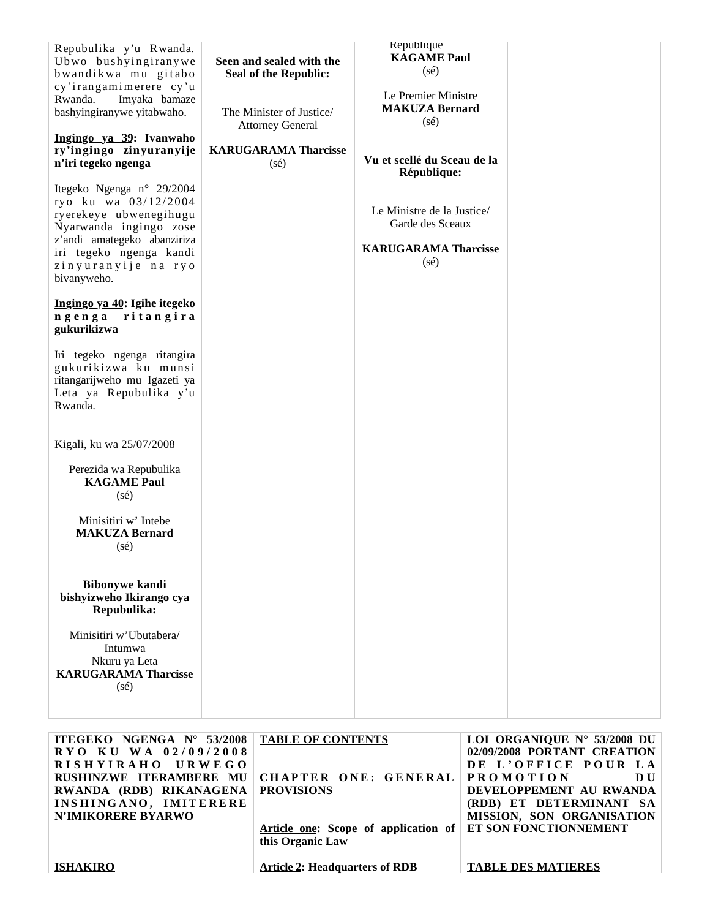Repubulika y'u Rwanda. Ubwo bushyingiranywe bwandikwa mu gitabo cy'irangamimerere cy'u Rwanda. Imyaka bamaze bashyingiranywe yitabwaho.

**Ingingo ya 39: Ivanwaho ry'ingingo zinyuranyije n'iri tegeko ngenga**

Itegeko Ngenga n° 29/2004 ryo ku wa 03/12/2004 ryerekeye ubwenegihugu Nyarwanda ingingo zose z'andi amategeko abanziriza iri tegeko ngenga kandi zinyuranyije na ryo bivanyweho.

**Ingingo ya 40: Igihe itegeko ngenga ritangira gukurikizwa**

Iri tegeko ngenga ritangira gukurikizwa ku munsi ritangarijweho mu Igazeti ya Leta ya Repubulika y'u Rwanda.

Kigali, ku wa 25/07/2008

Perezida wa Repubulika
**KAGAME Paul**
(sé)

Minisitiri w' Intebe
**MAKUZA Bernard**
(sé)

**Bibonywe kandi bishyizweho Ikirango cya Repubulika:**

Minisitiri w'Ubutabera/ Intumwa Nkuru ya Leta
**KARUGARAMA Tharcisse**
(sé)

**Seen and sealed with the Seal of the Republic:**

The Minister of Justice/ Attorney General

**KARUGARAMA Tharcisse**
(sé)

République
**KAGAME Paul**
(sé)

Le Premier Ministre
**MAKUZA Bernard**
(sé)

**Vu et scellé du Sceau de la République:**

Le Ministre de la Justice/ Garde des Sceaux

**KARUGARAMA Tharcisse**
(sé)

**ITEGEKO NGENGA N° 53/2008 RYO KU WA 02/09/2008 RISHYIRAHO URWEGO RUSHINZWE ITERAMBERE MU RWANDA (RDB) RIKANAGENA INSHINGANO, IMITERERE N'IMIKORERE BYARWO**

**ISHAKIRO**

**TABLE OF CONTENTS**

**CHAPTER ONE: GENERAL PROVISIONS**

**Article one: Scope of application of this Organic Law**

**Article 2: Headquarters of RDB**

**LOI ORGANIQUE N° 53/2008 DU 02/09/2008 PORTANT CREATION DE L'OFFICE POUR LA PROMOTION DU DEVELOPPEMENT AU RWANDA (RDB) ET DETERMINANT SA MISSION, SON ORGANISATION ET SON FONCTIONNEMENT**

**TABLE DES MATIERES**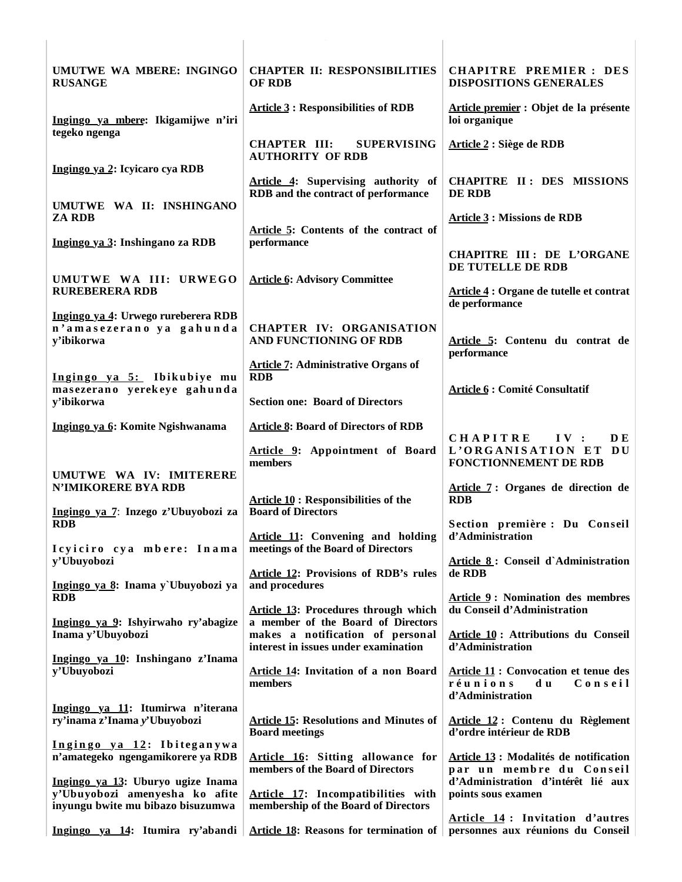**UMUTWE WA MBERE: INGINGO RUSANGE**

**Ingingo ya mbere: Ikigamijwe n'iri tegeko ngenga**

**Ingingo ya 2: Icyicaro cya RDB**

**UMUTWE WA II: INSHINGANO ZA RDB**

**Ingingo ya 3: Inshingano za RDB**

**UMUTWE WA III: URWEGO RUREBERERA RDB**

**Ingingo ya 4: Urwego rureberera RDB n'amasezerano ya gahunda y'ibikorwa**

**Ingingo ya 5: Ibikubiye mu masezerano yerekeye gahunda y'ibikorwa**

**Ingingo ya 6: Komite Ngishwanama**

**UMUTWE WA IV: IMITERERE N'IMIKORERE BYA RDB**

**Ingingo ya 7: Inzego z'Ubuyobozi za RDB**

**Icyiciro cya mbere: Inama y'Ubuyobozi**

**Ingingo ya 8: Inama y`Ubuyobozi ya RDB**

**Ingingo ya 9: Ishyirwaho ry'abagize Inama y'Ubuyobozi**

**Ingingo ya 10: Inshingano z'Inama y'Ubuyobozi**

**Ingingo ya 11: Itumirwa n'iterana ry'inama z'Inama y'Ubuyobozi**

**Ingingo ya 12: Ibiteganywa n'amategeko ngengamikorere ya RDB**

**Ingingo ya 13: Uburyo ugize Inama y'Ubuyobozi amenyesha ko afite inyungu bwite mu bibazo bisuzumwa**

**Ingingo ya 14: Itumira ry'abandi**

**CHAPTER II: RESPONSIBILITIES OF RDB**

**Article 3 : Responsibilities of RDB**

**CHAPTER III: SUPERVISING AUTHORITY OF RDB**

**Article 4: Supervising authority of RDB and the contract of performance**

**Article 5: Contents of the contract of performance**

**Article 6: Advisory Committee**

**CHAPTER IV: ORGANISATION AND FUNCTIONING OF RDB**

**Article 7: Administrative Organs of RDB**

**Section one: Board of Directors**

**Article 8: Board of Directors of RDB**

**Article 9: Appointment of Board members**

**Article 10 : Responsibilities of the Board of Directors**

**Article 11: Convening and holding meetings of the Board of Directors**

**Article 12: Provisions of RDB's rules and procedures**

**Article 13: Procedures through which a member of the Board of Directors makes a notification of personal interest in issues under examination**

**Article 14: Invitation of a non Board members**

**Article 15: Resolutions and Minutes of Board meetings**

**Article 16: Sitting allowance for members of the Board of Directors**

**Article 17: Incompatibilities with membership of the Board of Directors**

**Article 18: Reasons for termination of**

**CHAPITRE PREMIER : DES DISPOSITIONS GENERALES**

**Article premier : Objet de la présente loi organique**

**Article 2 : Siège de RDB**

**CHAPITRE II : DES MISSIONS DE RDB**

**Article 3 : Missions de RDB**

**CHAPITRE III : DE L'ORGANE DE TUTELLE DE RDB**

**Article 4 : Organe de tutelle et contrat de performance**

**Article 5: Contenu du contrat de performance**

**Article 6 : Comité Consultatif**

**CHAPITRE IV : DE L'ORGANISATION ET DU FONCTIONNEMENT DE RDB**

**Article 7 : Organes de direction de RDB**

**Section première : Du Conseil d'Administration**

**Article 8 : Conseil d`Administration de RDB**

**Article 9 : Nomination des membres du Conseil d'Administration**

**Article 10 : Attributions du Conseil d'Administration**

**Article 11 : Convocation et tenue des réunions du Conseil d'Administration**

**Article 12 : Contenu du Règlement d'ordre intérieur de RDB**

**Article 13 : Modalités de notification par un membre du Conseil d'Administration d'intérêt lié aux points sous examen**

**Article 14 : Invitation d'autres personnes aux réunions du Conseil**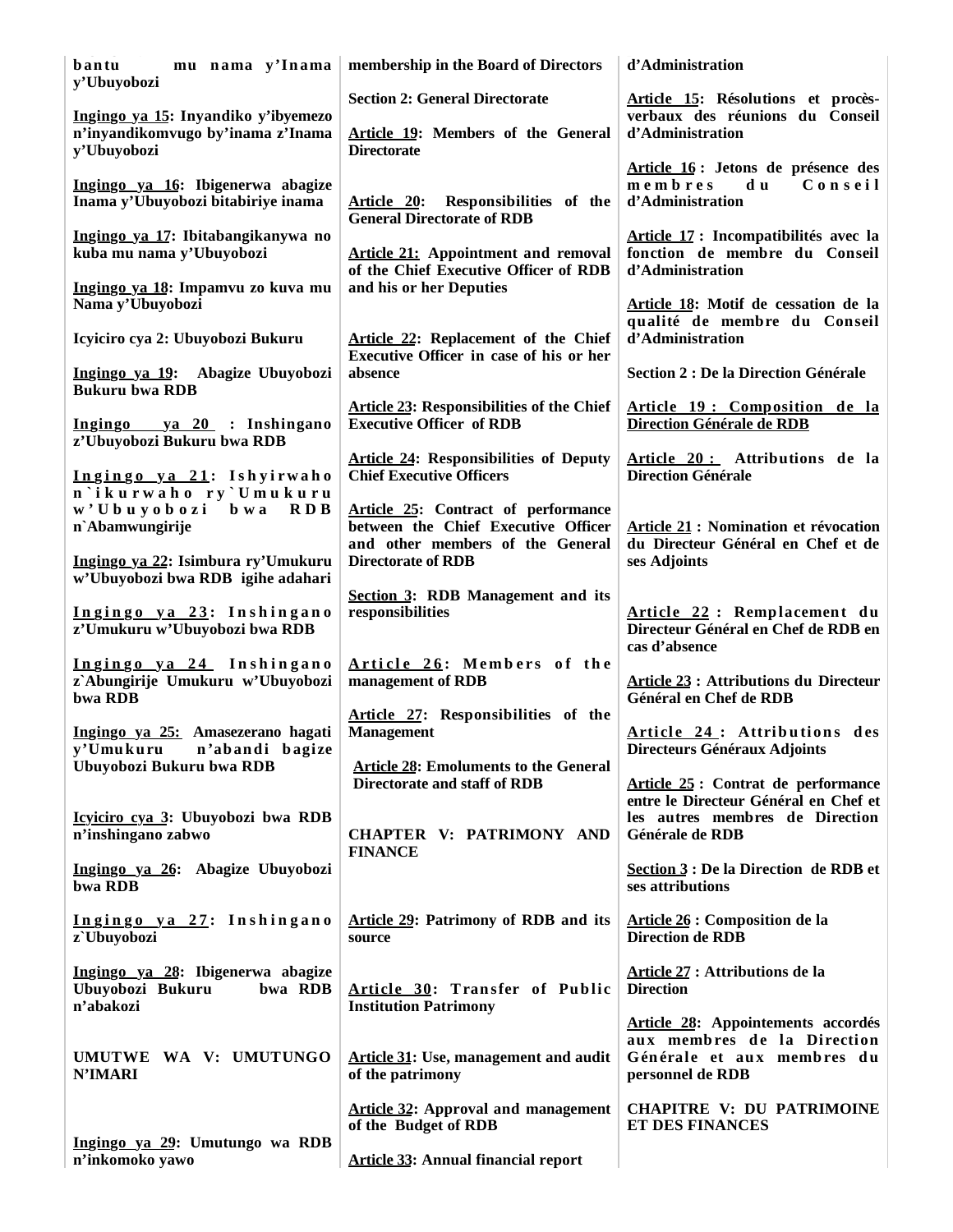**bantu mu nama y'Inama y'Ubuyobozi**

**Ingingo ya 15: Inyandiko y'ibyemezo n'inyandikomvugo by'inama z'Inama y'Ubuyobozi**

**Ingingo ya 16: Ibigenerwa abagize Inama y'Ubuyobozi bitabiriye inama**

**Ingingo ya 17: Ibitabangikanywa no kuba mu nama y'Ubuyobozi**

**Ingingo ya 18: Impamvu zo kuva mu Nama y'Ubuyobozi**

**Icyiciro cya 2: Ubuyobozi Bukuru**

**Ingingo ya 19: Abagize Ubuyobozi Bukuru bwa RDB**

**Ingingo ya 20 : Inshingano z'Ubuyobozi Bukuru bwa RDB**

**Ingingo ya 21: Ishyirwaho n`ikurwaho ry`Umukuru w'Ubuyobozi bwa RDB n`Abamwungirije**

**Ingingo ya 22: Isimbura ry'Umukuru w'Ubuyobozi bwa RDB igihe adahari**

**Ingingo ya 23: Inshingano z'Umukuru w'Ubuyobozi bwa RDB**

**Ingingo ya 24 Inshingano z`Abungirije Umukuru w'Ubuyobozi bwa RDB**

**Ingingo ya 25: Amasezerano hagati y'Umukuru n'abandi bagize Ubuyobozi Bukuru bwa RDB**

**Icyiciro cya 3: Ubuyobozi bwa RDB n'inshingano zabwo**

**Ingingo ya 26: Abagize Ubuyobozi bwa RDB**

**Ingingo ya 27: Inshingano z`Ubuyobozi**

**Ingingo ya 28: Ibigenerwa abagize Ubuyobozi Bukuru bwa RDB n'abakozi**

**UMUTWE WA V: UMUTUNGO N'IMARI**

**Ingingo ya 29: Umutungo wa RDB n'inkomoko yawo**

**membership in the Board of Directors**

**Section 2: General Directorate**

**Article 19: Members of the General Directorate**

**Article 20: Responsibilities of the General Directorate of RDB**

**Article 21: Appointment and removal of the Chief Executive Officer of RDB and his or her Deputies**

**Article 22: Replacement of the Chief Executive Officer in case of his or her absence**

**Article 23: Responsibilities of the Chief Executive Officer of RDB**

**Article 24: Responsibilities of Deputy Chief Executive Officers**

**Article 25: Contract of performance between the Chief Executive Officer and other members of the General Directorate of RDB**

**Section 3: RDB Management and its responsibilities**

**Article 26: Members of the management of RDB**

**Article 27: Responsibilities of the Management**

**Article 28: Emoluments to the General Directorate and staff of RDB**

**CHAPTER V: PATRIMONY AND FINANCE**

**Article 29: Patrimony of RDB and its source**

**Article 30: Transfer of Public Institution Patrimony**

**Article 31: Use, management and audit of the patrimony**

**Article 32: Approval and management of the Budget of RDB**

**Article 33: Annual financial report**

**d'Administration**

**Article 15: Résolutions et procès-verbaux des réunions du Conseil d'Administration**

**Article 16 : Jetons de présence des membres du Conseil d'Administration**

**Article 17 : Incompatibilités avec la fonction de membre du Conseil d'Administration**

**Article 18: Motif de cessation de la qualité de membre du Conseil d'Administration**

**Section 2 : De la Direction Générale**

**Article 19 : Composition de la Direction Générale de RDB**

**Article 20 : Attributions de la Direction Générale**

**Article 21 : Nomination et révocation du Directeur Général en Chef et de ses Adjoints**

**Article 22 : Remplacement du Directeur Général en Chef de RDB en cas d'absence**

**Article 23 : Attributions du Directeur Général en Chef de RDB**

**Article 24 : Attributions des Directeurs Généraux Adjoints**

**Article 25 : Contrat de performance entre le Directeur Général en Chef et les autres membres de Direction Générale de RDB**

**Section 3 : De la Direction de RDB et ses attributions**

**Article 26 : Composition de la Direction de RDB**

**Article 27 : Attributions de la Direction**

**Article 28: Appointements accordés aux membres de la Direction Générale et aux membres du personnel de RDB**

**CHAPITRE V: DU PATRIMOINE ET DES FINANCES**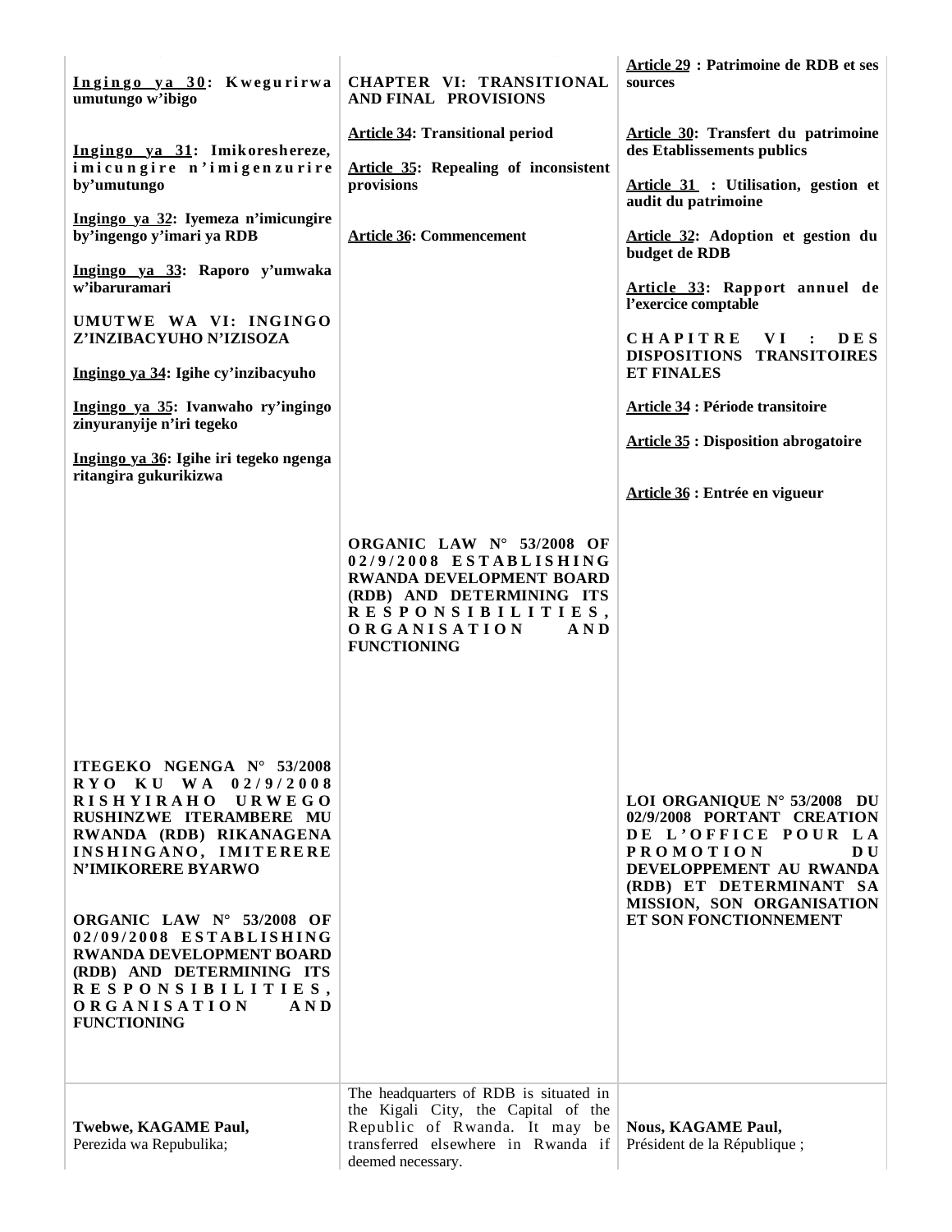Ingingo ya 30: Kwegurirwa umutungo w'ibigo

Ingingo ya 31: Imikoreshereze, imicungire n'imigenzurire by'umutungo

Ingingo ya 32: Iyemeza n'imicungire by'ingengo y'imari ya RDB

Ingingo ya 33: Raporo y'umwaka w'ibaruramari

UMUTWE WA VI: INGINGO Z'INZIBACYUHO N'IZISOZA

Ingingo ya 34: Igihe cy'inzibacyuho

Ingingo ya 35: Ivanwaho ry'ingingo zinyuranyije n'iri tegeko

Ingingo ya 36: Igihe iri tegeko ngenga ritangira gukurikizwa

CHAPTER VI: TRANSITIONAL AND FINAL PROVISIONS

Article 34: Transitional period

Article 35: Repealing of inconsistent provisions

Article 36: Commencement

Article 29 : Patrimoine de RDB et ses sources

Article 30: Transfert du patrimoine des Etablissements publics

Article 31 : Utilisation, gestion et audit du patrimoine

Article 32: Adoption et gestion du budget de RDB

Article 33: Rapport annuel de l'exercice comptable

CHAPITRE VI : DES DISPOSITIONS TRANSITOIRES ET FINALES

Article 34 : Période transitoire

Article 35 : Disposition abrogatoire

Article 36 : Entrée en vigueur

**ITEGEKO NGENGA N° 53/2008 RYO KU WA 02/9/2008 RISHYIRAHO URWEGO RUSHINZWE ITERAMBERE MU RWANDA (RDB) RIKANAGENA INSHINGANO, IMITERERE N'IMIKORERE BYARWO**

**ORGANIC LAW N° 53/2008 OF 02/09/2008 ESTABLISHING RWANDA DEVELOPMENT BOARD (RDB) AND DETERMINING ITS RESPONSIBILITIES, ORGANISATION AND FUNCTIONING**

**ORGANIC LAW N° 53/2008 OF 02/9/2008 ESTABLISHING RWANDA DEVELOPMENT BOARD (RDB) AND DETERMINING ITS RESPONSIBILITIES, ORGANISATION AND FUNCTIONING**

**LOI ORGANIQUE N° 53/2008 DU 02/9/2008 PORTANT CREATION DE L'OFFICE POUR LA PROMOTION DU DEVELOPPEMENT AU RWANDA (RDB) ET DETERMINANT SA MISSION, SON ORGANISATION ET SON FONCTIONNEMENT**

**Twebwe, KAGAME Paul,**
Perezida wa Repubulika;

The headquarters of RDB is situated in the Kigali City, the Capital of the Republic of Rwanda. It may be transferred elsewhere in Rwanda if deemed necessary.

**Nous, KAGAME Paul,**
Président de la République ;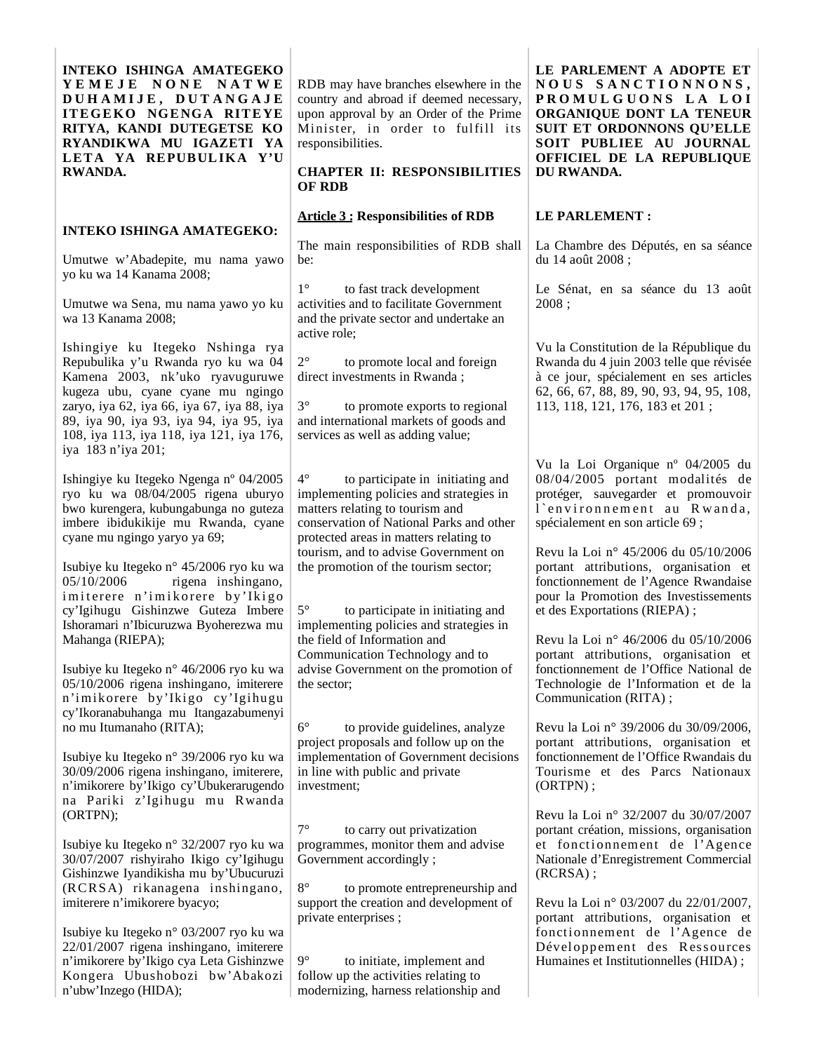**INTEKO ISHINGA AMATEGEKO YEMEJE NONE NATWE DUHAMIJE, DUTANGAJE ITEGEKO NGENGA RITEYE RITYA, KANDI DUTEGETSE KO RYANDIKWA MU IGAZETI YA LETA YA REPUBULIKA Y'U RWANDA.**

**INTEKO ISHINGA AMATEGEKO:**

Umutwe w'Abadepite, mu nama yawo yo ku wa 14 Kanama 2008;

Umutwe wa Sena, mu nama yawo yo ku wa 13 Kanama 2008;

Ishingiye ku Itegeko Nshinga rya Repubulika y'u Rwanda ryo ku wa 04 Kamena 2003, nk'uko ryavuguruwe kugeza ubu, cyane cyane mu ngingo zaryo, iya 62, iya 66, iya 67, iya 88, iya 89, iya 90, iya 93, iya 94, iya 95, iya 108, iya 113, iya 118, iya 121, iya 176, iya 183 n'iya 201;

Ishingiye ku Itegeko Ngenga nº 04/2005 ryo ku wa 08/04/2005 rigena uburyo bwo kurengera, kubungabunga no guteza imbere ibidukikije mu Rwanda, cyane cyane mu ngingo yaryo ya 69;

Isubiye ku Itegeko n° 45/2006 ryo ku wa 05/10/2006 rigena inshingano, imiterere n'imikorere by'Ikigo cy'Igihugu Gishinzwe Guteza Imbere Ishoramari n'Ibicuruzwa Byoherezwa mu Mahanga (RIEPA);

Isubiye ku Itegeko n° 46/2006 ryo ku wa 05/10/2006 rigena inshingano, imiterere n'imikorere by'Ikigo cy'Igihugu cy'Ikoranabuhanga mu Itangazabumenyi no mu Itumanaho (RITA);

Isubiye ku Itegeko n° 39/2006 ryo ku wa 30/09/2006 rigena inshingano, imiterere, n'imikorere by'Ikigo cy'Ubukerarugendo na Pariki z'Igihugu mu Rwanda (ORTPN);

Isubiye ku Itegeko n° 32/2007 ryo ku wa 30/07/2007 rishyiraho Ikigo cy'Igihugu Gishinzwe Iyandikisha mu by'Ubucuruzi (RCRSA) rikanagena inshingano, imiterere n'imikorere byacyo;

Isubiye ku Itegeko n° 03/2007 ryo ku wa 22/01/2007 rigena inshingano, imiterere n'imikorere by'Ikigo cya Leta Gishinzwe Kongera Ubushobozi bw'Abakozi n'ubw'Inzego (HIDA);

RDB may have branches elsewhere in the country and abroad if deemed necessary, upon approval by an Order of the Prime Minister, in order to fulfill its responsibilities.

**CHAPTER II: RESPONSIBILITIES OF RDB**

**Article 3 : Responsibilities of RDB**

The main responsibilities of RDB shall be:

1° to fast track development activities and to facilitate Government and the private sector and undertake an active role;

2° to promote local and foreign direct investments in Rwanda ;

3° to promote exports to regional and international markets of goods and services as well as adding value;

4° to participate in initiating and implementing policies and strategies in matters relating to tourism and conservation of National Parks and other protected areas in matters relating to tourism, and to advise Government on the promotion of the tourism sector;

5° to participate in initiating and implementing policies and strategies in the field of Information and Communication Technology and to advise Government on the promotion of the sector;

6° to provide guidelines, analyze project proposals and follow up on the implementation of Government decisions in line with public and private investment;

7° to carry out privatization programmes, monitor them and advise Government accordingly ;

8° to promote entrepreneurship and support the creation and development of private enterprises ;

9° to initiate, implement and follow up the activities relating to modernizing, harness relationship and

**LE PARLEMENT A ADOPTE ET NOUS SANCTIONNONS, PROMULGUONS LA LOI ORGANIQUE DONT LA TENEUR SUIT ET ORDONNONS QU'ELLE SOIT PUBLIEE AU JOURNAL OFFICIEL DE LA REPUBLIQUE DU RWANDA.**

**LE PARLEMENT :**

La Chambre des Députés, en sa séance du 14 août 2008 ;

Le Sénat, en sa séance du 13 août 2008 ;

Vu la Constitution de la République du Rwanda du 4 juin 2003 telle que révisée à ce jour, spécialement en ses articles 62, 66, 67, 88, 89, 90, 93, 94, 95, 108, 113, 118, 121, 176, 183 et 201 ;

Vu la Loi Organique nº 04/2005 du 08/04/2005 portant modalités de protéger, sauvegarder et promouvoir l`environnement au Rwanda, spécialement en son article 69 ;

Revu la Loi n° 45/2006 du 05/10/2006 portant attributions, organisation et fonctionnement de l'Agence Rwandaise pour la Promotion des Investissements et des Exportations (RIEPA) ;

Revu la Loi n° 46/2006 du 05/10/2006 portant attributions, organisation et fonctionnement de l'Office National de Technologie de l'Information et de la Communication (RITA) ;

Revu la Loi n° 39/2006 du 30/09/2006, portant attributions, organisation et fonctionnement de l'Office Rwandais du Tourisme et des Parcs Nationaux (ORTPN) ;

Revu la Loi n° 32/2007 du 30/07/2007 portant création, missions, organisation et fonctionnement de l'Agence Nationale d'Enregistrement Commercial (RCRSA) ;

Revu la Loi n° 03/2007 du 22/01/2007, portant attributions, organisation et fonctionnement de l'Agence de Développement des Ressources Humaines et Institutionnelles (HIDA) ;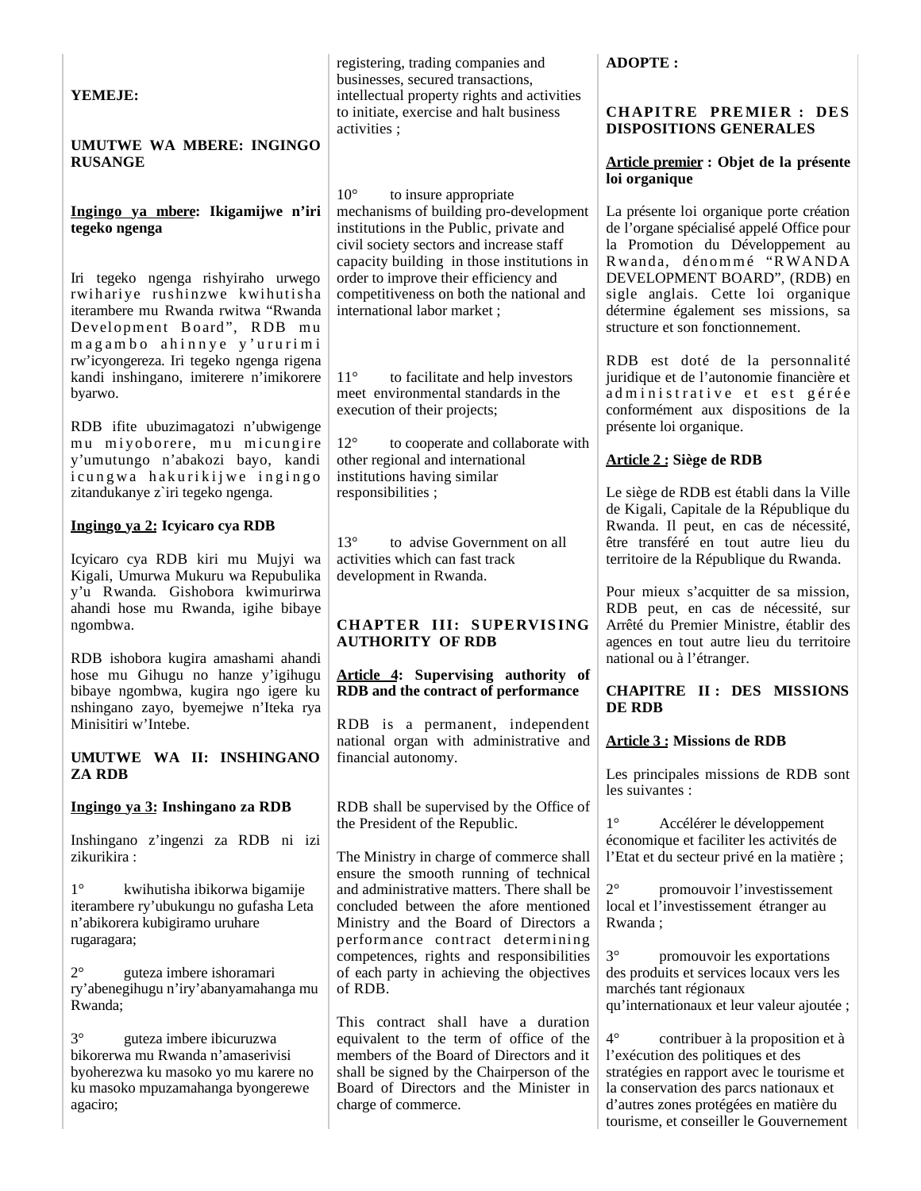**YEMEJE:**

**UMUTWE WA MBERE: INGINGO RUSANGE**

**Ingingo ya mbere: Ikigamijwe n'iri tegeko ngenga**

Iri tegeko ngenga rishyiraho urwego rwihariye rushinzwe kwihutisha iterambere mu Rwanda rwitwa "Rwanda Development Board", RDB mu magambo ahinnye y'ururimi rw'icyongereza. Iri tegeko ngenga rigena kandi inshingano, imiterere n'imikorere byarwo.

RDB ifite ubuzimagatozi n'ubwigenge mu miyoborere, mu micungire y'umutungo n'abakozi bayo, kandi icungwa hakurikijwe ingingo zitandukanye z`iri tegeko ngenga.

**Ingingo ya 2: Icyicaro cya RDB**

Icyicaro cya RDB kiri mu Mujyi wa Kigali, Umurwa Mukuru wa Repubulika y'u Rwanda. Gishobora kwimurirwa ahandi hose mu Rwanda, igihe bibaye ngombwa.

RDB ishobora kugira amashami ahandi hose mu Gihugu no hanze y'igihugu bibaye ngombwa, kugira ngo igere ku nshingano zayo, byemejwe n'Iteka rya Minisitiri w'Intebe.

**UMUTWE WA II: INSHINGANO ZA RDB**

**Ingingo ya 3: Inshingano za RDB**

Inshingano z'ingenzi za RDB ni izi zikurikira :

1° kwihutisha ibikorwa bigamije iterambere ry'ubukungu no gufasha Leta n'abikorera kubigiramo uruhare rugaragara;

2° guteza imbere ishoramari ry'abenegihugu n'iry'abanyamahanga mu Rwanda;

3° guteza imbere ibicuruzwa bikorerwa mu Rwanda n'amaserivisi byoherezwa ku masoko yo mu karere no ku masoko mpuzamahanga byongerewe agaciro;

registering, trading companies and businesses, secured transactions, intellectual property rights and activities to initiate, exercise and halt business activities ;

10° to insure appropriate mechanisms of building pro-development institutions in the Public, private and civil society sectors and increase staff capacity building in those institutions in order to improve their efficiency and competitiveness on both the national and international labor market ;

11° to facilitate and help investors meet environmental standards in the execution of their projects;

12° to cooperate and collaborate with other regional and international institutions having similar responsibilities ;

13° to advise Government on all activities which can fast track development in Rwanda.

**CHAPTER III: SUPERVISING AUTHORITY OF RDB**

**Article 4: Supervising authority of RDB and the contract of performance**

RDB is a permanent, independent national organ with administrative and financial autonomy.

RDB shall be supervised by the Office of the President of the Republic.

The Ministry in charge of commerce shall ensure the smooth running of technical and administrative matters. There shall be concluded between the afore mentioned Ministry and the Board of Directors a performance contract determining competences, rights and responsibilities of each party in achieving the objectives of RDB.

This contract shall have a duration equivalent to the term of office of the members of the Board of Directors and it shall be signed by the Chairperson of the Board of Directors and the Minister in charge of commerce.

**ADOPTE :**

**CHAPITRE PREMIER : DES DISPOSITIONS GENERALES**

**Article premier : Objet de la présente loi organique**

La présente loi organique porte création de l'organe spécialisé appelé Office pour la Promotion du Développement au Rwanda, dénommé "RWANDA DEVELOPMENT BOARD", (RDB) en sigle anglais. Cette loi organique détermine également ses missions, sa structure et son fonctionnement.

RDB est doté de la personnalité juridique et de l'autonomie financière et administrative et est gérée conformément aux dispositions de la présente loi organique.

**Article 2 : Siège de RDB**

Le siège de RDB est établi dans la Ville de Kigali, Capitale de la République du Rwanda. Il peut, en cas de nécessité, être transféré en tout autre lieu du territoire de la République du Rwanda.

Pour mieux s'acquitter de sa mission, RDB peut, en cas de nécessité, sur Arrêté du Premier Ministre, établir des agences en tout autre lieu du territoire national ou à l'étranger.

**CHAPITRE II : DES MISSIONS DE RDB**

**Article 3 : Missions de RDB**

Les principales missions de RDB sont les suivantes :

1° Accélérer le développement économique et faciliter les activités de l'Etat et du secteur privé en la matière ;

2° promouvoir l'investissement local et l'investissement étranger au Rwanda ;

3° promouvoir les exportations des produits et services locaux vers les marchés tant régionaux qu'internationaux et leur valeur ajoutée ;

4° contribuer à la proposition et à l'exécution des politiques et des stratégies en rapport avec le tourisme et la conservation des parcs nationaux et d'autres zones protégées en matière du tourisme, et conseiller le Gouvernement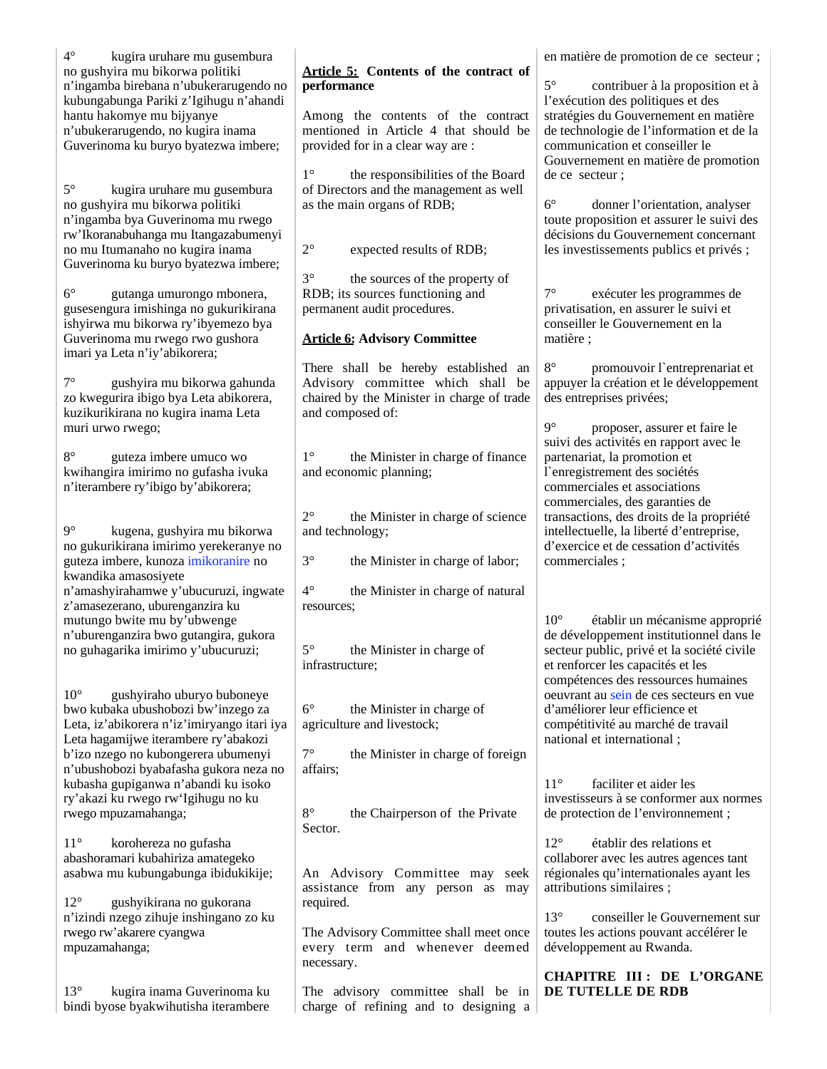4° kugira uruhare mu gusembura no gushyira mu bikorwa politiki n'ingamba birebana n'ubukerarugendo no kubungabunga Pariki z'Igihugu n'ahandi hantu hakomye mu bijyanye n'ubukerarugendo, no kugira inama Guverinoma ku buryo byatezwa imbere;

5° kugira uruhare mu gusembura no gushyira mu bikorwa politiki n'ingamba bya Guverinoma mu rwego rw'Ikoranabuhanga mu Itangazabumenyi no mu Itumanaho no kugira inama Guverinoma ku buryo byatezwa imbere;

6° gutanga umurongo mbonera, gusesengura imishinga no gukurikirana ishyirwa mu bikorwa ry'ibyemezo bya Guverinoma mu rwego rwo gushora imari ya Leta n'iy'abikorera;

7° gushyira mu bikorwa gahunda zo kwegurira ibigo bya Leta abikorera, kuzikurikirana no kugira inama Leta muri urwo rwego;

8° guteza imbere umuco wo kwihangira imirimo no gufasha ivuka n'iterambere ry'ibigo by'abikorera;

9° kugena, gushyira mu bikorwa no gukurikirana imirimo yerekeranye no guteza imbere, kunoza imikoranire no kwandika amasosiyete n'amashyirahamwe y'ubucuruzi, ingwate z'amasezerano, uburenganzira ku mutungo bwite mu by'ubwenge n'uburenganzira bwo gutangira, gukora no guhagarika imirimo y'ubucuruzi;

10° gushyiraho uburyo buboneye bwo kubaka ubushobozi bw'inzego za Leta, iz'abikorera n'iz'imiryango itari iya Leta hagamijwe iterambere ry'abakozi b'izo nzego no kubongerera ubumenyi n'ubushobozi byabafasha gukora neza no kubasha gupiganwa n'abandi ku isoko ry'akazi ku rwego rw'Igihugu no ku rwego mpuzamahanga;

11° korohereza no gufasha abashoramari kubahiriza amategeko asabwa mu kubungabunga ibidukikije;

12° gushyikirana no gukorana n'izindi nzego zihuje inshingano zo ku rwego rw'akarere cyangwa mpuzamahanga;

13° kugira inama Guverinoma ku bindi byose byakwihutisha iterambere

**Article 5: Contents of the contract of performance**

Among the contents of the contract mentioned in Article 4 that should be provided for in a clear way are :

1° the responsibilities of the Board of Directors and the management as well as the main organs of RDB;

2° expected results of RDB;

3° the sources of the property of RDB; its sources functioning and permanent audit procedures.

**Article 6: Advisory Committee**

There shall be hereby established an Advisory committee which shall be chaired by the Minister in charge of trade and composed of:

1° the Minister in charge of finance and economic planning;

2° the Minister in charge of science and technology;

3° the Minister in charge of labor;

4° the Minister in charge of natural resources;

5° the Minister in charge of infrastructure;

6° the Minister in charge of agriculture and livestock;

7° the Minister in charge of foreign affairs;

8° the Chairperson of the Private Sector.

An Advisory Committee may seek assistance from any person as may required.

The Advisory Committee shall meet once every term and whenever deemed necessary.

The advisory committee shall be in charge of refining and to designing a

en matière de promotion de ce secteur ;

5° contribuer à la proposition et à l'exécution des politiques et des stratégies du Gouvernement en matière de technologie de l'information et de la communication et conseiller le Gouvernement en matière de promotion de ce secteur ;

6° donner l'orientation, analyser toute proposition et assurer le suivi des décisions du Gouvernement concernant les investissements publics et privés ;

7° exécuter les programmes de privatisation, en assurer le suivi et conseiller le Gouvernement en la matière ;

8° promouvoir l`entreprenariat et appuyer la création et le développement des entreprises privées;

9° proposer, assurer et faire le suivi des activités en rapport avec le partenariat, la promotion et l`enregistrement des sociétés commerciales et associations commerciales, des garanties de transactions, des droits de la propriété intellectuelle, la liberté d'entreprise, d'exercice et de cessation d'activités commerciales ;

10° établir un mécanisme approprié de développement institutionnel dans le secteur public, privé et la société civile et renforcer les capacités et les compétences des ressources humaines oeuvrant au sein de ces secteurs en vue d'améliorer leur efficience et compétitivité au marché de travail national et international ;

11° faciliter et aider les investisseurs à se conformer aux normes de protection de l'environnement ;

12° établir des relations et collaborer avec les autres agences tant régionales qu'internationales ayant les attributions similaires ;

13° conseiller le Gouvernement sur toutes les actions pouvant accélérer le développement au Rwanda.

**CHAPITRE III : DE L'ORGANE DE TUTELLE DE RDB**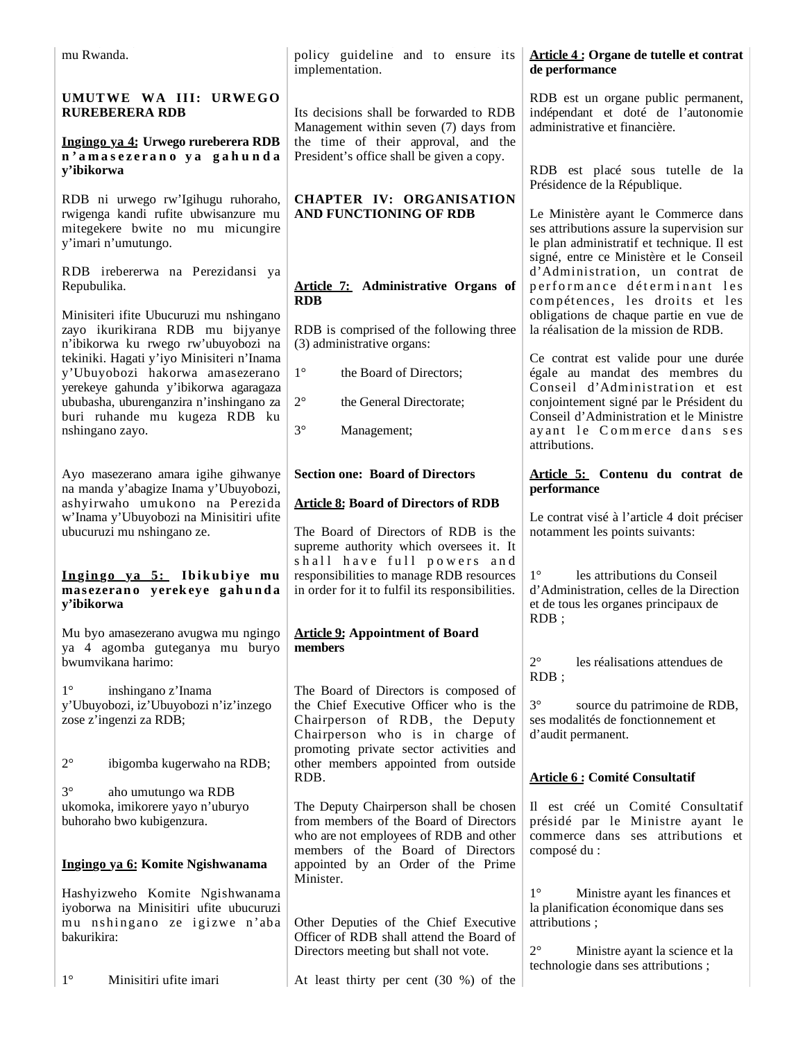mu Rwanda.

**UMUTWE WA III: URWEGO RUREBERERA RDB**

**Ingingo ya 4: Urwego rureberera RDB n'amasezerano ya gahunda y'ibikorwa**

RDB ni urwego rw'Igihugu ruhoraho, rwigenga kandi rufite ubwisanzure mu mitegekere bwite no mu micungire y'imari n'umutungo.

RDB irebererwa na Perezidansi ya Repubulika.

Minisiteri ifite Ubucuruzi mu nshingano zayo ikurikirana RDB mu bijyanye n'ibikorwa ku rwego rw'ubuyobozi na tekiniki. Hagati y'iyo Minisiteri n'Inama y'Ubuyobozi hakorwa amasezerano yerekeye gahunda y'ibikorwa agaragaza ububasha, uburenganzira n'inshingano za buri ruhande mu kugeza RDB ku nshingano zayo.

Ayo masezerano amara igihe gihwanye na manda y'abagize Inama y'Ubuyobozi, ashyirwaho umukono na Perezida w'Inama y'Ubuyobozi na Minisitiri ufite ubucuruzi mu nshingano ze.

**Ingingo ya 5: Ibikubiye mu masezerano yerekeye gahunda y'ibikorwa**

Mu byo amasezerano avugwa mu ngingo ya 4 agomba guteganya mu buryo bwumvikana harimo:

1° inshingano z'Inama y'Ubuyobozi, iz'Ubuyobozi n'iz'inzego zose z'ingenzi za RDB;

2° ibigomba kugerwaho na RDB;

3° aho umutungo wa RDB ukomoka, imikorere yayo n'uburyo buhoraho bwo kubigenzura.

**Ingingo ya 6: Komite Ngishwanama**

Hashyizweho Komite Ngishwanama iyoborwa na Minisitiri ufite ubucuruzi mu nshingano ze igizwe n'aba bakurikira:

1° Minisitiri ufite imari

policy guideline and to ensure its implementation.

Its decisions shall be forwarded to RDB Management within seven (7) days from the time of their approval, and the President's office shall be given a copy.

**CHAPTER IV: ORGANISATION AND FUNCTIONING OF RDB**

**Article 7: Administrative Organs of RDB**

RDB is comprised of the following three (3) administrative organs:

1° the Board of Directors;

2° the General Directorate;

3° Management;

**Section one: Board of Directors**

**Article 8: Board of Directors of RDB**

The Board of Directors of RDB is the supreme authority which oversees it. It shall have full powers and responsibilities to manage RDB resources in order for it to fulfil its responsibilities.

**Article 9: Appointment of Board members**

The Board of Directors is composed of the Chief Executive Officer who is the Chairperson of RDB, the Deputy Chairperson who is in charge of promoting private sector activities and other members appointed from outside RDB.

The Deputy Chairperson shall be chosen from members of the Board of Directors who are not employees of RDB and other members of the Board of Directors appointed by an Order of the Prime Minister.

Other Deputies of the Chief Executive Officer of RDB shall attend the Board of Directors meeting but shall not vote.

At least thirty per cent (30 %) of the

**Article 4 : Organe de tutelle et contrat de performance**

RDB est un organe public permanent, indépendant et doté de l'autonomie administrative et financière.

RDB est placé sous tutelle de la Présidence de la République.

Le Ministère ayant le Commerce dans ses attributions assure la supervision sur le plan administratif et technique. Il est signé, entre ce Ministère et le Conseil d'Administration, un contrat de performance déterminant les compétences, les droits et les obligations de chaque partie en vue de la réalisation de la mission de RDB.

Ce contrat est valide pour une durée égale au mandat des membres du Conseil d'Administration et est conjointement signé par le Président du Conseil d'Administration et le Ministre ayant le Commerce dans ses attributions.

**Article 5: Contenu du contrat de performance**

Le contrat visé à l'article 4 doit préciser notamment les points suivants:

1° les attributions du Conseil d'Administration, celles de la Direction et de tous les organes principaux de RDB ;

2° les réalisations attendues de RDB ;

3° source du patrimoine de RDB, ses modalités de fonctionnement et d'audit permanent.

**Article 6 : Comité Consultatif**

Il est créé un Comité Consultatif présidé par le Ministre ayant le commerce dans ses attributions et composé du :

1° Ministre ayant les finances et la planification économique dans ses attributions ;

2° Ministre ayant la science et la technologie dans ses attributions ;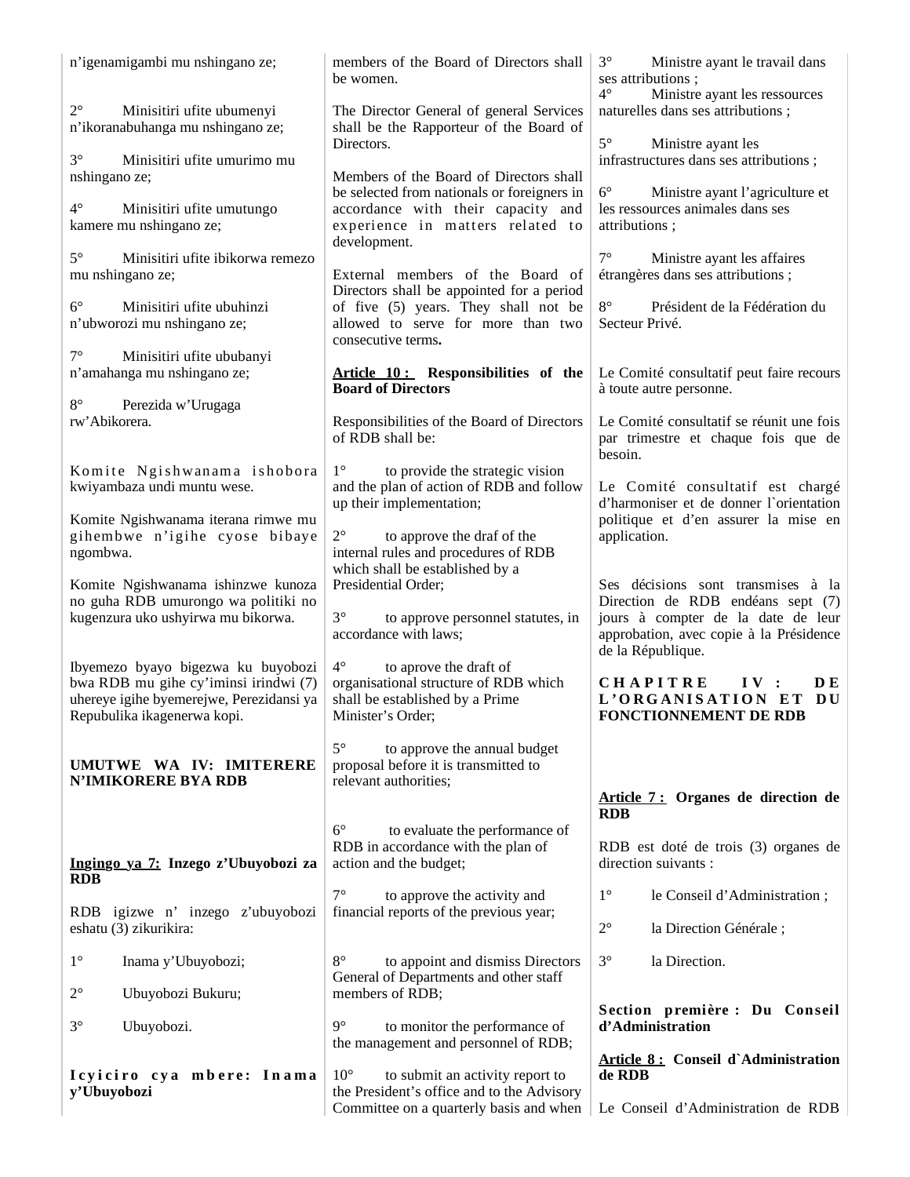n'igenamigambi mu nshingano ze;

2° Minisitiri ufite ubumenyi n'ikoranabuhanga mu nshingano ze;

3° Minisitiri ufite umurimo mu nshingano ze;

4° Minisitiri ufite umutungo kamere mu nshingano ze;

5° Minisitiri ufite ibikorwa remezo mu nshingano ze;

6° Minisitiri ufite ubuhinzi n'ubworozi mu nshingano ze;

7° Minisitiri ufite ububanyi n'amahanga mu nshingano ze;

8° Perezida w'Urugaga rw'Abikorera.

Komite Ngishwanama ishobora kwiyambaza undi muntu wese.

Komite Ngishwanama iterana rimwe mu gihembwe n'igihe cyose bibaye ngombwa.

Komite Ngishwanama ishinzwe kunoza no guha RDB umurongo wa politiki no kugenzura uko ushyirwa mu bikorwa.

Ibyemezo byayo bigezwa ku buyobozi bwa RDB mu gihe cy'iminsi irindwi (7) uhereye igihe byemerejwe, Perezidansi ya Repubulika ikagenerwa kopi.

**UMUTWE WA IV: IMITERERE N'IMIKORERE BYA RDB**

**Ingingo ya 7: Inzego z'Ubuyobozi za RDB**

RDB igizwe n' inzego z'ubuyobozi eshatu (3) zikurikira:

1° Inama y'Ubuyobozi;

2° Ubuyobozi Bukuru;

3° Ubuyobozi.

**Icyiciro cya mbere: Inama y'Ubuyobozi**

members of the Board of Directors shall be women.

The Director General of general Services shall be the Rapporteur of the Board of Directors.

Members of the Board of Directors shall be selected from nationals or foreigners in accordance with their capacity and experience in matters related to development.

External members of the Board of Directors shall be appointed for a period of five (5) years. They shall not be allowed to serve for more than two consecutive terms**.**

**Article 10 : Responsibilities of the Board of Directors**

Responsibilities of the Board of Directors of RDB shall be:

1° to provide the strategic vision and the plan of action of RDB and follow up their implementation;

2° to approve the draf of the internal rules and procedures of RDB which shall be established by a Presidential Order;

3° to approve personnel statutes, in accordance with laws;

4° to aprove the draft of organisational structure of RDB which shall be established by a Prime Minister's Order;

5° to approve the annual budget proposal before it is transmitted to relevant authorities;

6° to evaluate the performance of RDB in accordance with the plan of action and the budget;

7° to approve the activity and financial reports of the previous year;

8° to appoint and dismiss Directors General of Departments and other staff members of RDB;

9° to monitor the performance of the management and personnel of RDB;

10° to submit an activity report to the President's office and to the Advisory Committee on a quarterly basis and when

3° Ministre ayant le travail dans ses attributions ;

4° Ministre ayant les ressources naturelles dans ses attributions ;

5° Ministre ayant les infrastructures dans ses attributions ;

6° Ministre ayant l'agriculture et les ressources animales dans ses attributions ;

7° Ministre ayant les affaires étrangères dans ses attributions ;

8° Président de la Fédération du Secteur Privé.

Le Comité consultatif peut faire recours à toute autre personne.

Le Comité consultatif se réunit une fois par trimestre et chaque fois que de besoin.

Le Comité consultatif est chargé d'harmoniser et de donner l`orientation politique et d'en assurer la mise en application.

Ses décisions sont transmises à la Direction de RDB endéans sept (7) jours à compter de la date de leur approbation, avec copie à la Présidence de la République.

**CHAPITRE IV : DE L'ORGANISATION ET DU FONCTIONNEMENT DE RDB**

**Article 7 : Organes de direction de RDB**

RDB est doté de trois (3) organes de direction suivants :

1° le Conseil d'Administration ;

2° la Direction Générale ;

3° la Direction.

**Section première : Du Conseil d'Administration**

**Article 8 : Conseil d`Administration de RDB**

Le Conseil d'Administration de RDB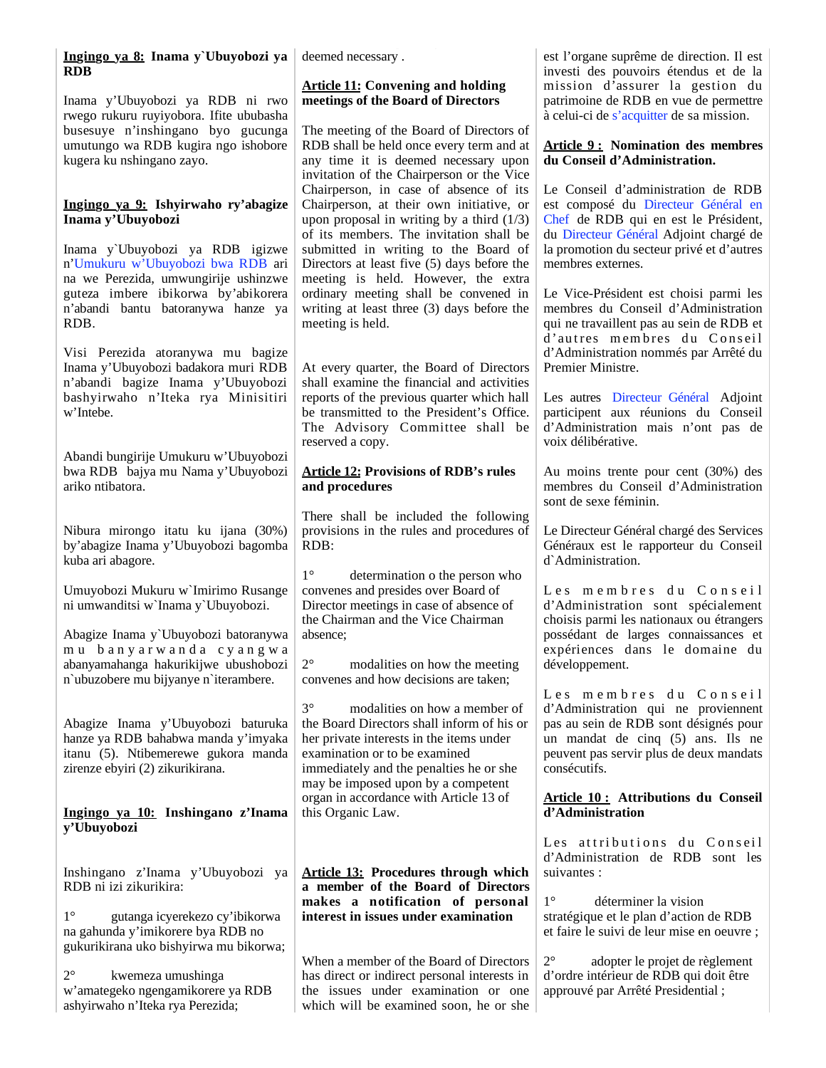**Ingingo ya 8: Inama y`Ubuyobozi ya RDB**

Inama y'Ubuyobozi ya RDB ni rwo rwego rukuru ruyiyobora. Ifite ububasha busesuye n'inshingano byo gucunga umutungo wa RDB kugira ngo ishobore kugera ku nshingano zayo.

**Ingingo ya 9: Ishyirwaho ry'abagize Inama y'Ubuyobozi**

Inama y`Ubuyobozi ya RDB igizwe n'Umukuru w'Ubuyobozi bwa RDB ari na we Perezida, umwungirije ushinzwe guteza imbere ibikorwa by'abikorera n'abandi bantu batoranywa hanze ya RDB.

Visi Perezida atoranywa mu bagize Inama y'Ubuyobozi badakora muri RDB n'abandi bagize Inama y'Ubuyobozi bashyirwaho n'Iteka rya Minisitiri w'Intebe.

Abandi bungirije Umukuru w'Ubuyobozi bwa RDB bajya mu Nama y'Ubuyobozi ariko ntibatora.

Nibura mirongo itatu ku ijana (30%) by'abagize Inama y'Ubuyobozi bagomba kuba ari abagore.

Umuyobozi Mukuru w`Imirimo Rusange ni umwanditsi w`Inama y`Ubuyobozi.

Abagize Inama y`Ubuyobozi batoranywa mu banyarwanda cyangwa abanyamahanga hakurikijwe ubushobozi n`ubuzobere mu bijyanye n`iterambere.

Abagize Inama y'Ubuyobozi baturuka hanze ya RDB bahabwa manda y'imyaka itanu (5). Ntibemerewe gukora manda zirenze ebyiri (2) zikurikirana.

**Ingingo ya 10: Inshingano z'Inama y'Ubuyobozi**

Inshingano z'Inama y'Ubuyobozi ya RDB ni izi zikurikira:

1° gutanga icyerekezo cy'ibikorwa na gahunda y'imikorere bya RDB no gukurikirana uko bishyirwa mu bikorwa;

2° kwemeza umushinga w'amategeko ngengamikorere ya RDB ashyirwaho n'Iteka rya Perezida;

deemed necessary .

**Article 11: Convening and holding meetings of the Board of Directors**

The meeting of the Board of Directors of RDB shall be held once every term and at any time it is deemed necessary upon invitation of the Chairperson or the Vice Chairperson, in case of absence of its Chairperson, at their own initiative, or upon proposal in writing by a third (1/3) of its members. The invitation shall be submitted in writing to the Board of Directors at least five (5) days before the meeting is held. However, the extra ordinary meeting shall be convened in writing at least three (3) days before the meeting is held.

At every quarter, the Board of Directors shall examine the financial and activities reports of the previous quarter which hall be transmitted to the President's Office. The Advisory Committee shall be reserved a copy.

**Article 12: Provisions of RDB's rules and procedures**

There shall be included the following provisions in the rules and procedures of RDB:

1° determination o the person who convenes and presides over Board of Director meetings in case of absence of the Chairman and the Vice Chairman absence;

2° modalities on how the meeting convenes and how decisions are taken;

3° modalities on how a member of the Board Directors shall inform of his or her private interests in the items under examination or to be examined immediately and the penalties he or she may be imposed upon by a competent organ in accordance with Article 13 of this Organic Law.

**Article 13: Procedures through which a member of the Board of Directors makes a notification of personal interest in issues under examination**

When a member of the Board of Directors has direct or indirect personal interests in the issues under examination or one which will be examined soon, he or she

est l'organe suprême de direction. Il est investi des pouvoirs étendus et de la mission d'assurer la gestion du patrimoine de RDB en vue de permettre à celui-ci de s'acquitter de sa mission.

**Article 9 : Nomination des membres du Conseil d'Administration.**

Le Conseil d'administration de RDB est composé du Directeur Général en Chef de RDB qui en est le Président, du Directeur Général Adjoint chargé de la promotion du secteur privé et d'autres membres externes.

Le Vice-Président est choisi parmi les membres du Conseil d'Administration qui ne travaillent pas au sein de RDB et d'autres membres du Conseil d'Administration nommés par Arrêté du Premier Ministre.

Les autres Directeur Général Adjoint participent aux réunions du Conseil d'Administration mais n'ont pas de voix délibérative.

Au moins trente pour cent (30%) des membres du Conseil d'Administration sont de sexe féminin.

Le Directeur Général chargé des Services Généraux est le rapporteur du Conseil d`Administration.

Les membres du Conseil d'Administration sont spécialement choisis parmi les nationaux ou étrangers possédant de larges connaissances et expériences dans le domaine du développement.

Les membres du Conseil d'Administration qui ne proviennent pas au sein de RDB sont désignés pour un mandat de cinq (5) ans. Ils ne peuvent pas servir plus de deux mandats consécutifs.

**Article 10 : Attributions du Conseil d'Administration**

Les attributions du Conseil d'Administration de RDB sont les suivantes :

1° déterminer la vision stratégique et le plan d'action de RDB et faire le suivi de leur mise en oeuvre ;

2° adopter le projet de règlement d'ordre intérieur de RDB qui doit être approuvé par Arrêté Presidentiel ;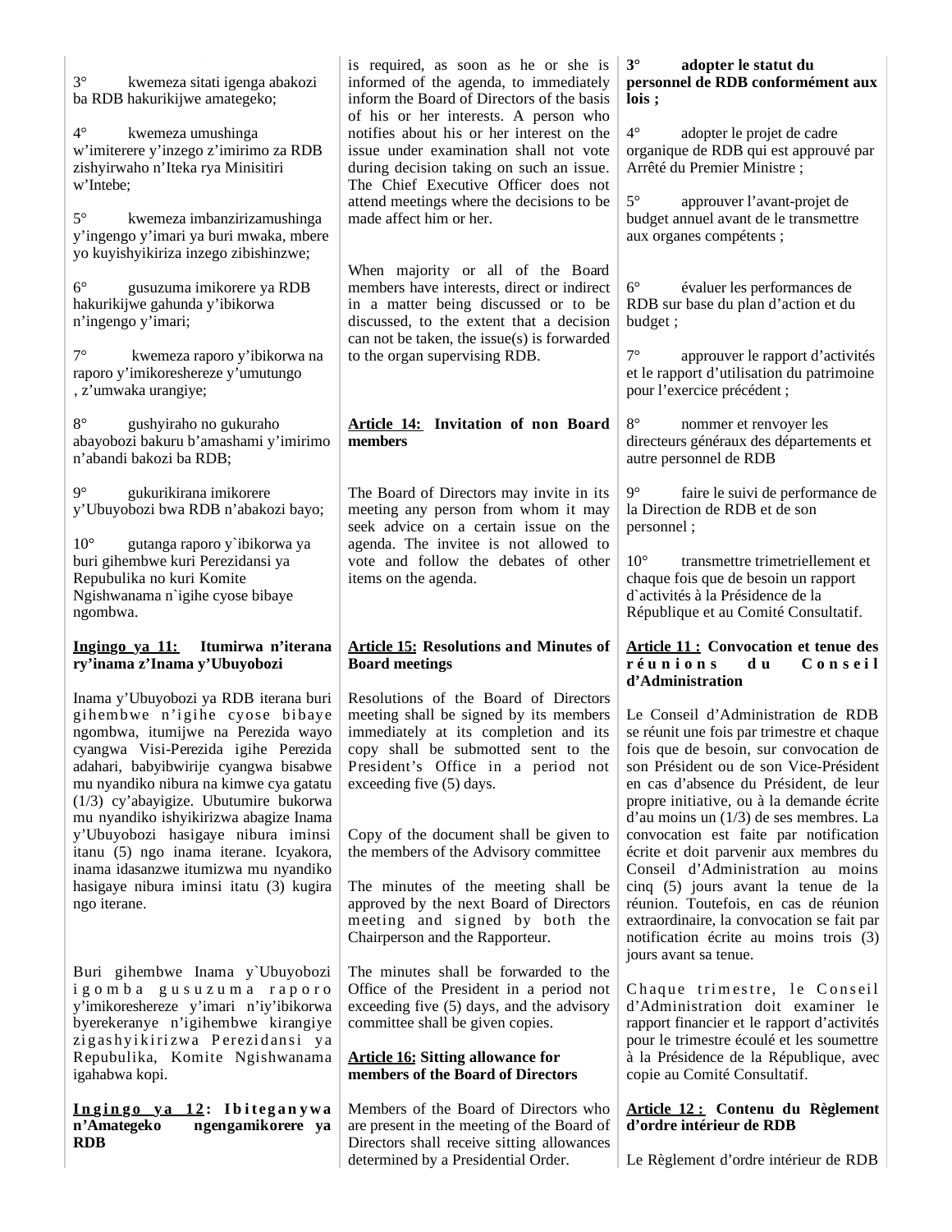3° kwemeza sitati igenga abakozi ba RDB hakurikijwe amategeko;

4° kwemeza umushinga w'imiterere y'inzego z'imirimo za RDB zishyirwaho n'Iteka rya Minisitiri w'Intebe;

5° kwemeza imbanzirizamushinga y'ingengo y'imari ya buri mwaka, mbere yo kuyishyikiriza inzego zibishinzwe;

6° gusuzuma imikorere ya RDB hakurikijwe gahunda y'ibikorwa n'ingengo y'imari;

7° kwemeza raporo y'ibikorwa na raporo y'imikoreshereze y'umutungo , z'umwaka urangiye;

8° gushyiraho no gukuraho abayobozi bakuru b'amashami y'imirimo n'abandi bakozi ba RDB;

9° gukurikirana imikorere y'Ubuyobozi bwa RDB n'abakozi bayo;

10° gutanga raporo y`ibikorwa ya buri gihembwe kuri Perezidansi ya Repubulika no kuri Komite Ngishwanama n`igihe cyose bibaye ngombwa.

**Ingingo ya 11: Itumirwa n'iterana ry'inama z'Inama y'Ubuyobozi**

Inama y'Ubuyobozi ya RDB iterana buri gihembwe n'igihe cyose bibaye ngombwa, itumijwe na Perezida wayo cyangwa Visi-Perezida igihe Perezida adahari, babyibwirije cyangwa bisabwe mu nyandiko nibura na kimwe cya gatatu (1/3) cy'abayigize. Ubutumire bukorwa mu nyandiko ishyikirizwa abagize Inama y'Ubuyobozi hasigaye nibura iminsi itanu (5) ngo inama iterane. Icyakora, inama idasanzwe itumizwa mu nyandiko hasigaye nibura iminsi itatu (3) kugira ngo iterane.

Buri gihembwe Inama y`Ubuyobozi igomba gusuzuma raporo y'imikoreshereze y'imari n'iy'ibikorwa byerekeranye n'igihembwe kirangiye zigashyikirizwa Perezidansi ya Repubulika, Komite Ngishwanama igahabwa kopi.

**Ingingo ya 12: Ibiteganywa n'Amategeko ngengamikorere ya RDB**

is required, as soon as he or she is informed of the agenda, to immediately inform the Board of Directors of the basis of his or her interests. A person who notifies about his or her interest on the issue under examination shall not vote during decision taking on such an issue. The Chief Executive Officer does not attend meetings where the decisions to be made affect him or her.

When majority or all of the Board members have interests, direct or indirect in a matter being discussed or to be discussed, to the extent that a decision can not be taken, the issue(s) is forwarded to the organ supervising RDB.

**Article 14: Invitation of non Board members**

The Board of Directors may invite in its meeting any person from whom it may seek advice on a certain issue on the agenda. The invitee is not allowed to vote and follow the debates of other items on the agenda.

**Article 15: Resolutions and Minutes of Board meetings**

Resolutions of the Board of Directors meeting shall be signed by its members immediately at its completion and its copy shall be submotted sent to the President's Office in a period not exceeding five (5) days.

Copy of the document shall be given to the members of the Advisory committee

The minutes of the meeting shall be approved by the next Board of Directors meeting and signed by both the Chairperson and the Rapporteur.

The minutes shall be forwarded to the Office of the President in a period not exceeding five (5) days, and the advisory committee shall be given copies.

**Article 16: Sitting allowance for members of the Board of Directors**

Members of the Board of Directors who are present in the meeting of the Board of Directors shall receive sitting allowances determined by a Presidential Order.

**3° adopter le statut du personnel de RDB conformément aux lois ;**

4° adopter le projet de cadre organique de RDB qui est approuvé par Arrêté du Premier Ministre ;

5° approuver l'avant-projet de budget annuel avant de le transmettre aux organes compétents ;

6° évaluer les performances de RDB sur base du plan d'action et du budget ;

7° approuver le rapport d'activités et le rapport d'utilisation du patrimoine pour l'exercice précédent ;

8° nommer et renvoyer les directeurs généraux des départements et autre personnel de RDB

9° faire le suivi de performance de la Direction de RDB et de son personnel ;

10° transmettre trimetriellement et chaque fois que de besoin un rapport d`activités à la Présidence de la République et au Comité Consultatif.

**Article 11 : Convocation et tenue des réunions du Conseil d'Administration**

Le Conseil d'Administration de RDB se réunit une fois par trimestre et chaque fois que de besoin, sur convocation de son Président ou de son Vice-Président en cas d'absence du Président, de leur propre initiative, ou à la demande écrite d'au moins un (1/3) de ses membres. La convocation est faite par notification écrite et doit parvenir aux membres du Conseil d'Administration au moins cinq (5) jours avant la tenue de la réunion. Toutefois, en cas de réunion extraordinaire, la convocation se fait par notification écrite au moins trois (3) jours avant sa tenue.

Chaque trimestre, le Conseil d'Administration doit examiner le rapport financier et le rapport d'activités pour le trimestre écoulé et les soumettre à la Présidence de la République, avec copie au Comité Consultatif.

**Article 12 : Contenu du Règlement d'ordre intérieur de RDB**

Le Règlement d'ordre intérieur de RDB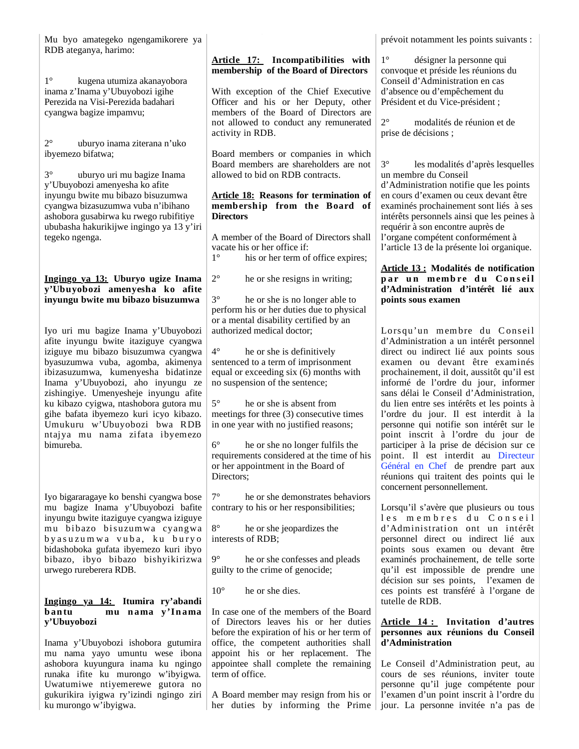Mu byo amategeko ngengamikorere ya RDB ateganya, harimo:

1° kugena utumiza akanayobora inama z'Inama y'Ubuyobozi igihe Perezida na Visi-Perezida badahari cyangwa bagize impamvu;

2° uburyo inama ziterana n'uko ibyemezo bifatwa;

3° uburyo uri mu bagize Inama y'Ubuyobozi amenyesha ko afite inyungu bwite mu bibazo bisuzumwa cyangwa bizasuzumwa vuba n'ibihano ashobora gusabirwa ku rwego rubifitiye ububasha hakurikijwe ingingo ya 13 y'iri tegeko ngenga.

**Ingingo ya 13: Uburyo ugize Inama y'Ubuyobozi amenyesha ko afite inyungu bwite mu bibazo bisuzumwa**

Iyo uri mu bagize Inama y'Ubuyobozi afite inyungu bwite itaziguye cyangwa iziguye mu bibazo bisuzumwa cyangwa byasuzumwa vuba, agomba, akimenya ibizasuzumwa, kumenyesha bidatinze Inama y'Ubuyobozi, aho inyungu ze zishingiye. Umenyesheje inyungu afite ku kibazo cyigwa, ntashobora gutora mu gihe bafata ibyemezo kuri icyo kibazo. Umukuru w'Ubuyobozi bwa RDB ntajya mu nama zifata ibyemezo bimureba.

Iyo bigaragaye ko benshi cyangwa bose mu bagize Inama y'Ubuyobozi bafite inyungu bwite itaziguye cyangwa iziguye mu bibazo bisuzumwa cyangwa byasuzumwa vuba, ku buryo bidashoboka gufata ibyemezo kuri ibyo bibazo, ibyo bibazo bishyikirizwa urwego rureberera RDB.

**Ingingo ya 14: Itumira ry'abandi bantu mu nama y'Inama y'Ubuyobozi**

Inama y'Ubuyobozi ishobora gutumira mu nama yayo umuntu wese ibona ashobora kuyungura inama ku ngingo runaka ifite ku murongo w'ibyigwa. Uwatumiwe ntiyemerewe gutora no gukurikira iyigwa ry'izindi ngingo ziri ku murongo w'ibyigwa.

**Article 17: Incompatibilities with membership of the Board of Directors**

With exception of the Chief Executive Officer and his or her Deputy, other members of the Board of Directors are not allowed to conduct any remunerated activity in RDB.

Board members or companies in which Board members are shareholders are not allowed to bid on RDB contracts.

**Article 18: Reasons for termination of membership from the Board of Directors**

A member of the Board of Directors shall vacate his or her office if:

1° his or her term of office expires;

2° he or she resigns in writing;

3° he or she is no longer able to perform his or her duties due to physical or a mental disability certified by an authorized medical doctor;

4° he or she is definitively sentenced to a term of imprisonment equal or exceeding six (6) months with no suspension of the sentence;

5° he or she is absent from meetings for three (3) consecutive times in one year with no justified reasons;

6° he or she no longer fulfils the requirements considered at the time of his or her appointment in the Board of Directors;

7° he or she demonstrates behaviors contrary to his or her responsibilities;

8° he or she jeopardizes the interests of RDB;

9° he or she confesses and pleads guilty to the crime of genocide;

10° he or she dies.

In case one of the members of the Board of Directors leaves his or her duties before the expiration of his or her term of office, the competent authorities shall appoint his or her replacement. The appointee shall complete the remaining term of office.

A Board member may resign from his or her duties by informing the Prime

prévoit notamment les points suivants :

1° désigner la personne qui convoque et préside les réunions du Conseil d'Administration en cas d'absence ou d'empêchement du Président et du Vice-président ;

2° modalités de réunion et de prise de décisions ;

3° les modalités d'après lesquelles un membre du Conseil d'Administration notifie que les points en cours d'examen ou ceux devant être examinés prochainement sont liés à ses intérêts personnels ainsi que les peines à requérir à son encontre auprès de l'organe compétent conformément à l'article 13 de la présente loi organique.

**Article 13 : Modalités de notification par un membre du Conseil d'Administration d'intérêt lié aux points sous examen**

Lorsqu'un membre du Conseil d'Administration a un intérêt personnel direct ou indirect lié aux points sous examen ou devant être examinés prochainement, il doit, aussitôt qu'il est informé de l'ordre du jour, informer sans délai le Conseil d'Administration, du lien entre ses intérêts et les points à l'ordre du jour. Il est interdit à la personne qui notifie son intérêt sur le point inscrit à l'ordre du jour de participer à la prise de décision sur ce point. Il est interdit au Directeur Général en Chef de prendre part aux réunions qui traitent des points qui le concernent personnellement.

Lorsqu'il s'avère que plusieurs ou tous les membres du Conseil d'Administration ont un intérêt personnel direct ou indirect lié aux points sous examen ou devant être examinés prochainement, de telle sorte qu'il est impossible de prendre une décision sur ses points, l'examen de ces points est transféré à l'organe de tutelle de RDB.

**Article 14 : Invitation d'autres personnes aux réunions du Conseil d'Administration**

Le Conseil d'Administration peut, au cours de ses réunions, inviter toute personne qu'il juge compétente pour l'examen d'un point inscrit à l'ordre du jour. La personne invitée n'a pas de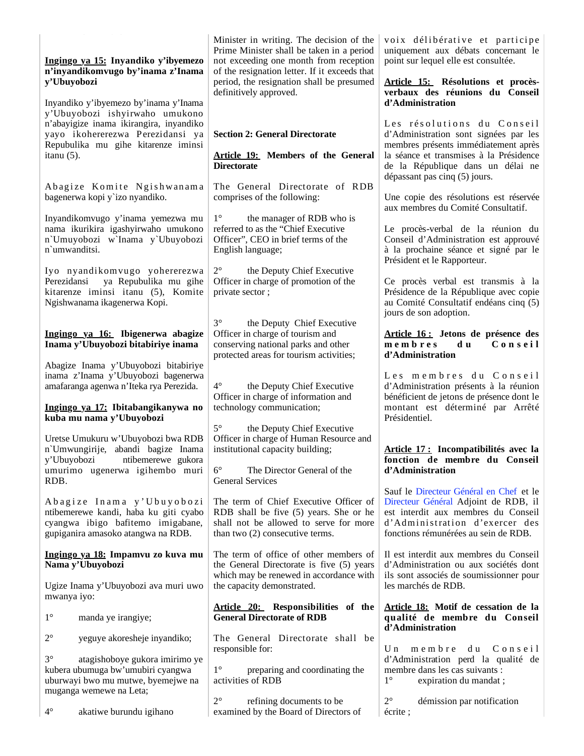**Ingingo ya 15: Inyandiko y'ibyemezo n'inyandikomvugo by'inama z'Inama y'Ubuyobozi**

Inyandiko y'ibyemezo by'inama y'Inama y'Ubuyobozi ishyirwaho umukono n'abayigize inama ikirangira, inyandiko yayo ikohererezwa Perezidansi ya Repubulika mu gihe kitarenze iminsi itanu (5).

Abagize Komite Ngishwanama bagenerwa kopi y`izo nyandiko.

Inyandikomvugo y'inama yemezwa mu nama ikurikira igashyirwaho umukono n`Umuyobozi w`Inama y`Ubuyobozi n`umwanditsi.

Iyo nyandikomvugo yohererezwa Perezidansi ya Repubulika mu gihe kitarenze iminsi itanu (5), Komite Ngishwanama ikagenerwa Kopi.

**Ingingo ya 16: Ibigenerwa abagize Inama y'Ubuyobozi bitabiriye inama**

Abagize Inama y'Ubuyobozi bitabiriye inama z'Inama y'Ubuyobozi bagenerwa amafaranga agenwa n'Iteka rya Perezida.

**Ingingo ya 17: Ibitabangikanywa no kuba mu nama y'Ubuyobozi**

Uretse Umukuru w'Ubuyobozi bwa RDB n`Umwungirije, abandi bagize Inama y'Ubuyobozi ntibemerewe gukora umurimo ugenerwa igihembo muri RDB.

Abagize Inama y'Ubuyobozi ntibemerewe kandi, haba ku giti cyabo cyangwa ibigo bafitemo imigabane, gupiganira amasoko atangwa na RDB.

**Ingingo ya 18: Impamvu zo kuva mu Nama y'Ubuyobozi**

Ugize Inama y'Ubuyobozi ava muri uwo mwanya iyo:

1° manda ye irangiye;

2° yeguye akoresheje inyandiko;

3° atagishoboye gukora imirimo ye kubera ubumuga bw'umubiri cyangwa uburwayi bwo mu mutwe, byemejwe na muganga wemewe na Leta;

4° akatiwe burundu igihano

---

Minister in writing. The decision of the Prime Minister shall be taken in a period not exceeding one month from reception of the resignation letter. If it exceeds that period, the resignation shall be presumed definitively approved.

**Section 2: General Directorate**

**Article 19: Members of the General Directorate**

The General Directorate of RDB comprises of the following:

1° the manager of RDB who is referred to as the "Chief Executive Officer", CEO in brief terms of the English language;

2° the Deputy Chief Executive Officer in charge of promotion of the private sector ;

3° the Deputy Chief Executive Officer in charge of tourism and conserving national parks and other protected areas for tourism activities;

4° the Deputy Chief Executive Officer in charge of information and technology communication;

5° the Deputy Chief Executive Officer in charge of Human Resource and institutional capacity building;

6° The Director General of the General Services

The term of Chief Executive Officer of RDB shall be five (5) years. She or he shall not be allowed to serve for more than two (2) consecutive terms.

The term of office of other members of the General Directorate is five (5) years which may be renewed in accordance with the capacity demonstrated.

**Article 20: Responsibilities of the General Directorate of RDB**

The General Directorate shall be responsible for:

1° preparing and coordinating the activities of RDB

2° refining documents to be examined by the Board of Directors of

---

voix délibérative et participe uniquement aux débats concernant le point sur lequel elle est consultée.

**Article 15: Résolutions et procès-verbaux des réunions du Conseil d'Administration**

Les résolutions du Conseil d'Administration sont signées par les membres présents immédiatement après la séance et transmises à la Présidence de la République dans un délai ne dépassant pas cinq (5) jours.

Une copie des résolutions est réservée aux membres du Comité Consultatif.

Le procès-verbal de la réunion du Conseil d'Administration est approuvé à la prochaine séance et signé par le Président et le Rapporteur.

Ce procès verbal est transmis à la Présidence de la République avec copie au Comité Consultatif endéans cinq (5) jours de son adoption.

**Article 16 : Jetons de présence des membres du Conseil d'Administration**

Les membres du Conseil d'Administration présents à la réunion bénéficient de jetons de présence dont le montant est déterminé par Arrêté Présidentiel.

**Article 17 : Incompatibilités avec la fonction de membre du Conseil d'Administration**

Sauf le Directeur Général en Chef et le Directeur Général Adjoint de RDB, il est interdit aux membres du Conseil d'Administration d'exercer des fonctions rémunérées au sein de RDB.

Il est interdit aux membres du Conseil d'Administration ou aux sociétés dont ils sont associés de soumissionner pour les marchés de RDB.

**Article 18: Motif de cessation de la qualité de membre du Conseil d'Administration**

Un membre du Conseil d'Administration perd la qualité de membre dans les cas suivants :

1° expiration du mandat ;

2° démission par notification écrite ;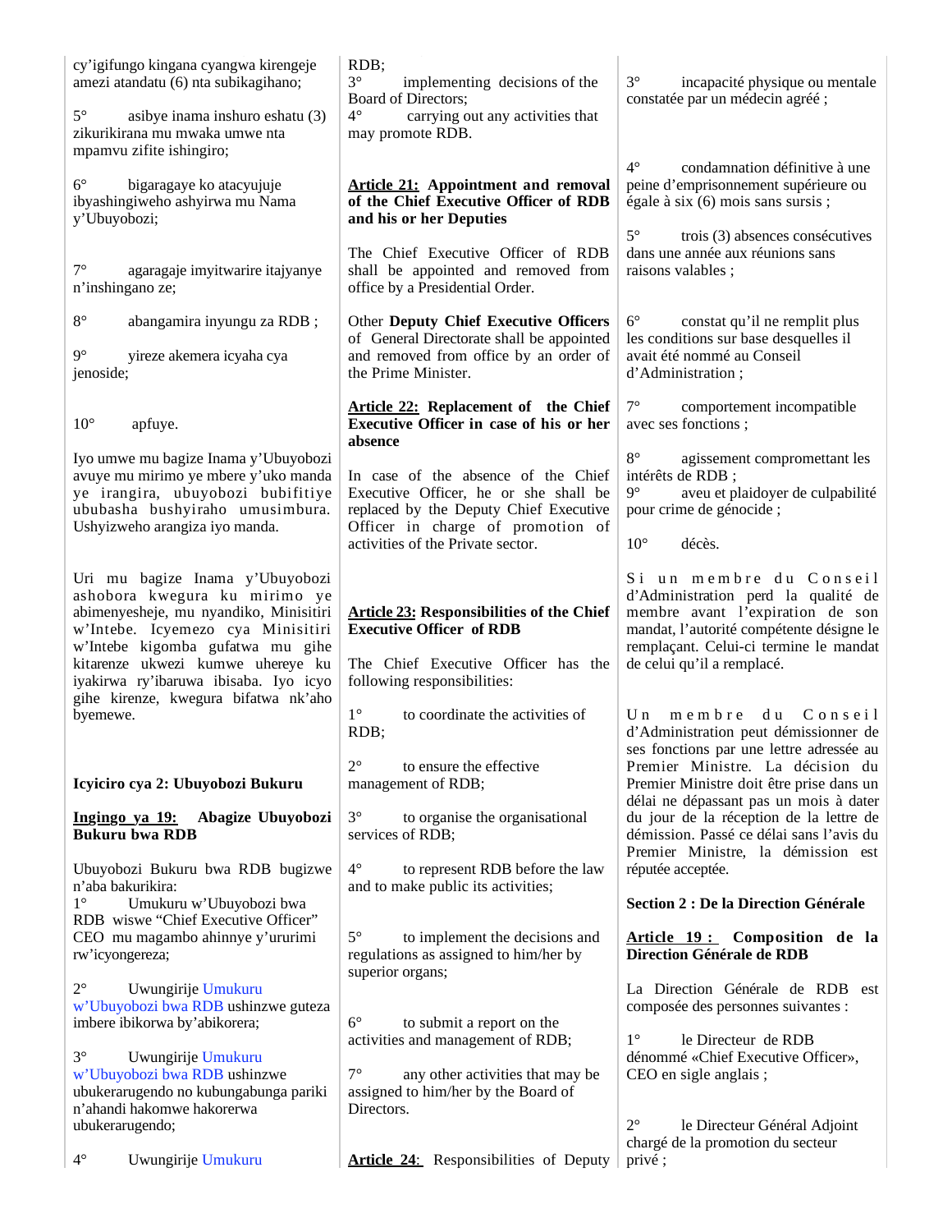cy'igifungo kingana cyangwa kirengeje amezi atandatu (6) nta subikagihano;

5° asibye inama inshuro eshatu (3) zikurikirana mu mwaka umwe nta mpamvu zifite ishingiro;

6° bigaragaye ko atacyujuje ibyashingiweho ashyirwa mu Nama y'Ubuyobozi;

7° agaragaje imyitwarire itajyanye n'inshingano ze;

8° abangamira inyungu za RDB ;

9° yireze akemera icyaha cya jenoside;

10° apfuye.

Iyo umwe mu bagize Inama y'Ubuyobozi avuye mu mirimo ye mbere y'uko manda ye irangira, ubuyobozi bubifitiye ububasha bushyiraho umusimbura. Ushyizweho arangiza iyo manda.

Uri mu bagize Inama y'Ubuyobozi ashobora kwegura ku mirimo ye abimenyesheje, mu nyandiko, Minisitiri w'Intebe. Icyemezo cya Minisitiri w'Intebe kigomba gufatwa mu gihe kitarenze ukwezi kumwe uhereye ku iyakirwa ry'ibaruwa ibisaba. Iyo icyo gihe kirenze, kwegura bifatwa nk'aho byemewe.

**Icyiciro cya 2: Ubuyobozi Bukuru**

**Ingingo ya 19: Abagize Ubuyobozi Bukuru bwa RDB**

Ubuyobozi Bukuru bwa RDB bugizwe n'aba bakurikira:

1° Umukuru w'Ubuyobozi bwa RDB wiswe "Chief Executive Officer" CEO mu magambo ahinnye y'ururimi rw'icyongereza;

2° Uwungirije Umukuru w'Ubuyobozi bwa RDB ushinzwe guteza imbere ibikorwa by'abikorera;

3° Uwungirije Umukuru w'Ubuyobozi bwa RDB ushinzwe ubukerarugendo no kubungabunga pariki n'ahandi hakomwe hakorerwa ubukerarugendo;

4° Uwungirije Umukuru

RDB;

3° implementing decisions of the Board of Directors;

4° carrying out any activities that may promote RDB.

**Article 21: Appointment and removal of the Chief Executive Officer of RDB and his or her Deputies**

The Chief Executive Officer of RDB shall be appointed and removed from office by a Presidential Order.

Other **Deputy Chief Executive Officers** of General Directorate shall be appointed and removed from office by an order of the Prime Minister.

**Article 22: Replacement of the Chief Executive Officer in case of his or her absence**

In case of the absence of the Chief Executive Officer, he or she shall be replaced by the Deputy Chief Executive Officer in charge of promotion of activities of the Private sector.

**Article 23: Responsibilities of the Chief Executive Officer of RDB**

The Chief Executive Officer has the following responsibilities:

1° to coordinate the activities of RDB;

2° to ensure the effective management of RDB;

3° to organise the organisational services of RDB;

4° to represent RDB before the law and to make public its activities;

5° to implement the decisions and regulations as assigned to him/her by superior organs;

6° to submit a report on the activities and management of RDB;

7° any other activities that may be assigned to him/her by the Board of Directors.

**Article 24:** Responsibilities of Deputy

3° incapacité physique ou mentale constatée par un médecin agréé ;

4° condamnation définitive à une peine d'emprisonnement supérieure ou égale à six (6) mois sans sursis ;

5° trois (3) absences consécutives dans une année aux réunions sans raisons valables ;

6° constat qu'il ne remplit plus les conditions sur base desquelles il avait été nommé au Conseil d'Administration ;

7° comportement incompatible avec ses fonctions ;

8° agissement compromettant les intérêts de RDB ;

9° aveu et plaidoyer de culpabilité pour crime de génocide ;

10° décès.

Si un membre du Conseil d'Administration perd la qualité de membre avant l'expiration de son mandat, l'autorité compétente désigne le remplaçant. Celui-ci termine le mandat de celui qu'il a remplacé.

Un membre du Conseil d'Administration peut démissionner de ses fonctions par une lettre adressée au Premier Ministre. La décision du Premier Ministre doit être prise dans un délai ne dépassant pas un mois à dater du jour de la réception de la lettre de démission. Passé ce délai sans l'avis du Premier Ministre, la démission est réputée acceptée.

**Section 2 : De la Direction Générale**

**Article 19 : Composition de la Direction Générale de RDB**

La Direction Générale de RDB est composée des personnes suivantes :

1° le Directeur de RDB dénommé «Chief Executive Officer», CEO en sigle anglais ;

2° le Directeur Général Adjoint chargé de la promotion du secteur privé ;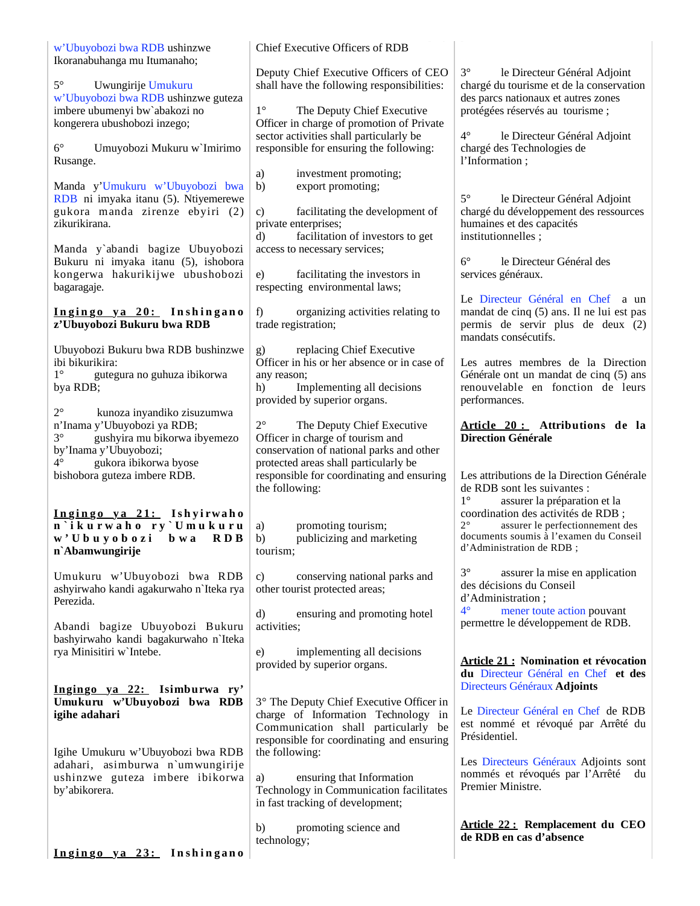w'Ubuyobozi bwa RDB ushinzwe Ikoranabuhanga mu Itumanaho;

5° Uwungirije Umukuru w'Ubuyobozi bwa RDB ushinzwe guteza imbere ubumenyi bw`abakozi no kongerera ubushobozi inzego;

6° Umuyobozi Mukuru w`Imirimo Rusange.

Manda y'Umukuru w'Ubuyobozi bwa RDB ni imyaka itanu (5). Ntiyemerewe gukora manda zirenze ebyiri (2) zikurikirana.

Manda y`abandi bagize Ubuyobozi Bukuru ni imyaka itanu (5), ishobora kongerwa hakurikijwe ubushobozi bagaragaje.

**Ingingo ya 20: Inshingano z'Ubuyobozi Bukuru bwa RDB**

Ubuyobozi Bukuru bwa RDB bushinzwe ibi bikurikira:
1° gutegura no guhuza ibikorwa bya RDB;

2° kunoza inyandiko zisuzumwa n'Inama y'Ubuyobozi ya RDB;
3° gushyira mu bikorwa ibyemezo by'Inama y'Ubuyobozi;
4° gukora ibikorwa byose bishobora guteza imbere RDB.

**Ingingo ya 21: Ishyirwaho n`ikurwaho ry`Umukuru w'Ubuyobozi bwa RDB n`Abamwungirije**

Umukuru w'Ubuyobozi bwa RDB ashyirwaho kandi agakurwaho n`Iteka rya Perezida.

Abandi bagize Ubuyobozi Bukuru bashyirwaho kandi bagakurwaho n`Iteka rya Minisitiri w`Intebe.

**Ingingo ya 22: Isimburwa ry' Umukuru w'Ubuyobozi bwa RDB igihe adahari**

Igihe Umukuru w'Ubuyobozi bwa RDB adahari, asimburwa n`umwungirije ushinzwe guteza imbere ibikorwa by'abikorera.

**Ingingo ya 23: Inshingano**

Chief Executive Officers of RDB

Deputy Chief Executive Officers of CEO shall have the following responsibilities:

1° The Deputy Chief Executive Officer in charge of promotion of Private sector activities shall particularly be responsible for ensuring the following:

a) investment promoting;
b) export promoting;

c) facilitating the development of private enterprises;
d) facilitation of investors to get access to necessary services;

e) facilitating the investors in respecting environmental laws;

f) organizing activities relating to trade registration;

g) replacing Chief Executive Officer in his or her absence or in case of any reason;
h) Implementing all decisions provided by superior organs.

2° The Deputy Chief Executive Officer in charge of tourism and conservation of national parks and other protected areas shall particularly be responsible for coordinating and ensuring the following:

a) promoting tourism;
b) publicizing and marketing tourism;

c) conserving national parks and other tourist protected areas;

d) ensuring and promoting hotel activities;

e) implementing all decisions provided by superior organs.

3° The Deputy Chief Executive Officer in charge of Information Technology in Communication shall particularly be responsible for coordinating and ensuring the following:

a) ensuring that Information Technology in Communication facilitates in fast tracking of development;

b) promoting science and technology;

3° le Directeur Général Adjoint chargé du tourisme et de la conservation des parcs nationaux et autres zones protégées réservés au tourisme ;

4° le Directeur Général Adjoint chargé des Technologies de l'Information ;

5° le Directeur Général Adjoint chargé du développement des ressources humaines et des capacités institutionnelles ;

6° le Directeur Général des services généraux.

Le Directeur Général en Chef a un mandat de cinq (5) ans. Il ne lui est pas permis de servir plus de deux (2) mandats consécutifs.

Les autres membres de la Direction Générale ont un mandat de cinq (5) ans renouvelable en fonction de leurs performances.

**Article 20 : Attributions de la Direction Générale**

Les attributions de la Direction Générale de RDB sont les suivantes :
1° assurer la préparation et la coordination des activités de RDB ;
2° assurer le perfectionnement des documents soumis à l'examen du Conseil d'Administration de RDB ;

3° assurer la mise en application des décisions du Conseil d'Administration ;
4° mener toute action pouvant permettre le développement de RDB.

**Article 21 : Nomination et révocation du Directeur Général en Chef et des Directeurs Généraux Adjoints**

Le Directeur Général en Chef de RDB est nommé et révoqué par Arrêté du Présidentiel.

Les Directeurs Généraux Adjoints sont nommés et révoqués par l'Arrêté du Premier Ministre.

**Article 22 : Remplacement du CEO de RDB en cas d'absence**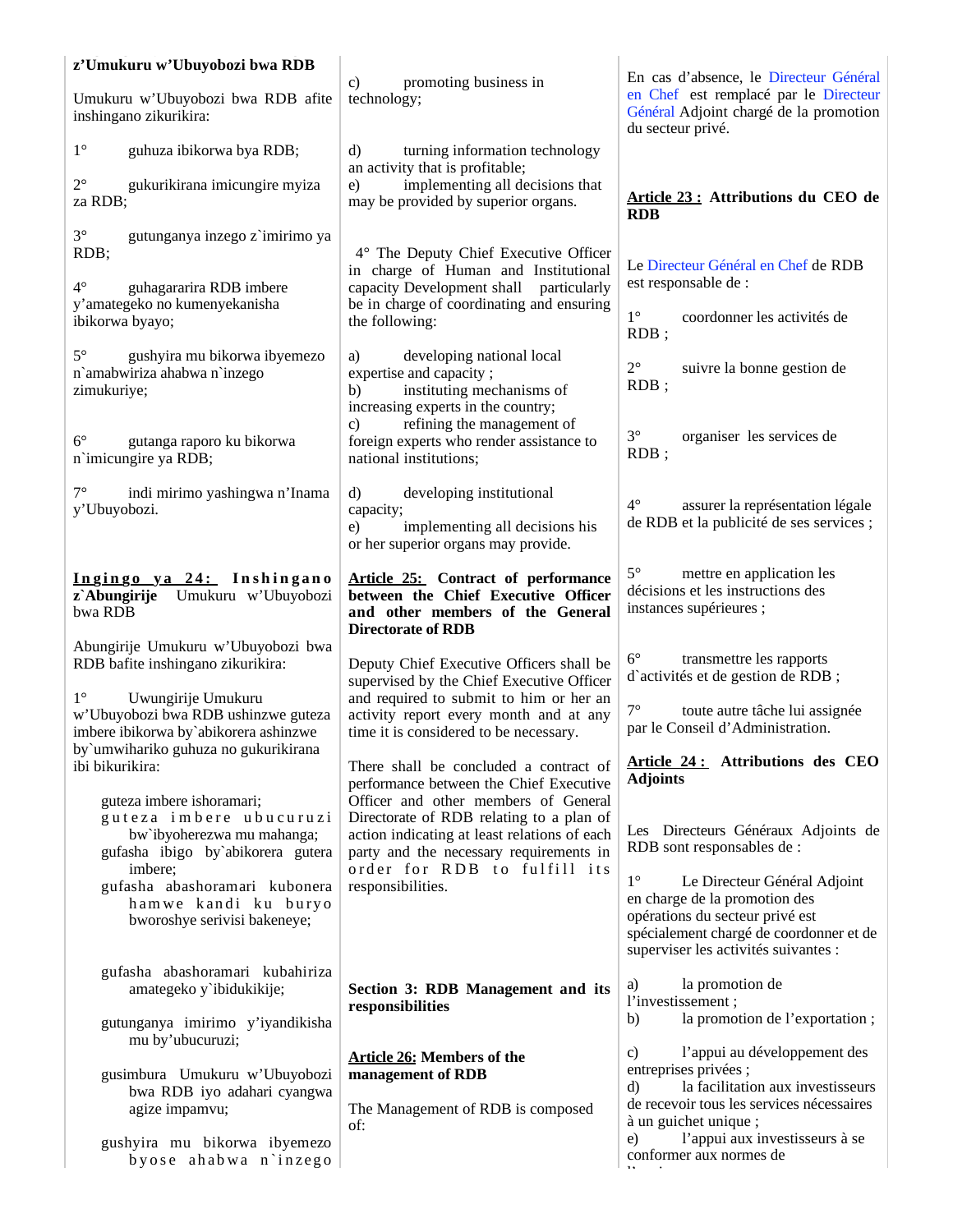**z'Umukuru w'Ubuyobozi bwa RDB**

Umukuru w'Ubuyobozi bwa RDB afite inshingano zikurikira:

1° guhuza ibikorwa bya RDB;

2° gukurikirana imicungire myiza za RDB;

3° gutunganya inzego z`imirimo ya RDB;

4° guhagararira RDB imbere y'amategeko no kumenyekanisha ibikorwa byayo;

5° gushyira mu bikorwa ibyemezo n`amabwiriza ahabwa n`inzego zimukuriye;

6° gutanga raporo ku bikorwa n`imicungire ya RDB;

7° indi mirimo yashingwa n'Inama y'Ubuyobozi.

**Ingingo ya 24: Inshingano z`Abungirije Umukuru w'Ubuyobozi bwa RDB**

Abungirije Umukuru w'Ubuyobozi bwa RDB bafite inshingano zikurikira:

1° Uwungirije Umukuru w'Ubuyobozi bwa RDB ushinzwe guteza imbere ibikorwa by`abikorera ashinzwe by`umwihariko guhuza no gukurikirana ibi bikurikira:

- guteza imbere ishoramari;
- guteza imbere ubucuruzi bw`ibyoherezwa mu mahanga;
- gufasha ibigo by`abikorera gutera imbere;
- gufasha abashoramari kubonera hamwe kandi ku buryo bworoshye serivisi bakeneye;
- gufasha abashoramari kubahiriza amategeko y`ibidukikije;
- gutunganya imirimo y'iyandikisha mu by'ubucuruzi;
- gusimbura Umukuru w'Ubuyobozi bwa RDB iyo adahari cyangwa agize impamvu;
- gushyira mu bikorwa ibyemezo byose ahabwa n`inzego

c) promoting business in technology;

d) turning information technology an activity that is profitable;

e) implementing all decisions that may be provided by superior organs.

4° The Deputy Chief Executive Officer in charge of Human and Institutional capacity Development shall particularly be in charge of coordinating and ensuring the following:

a) developing national local expertise and capacity ;

b) instituting mechanisms of increasing experts in the country;

c) refining the management of foreign experts who render assistance to national institutions;

d) developing institutional capacity;

e) implementing all decisions his or her superior organs may provide.

**Article 25: Contract of performance between the Chief Executive Officer and other members of the General Directorate of RDB**

Deputy Chief Executive Officers shall be supervised by the Chief Executive Officer and required to submit to him or her an activity report every month and at any time it is considered to be necessary.

There shall be concluded a contract of performance between the Chief Executive Officer and other members of General Directorate of RDB relating to a plan of action indicating at least relations of each party and the necessary requirements in order for RDB to fulfill its responsibilities.

**Section 3: RDB Management and its responsibilities**

**Article 26: Members of the management of RDB**

The Management of RDB is composed of:

En cas d'absence, le Directeur Général en Chef est remplacé par le Directeur Général Adjoint chargé de la promotion du secteur privé.

**Article 23 : Attributions du CEO de RDB**

Le Directeur Général en Chef de RDB est responsable de :

1° coordonner les activités de RDB ;

2° suivre la bonne gestion de RDB ;

3° organiser les services de RDB ;

4° assurer la représentation légale de RDB et la publicité de ses services ;

5° mettre en application les décisions et les instructions des instances supérieures ;

6° transmettre les rapports d`activités et de gestion de RDB ;

7° toute autre tâche lui assignée par le Conseil d'Administration.

**Article 24 : Attributions des CEO Adjoints**

Les Directeurs Généraux Adjoints de RDB sont responsables de :

1° Le Directeur Général Adjoint en charge de la promotion des opérations du secteur privé est spécialement chargé de coordonner et de superviser les activités suivantes :

a) la promotion de l'investissement ;

b) la promotion de l'exportation ;

c) l'appui au développement des entreprises privées ;

d) la facilitation aux investisseurs de recevoir tous les services nécessaires à un guichet unique ;

e) l'appui aux investisseurs à se conformer aux normes de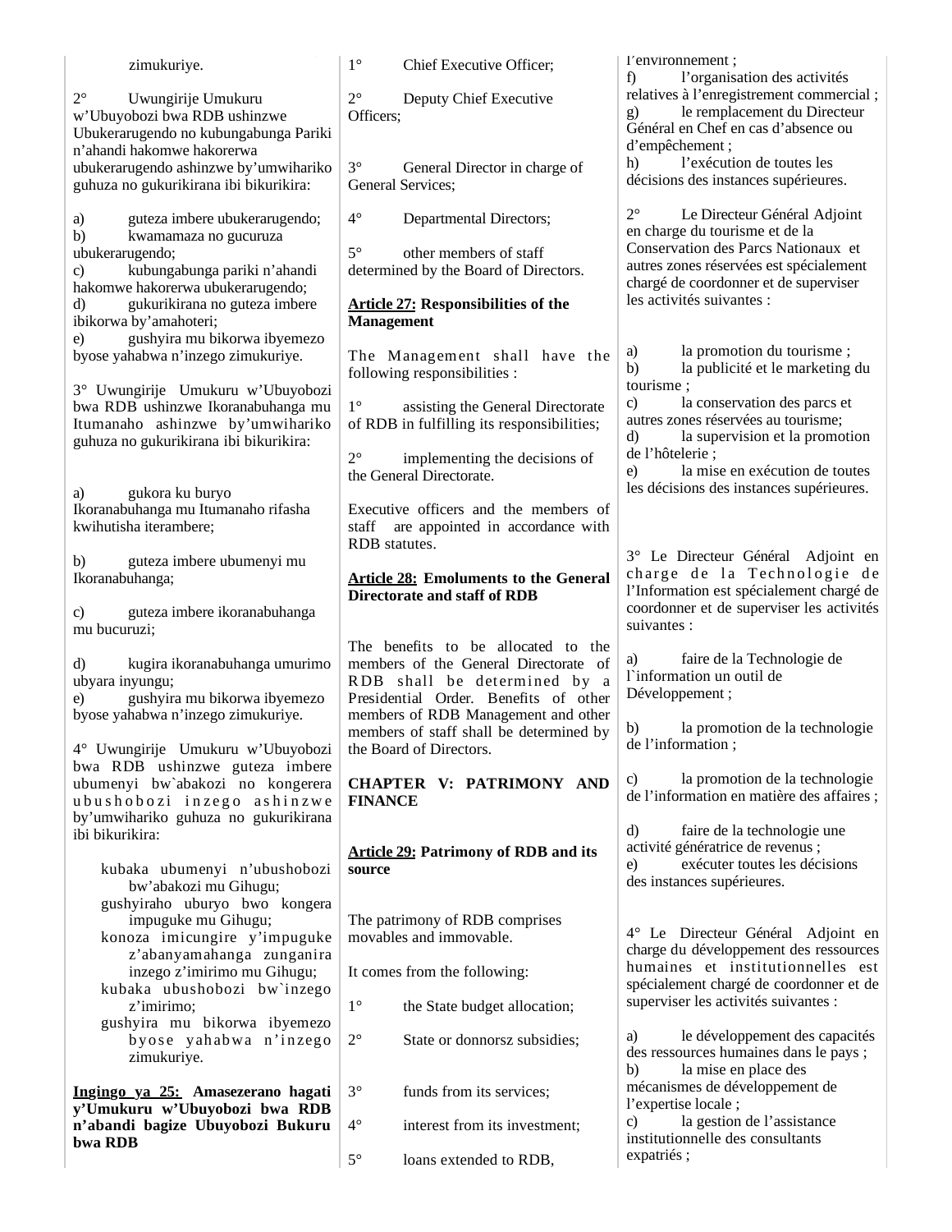zimukuriye.

2° Uwungirije Umukuru w'Ubuyobozi bwa RDB ushinzwe Ubukerarugendo no kubungabunga Pariki n'ahandi hakomwe hakorerwa ubukerarugendo ashinzwe by'umwihariko guhuza no gukurikirana ibi bikurikira:

a) guteza imbere ubukerarugendo;
b) kwamamaza no gucuruza ubukerarugendo;
c) kubungabunga pariki n'ahandi hakomwe hakorerwa ubukerarugendo;
d) gukurikirana no guteza imbere ibikorwa by'amahoteri;
e) gushyira mu bikorwa ibyemezo byose yahabwa n'inzego zimukuriye.

3° Uwungirije Umukuru w'Ubuyobozi bwa RDB ushinzwe Ikoranabuhanga mu Itumanaho ashinzwe by'umwihariko guhuza no gukurikirana ibi bikurikira:

a) gukora ku buryo Ikoranabuhanga mu Itumanaho rifasha kwihutisha iterambere;

b) guteza imbere ubumenyi mu Ikoranabuhanga;

c) guteza imbere ikoranabuhanga mu bucuruzi;

d) kugira ikoranabuhanga umurimo ubyara inyungu;
e) gushyira mu bikorwa ibyemezo byose yahabwa n'inzego zimukuriye.

4° Uwungirije Umukuru w'Ubuyobozi bwa RDB ushinzwe guteza imbere ubumenyi bw`abakozi no kongerera ubushobozi inzego ashinzwe by'umwihariko guhuza no gukurikirana ibi bikurikira:

- kubaka ubumenyi n'ubushobozi bw'abakozi mu Gihugu;
- gushyiraho uburyo bwo kongera impuguke mu Gihugu;
- konoza imicungire y'impuguke z'abanyamahanga zunganira inzego z'imirimo mu Gihugu;
- kubaka ubushobozi bw`inzego z'imirimo;
- gushyira mu bikorwa ibyemezo byose yahabwa n'inzego zimukuriye.

**Ingingo ya 25: Amasezerano hagati y'Umukuru w'Ubuyobozi bwa RDB n'abandi bagize Ubuyobozi Bukuru bwa RDB**

1° Chief Executive Officer;

2° Deputy Chief Executive Officers;

3° General Director in charge of General Services;

4° Departmental Directors;

5° other members of staff determined by the Board of Directors.

**Article 27: Responsibilities of the Management**

The Management shall have the following responsibilities :

1° assisting the General Directorate of RDB in fulfilling its responsibilities;

2° implementing the decisions of the General Directorate.

Executive officers and the members of staff are appointed in accordance with RDB statutes.

**Article 28: Emoluments to the General Directorate and staff of RDB**

The benefits to be allocated to the members of the General Directorate of RDB shall be determined by a Presidential Order. Benefits of other members of RDB Management and other members of staff shall be determined by the Board of Directors.

**CHAPTER V: PATRIMONY AND FINANCE**

**Article 29: Patrimony of RDB and its source**

The patrimony of RDB comprises movables and immovable.

It comes from the following:

1° the State budget allocation;

2° State or donnorsz subsidies;

3° funds from its services;

4° interest from its investment;

5° loans extended to RDB,

l'environnement ;
f) l'organisation des activités relatives à l'enregistrement commercial ;
g) le remplacement du Directeur Général en Chef en cas d'absence ou d'empêchement ;
h) l'exécution de toutes les décisions des instances supérieures.

2° Le Directeur Général Adjoint en charge du tourisme et de la Conservation des Parcs Nationaux et autres zones réservées est spécialement chargé de coordonner et de superviser les activités suivantes :

a) la promotion du tourisme ;
b) la publicité et le marketing du tourisme ;
c) la conservation des parcs et autres zones réservées au tourisme;
d) la supervision et la promotion de l'hôtelerie ;
e) la mise en exécution de toutes les décisions des instances supérieures.

3° Le Directeur Général Adjoint en charge de la Technologie de l'Information est spécialement chargé de coordonner et de superviser les activités suivantes :

a) faire de la Technologie de l`information un outil de Développement ;

b) la promotion de la technologie de l'information ;

c) la promotion de la technologie de l'information en matière des affaires ;

d) faire de la technologie une activité génératrice de revenus ;
e) exécuter toutes les décisions des instances supérieures.

4° Le Directeur Général Adjoint en charge du développement des ressources humaines et institutionnelles est spécialement chargé de coordonner et de superviser les activités suivantes :

a) le développement des capacités des ressources humaines dans le pays ;
b) la mise en place des mécanismes de développement de l'expertise locale ;
c) la gestion de l'assistance institutionnelle des consultants expatriés ;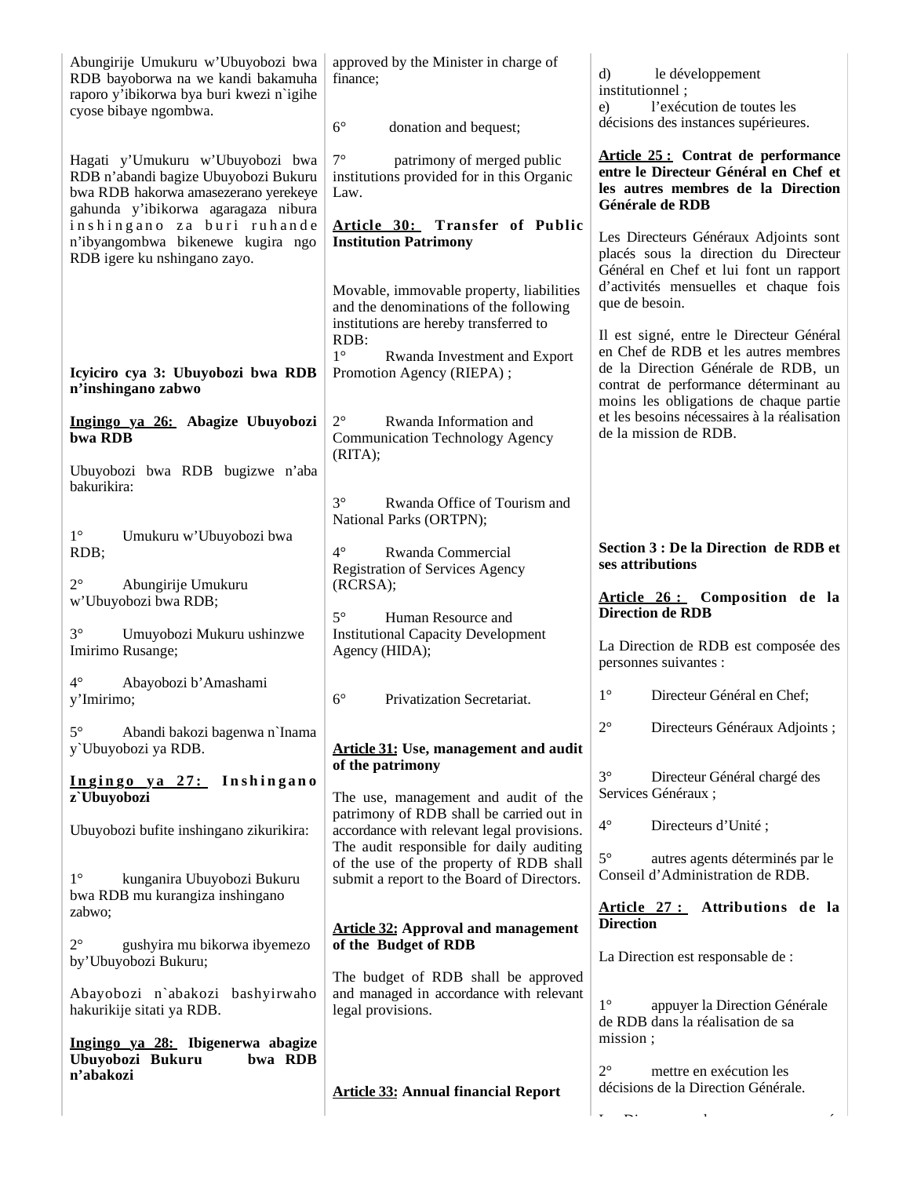Abungirije Umukuru w'Ubuyobozi bwa RDB bayoborwa na we kandi bakamuha raporo y'ibikorwa bya buri kwezi n`igihe cyose bibaye ngombwa.

Hagati y'Umukuru w'Ubuyobozi bwa RDB n'abandi bagize Ubuyobozi Bukuru bwa RDB hakorwa amasezerano yerekeye gahunda y'ibikorwa agaragaza nibura inshingano za buri ruhande n'ibyangombwa bikenewe kugira ngo RDB igere ku nshingano zayo.

**Icyiciro cya 3: Ubuyobozi bwa RDB n'inshingano zabwo**

**Ingingo ya 26: Abagize Ubuyobozi bwa RDB**

Ubuyobozi bwa RDB bugizwe n'aba bakurikira:

1° Umukuru w'Ubuyobozi bwa RDB;

2° Abungirije Umukuru w'Ubuyobozi bwa RDB;

3° Umuyobozi Mukuru ushinzwe Imirimo Rusange;

4° Abayobozi b'Amashami y'Imirimo;

5° Abandi bakozi bagenwa n`Inama y`Ubuyobozi ya RDB.

**Ingingo ya 27: Inshingano z`Ubuyobozi**

Ubuyobozi bufite inshingano zikurikira:

1° kunganira Ubuyobozi Bukuru bwa RDB mu kurangiza inshingano zabwo;

2° gushyira mu bikorwa ibyemezo by'Ubuyobozi Bukuru;

Abayobozi n`abakozi bashyirwaho hakurikije sitati ya RDB.

**Ingingo ya 28: Ibigenerwa abagize Ubuyobozi Bukuru bwa RDB n'abakozi**

approved by the Minister in charge of finance;

6° donation and bequest;

7° patrimony of merged public institutions provided for in this Organic Law.

**Article 30: Transfer of Public Institution Patrimony**

Movable, immovable property, liabilities and the denominations of the following institutions are hereby transferred to RDB:

1° Rwanda Investment and Export Promotion Agency (RIEPA) ;

2° Rwanda Information and Communication Technology Agency (RITA);

3° Rwanda Office of Tourism and National Parks (ORTPN);

4° Rwanda Commercial Registration of Services Agency (RCRSA);

5° Human Resource and Institutional Capacity Development Agency (HIDA);

6° Privatization Secretariat.

**Article 31: Use, management and audit of the patrimony**

The use, management and audit of the patrimony of RDB shall be carried out in accordance with relevant legal provisions. The audit responsible for daily auditing of the use of the property of RDB shall submit a report to the Board of Directors.

**Article 32: Approval and management of the Budget of RDB**

The budget of RDB shall be approved and managed in accordance with relevant legal provisions.

**Article 33: Annual financial Report**

d) le développement institutionnel ;

e) l'exécution de toutes les décisions des instances supérieures.

**Article 25 : Contrat de performance entre le Directeur Général en Chef et les autres membres de la Direction Générale de RDB**

Les Directeurs Généraux Adjoints sont placés sous la direction du Directeur Général en Chef et lui font un rapport d'activités mensuelles et chaque fois que de besoin.

Il est signé, entre le Directeur Général en Chef de RDB et les autres membres de la Direction Générale de RDB, un contrat de performance déterminant au moins les obligations de chaque partie et les besoins nécessaires à la réalisation de la mission de RDB.

**Section 3 : De la Direction de RDB et ses attributions**

**Article 26 : Composition de la Direction de RDB**

La Direction de RDB est composée des personnes suivantes :

1° Directeur Général en Chef;

2° Directeurs Généraux Adjoints ;

3° Directeur Général chargé des Services Généraux ;

4° Directeurs d'Unité ;

5° autres agents déterminés par le Conseil d'Administration de RDB.

**Article 27 : Attributions de la Direction**

La Direction est responsable de :

1° appuyer la Direction Générale de RDB dans la réalisation de sa mission ;

2° mettre en exécution les décisions de la Direction Générale.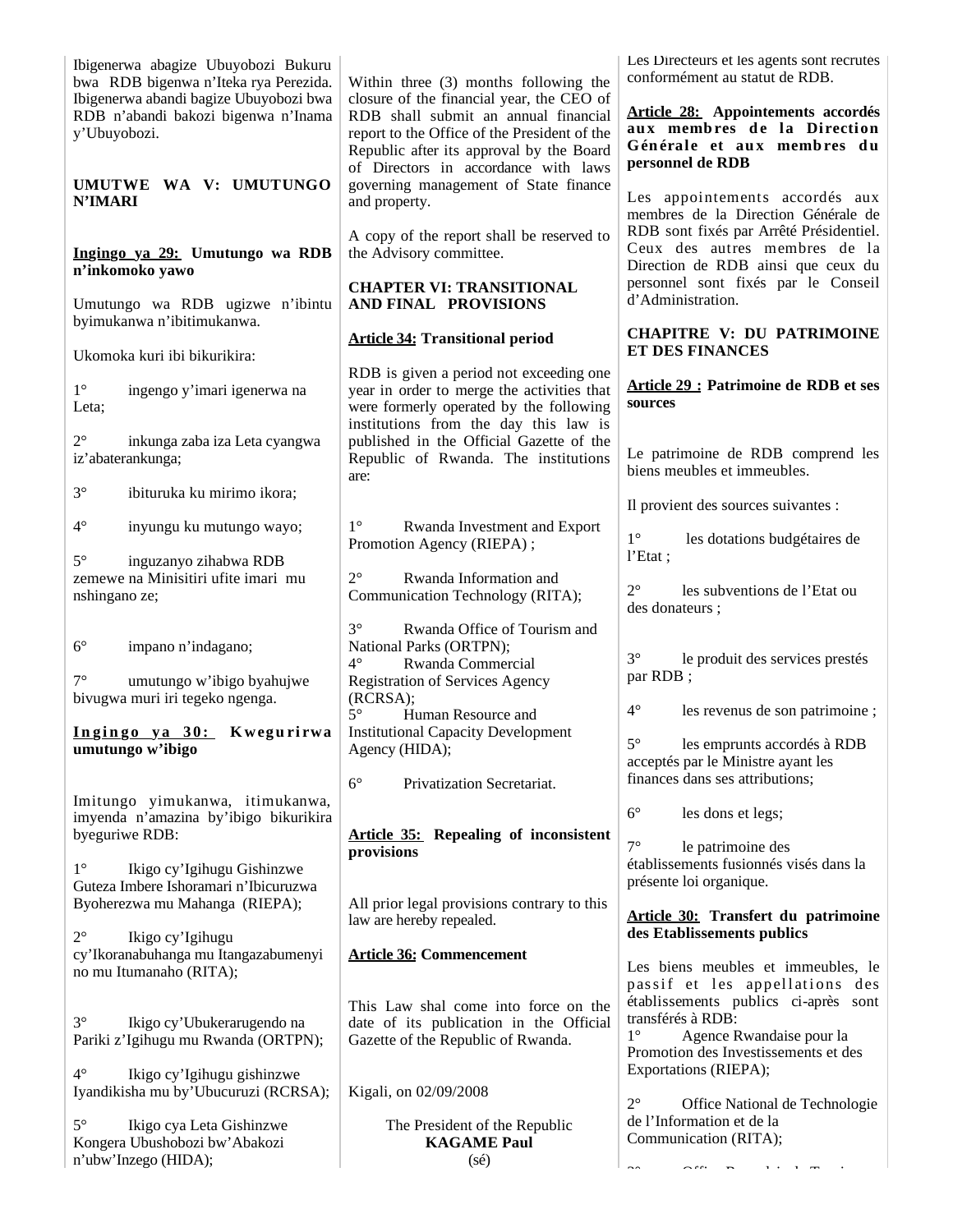Ibigenerwa abagize Ubuyobozi Bukuru bwa RDB bigenwa n'Iteka rya Perezida. Ibigenerwa abandi bagize Ubuyobozi bwa RDB n'abandi bakozi bigenwa n'Inama y'Ubuyobozi.

**UMUTWE WA V: UMUTUNGO N'IMARI**

**Ingingo ya 29: Umutungo wa RDB n'inkomoko yawo**

Umutungo wa RDB ugizwe n'ibintu byimukanwa n'ibitimukanwa.

Ukomoka kuri ibi bikurikira:

1° ingengo y'imari igenerwa na Leta;

2° inkunga zaba iza Leta cyangwa iz'abaterankunga;

3° ibituruka ku mirimo ikora;

4° inyungu ku mutungo wayo;

5° inguzanyo zihabwa RDB zemewe na Minisitiri ufite imari mu nshingano ze;

6° impano n'indagano;

7° umutungo w'ibigo byahujwe bivugwa muri iri tegeko ngenga.

**Ingingo ya 30: Kwegurirwa umutungo w'ibigo**

Imitungo yimukanwa, itimukanwa, imyenda n'amazina by'ibigo bikurikira byeguriwe RDB:

1° Ikigo cy'Igihugu Gishinzwe Guteza Imbere Ishoramari n'Ibicuruzwa Byoherezwa mu Mahanga (RIEPA);

2° Ikigo cy'Igihugu cy'Ikoranabuhanga mu Itangazabumenyi no mu Itumanaho (RITA);

3° Ikigo cy'Ubukerarugendo na Pariki z'Igihugu mu Rwanda (ORTPN);

4° Ikigo cy'Igihugu gishinzwe Iyandikisha mu by'Ubucuruzi (RCRSA);

5° Ikigo cya Leta Gishinzwe Kongera Ubushobozi bw'Abakozi n'ubw'Inzego (HIDA);

Within three (3) months following the closure of the financial year, the CEO of RDB shall submit an annual financial report to the Office of the President of the Republic after its approval by the Board of Directors in accordance with laws governing management of State finance and property.

A copy of the report shall be reserved to the Advisory committee.

**CHAPTER VI: TRANSITIONAL AND FINAL PROVISIONS**

**Article 34: Transitional period**

RDB is given a period not exceeding one year in order to merge the activities that were formerly operated by the following institutions from the day this law is published in the Official Gazette of the Republic of Rwanda. The institutions are:

1° Rwanda Investment and Export Promotion Agency (RIEPA) ;

2° Rwanda Information and Communication Technology (RITA);

3° Rwanda Office of Tourism and National Parks (ORTPN);

4° Rwanda Commercial Registration of Services Agency (RCRSA);

5° Human Resource and Institutional Capacity Development Agency (HIDA);

6° Privatization Secretariat.

**Article 35: Repealing of inconsistent provisions**

All prior legal provisions contrary to this law are hereby repealed.

**Article 36: Commencement**

This Law shal come into force on the date of its publication in the Official Gazette of the Republic of Rwanda.

Kigali, on 02/09/2008

The President of the Republic
**KAGAME Paul**
(sé)

Les Directeurs et les agents sont recrutés conformément au statut de RDB.

**Article 28: Appointements accordés aux membres de la Direction Générale et aux membres du personnel de RDB**

Les appointements accordés aux membres de la Direction Générale de RDB sont fixés par Arrêté Présidentiel. Ceux des autres membres de la Direction de RDB ainsi que ceux du personnel sont fixés par le Conseil d'Administration.

**CHAPITRE V: DU PATRIMOINE ET DES FINANCES**

**Article 29 : Patrimoine de RDB et ses sources**

Le patrimoine de RDB comprend les biens meubles et immeubles.

Il provient des sources suivantes :

1° les dotations budgétaires de l'Etat ;

2° les subventions de l'Etat ou des donateurs ;

3° le produit des services prestés par RDB ;

4° les revenus de son patrimoine ;

5° les emprunts accordés à RDB acceptés par le Ministre ayant les finances dans ses attributions;

6° les dons et legs;

7° le patrimoine des établissements fusionnés visés dans la présente loi organique.

**Article 30: Transfert du patrimoine des Etablissements publics**

Les biens meubles et immeubles, le passif et les appellations des établissements publics ci-après sont transférés à RDB:

1° Agence Rwandaise pour la Promotion des Investissements et des Exportations (RIEPA);

2° Office National de Technologie de l'Information et de la Communication (RITA);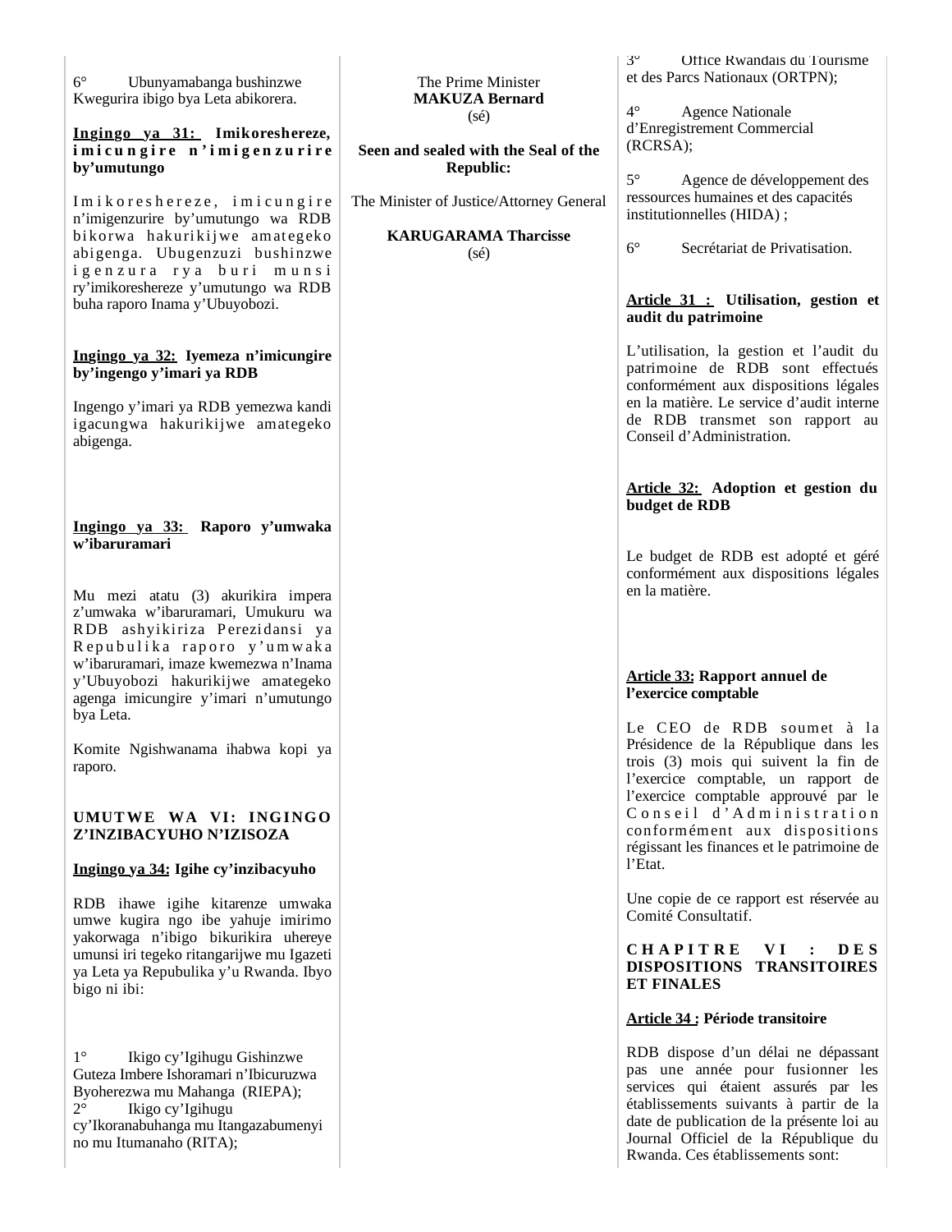6° Ubunyamabanga bushinzwe Kwegurira ibigo bya Leta abikorera.

**Ingingo ya 31: Imikoreshereze, imicungire n'imigenzurire by'umutungo**

Imikoreshereze, imicungire n'imigenzurire by'umutungo wa RDB bikorwa hakurikijwe amategeko abigenga. Ubugenzuzi bushinzwe igenzura rya buri munsi ry'imikoreshereze y'umutungo wa RDB buha raporo Inama y'Ubuyobozi.

**Ingingo ya 32: Iyemeza n'imicungire by'ingengo y'imari ya RDB**

Ingengo y'imari ya RDB yemezwa kandi igacungwa hakurikijwe amategeko abigenga.

**Ingingo ya 33: Raporo y'umwaka w'ibaruramari**

Mu mezi atatu (3) akurikira impera z'umwaka w'ibaruramari, Umukuru wa RDB ashyikiriza Perezidansi ya Repubulika raporo y'umwaka w'ibaruramari, imaze kwemezwa n'Inama y'Ubuyobozi hakurikijwe amategeko agenga imicungire y'imari n'umutungo bya Leta.

Komite Ngishwanama ihabwa kopi ya raporo.

**UMUTWE WA VI: INGINGO Z'INZIBACYUHO N'IZISOZA**

**Ingingo ya 34: Igihe cy'inzibacyuho**

RDB ihawe igihe kitarenze umwaka umwe kugira ngo ibe yahuje imirimo yakorwaga n'ibigo bikurikira uhereye umunsi iri tegeko ritangarijwe mu Igazeti ya Leta ya Repubulika y'u Rwanda. Ibyo bigo ni ibi:

1° Ikigo cy'Igihugu Gishinzwe Guteza Imbere Ishoramari n'Ibicuruzwa Byoherezwa mu Mahanga (RIEPA);
2° Ikigo cy'Igihugu cy'Ikoranabuhanga mu Itangazabumenyi no mu Itumanaho (RITA);

The Prime Minister
**MAKUZA Bernard**
(sé)

**Seen and sealed with the Seal of the Republic:**

The Minister of Justice/Attorney General

**KARUGARAMA Tharcisse**
(sé)

3° Office Rwandais du Tourisme et des Parcs Nationaux (ORTPN);

4° Agence Nationale d'Enregistrement Commercial (RCRSA);

5° Agence de développement des ressources humaines et des capacités institutionnelles (HIDA) ;

6° Secrétariat de Privatisation.

**Article 31 : Utilisation, gestion et audit du patrimoine**

L'utilisation, la gestion et l'audit du patrimoine de RDB sont effectués conformément aux dispositions légales en la matière. Le service d'audit interne de RDB transmet son rapport au Conseil d'Administration.

**Article 32: Adoption et gestion du budget de RDB**

Le budget de RDB est adopté et géré conformément aux dispositions légales en la matière.

**Article 33: Rapport annuel de l'exercice comptable**

Le CEO de RDB soumet à la Présidence de la République dans les trois (3) mois qui suivent la fin de l'exercice comptable, un rapport de l'exercice comptable approuvé par le Conseil d'Administration conformément aux dispositions régissant les finances et le patrimoine de l'Etat.

Une copie de ce rapport est réservée au Comité Consultatif.

**CHAPITRE VI : DES DISPOSITIONS TRANSITOIRES ET FINALES**

**Article 34 : Période transitoire**

RDB dispose d'un délai ne dépassant pas une année pour fusionner les services qui étaient assurés par les établissements suivants à partir de la date de publication de la présente loi au Journal Officiel de la République du Rwanda. Ces établissements sont: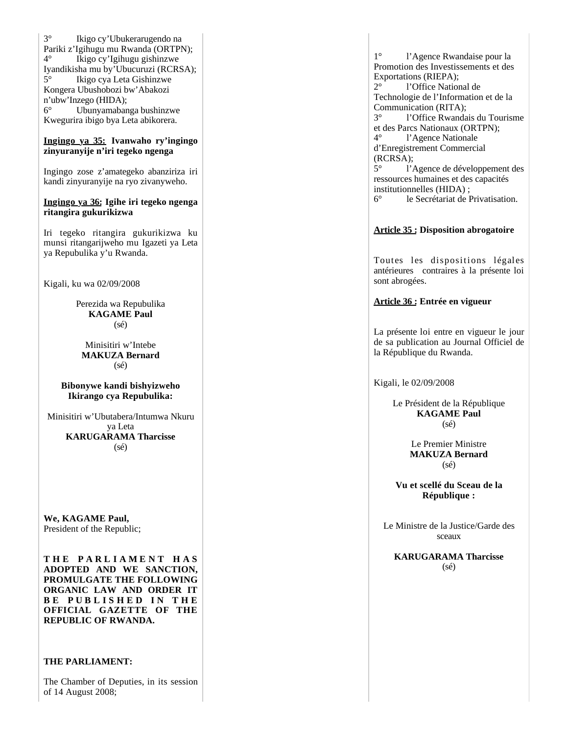3° Ikigo cy'Ubukerarugendo na Pariki z'Igihugu mu Rwanda (ORTPN);
4° Ikigo cy'Igihugu gishinzwe Iyandikisha mu by'Ubucuruzi (RCRSA);
5° Ikigo cya Leta Gishinzwe Kongera Ubushobozi bw'Abakozi n'ubw'Inzego (HIDA);
6° Ubunyamabanga bushinzwe Kwegurira ibigo bya Leta abikorera.

**Ingingo ya 35: Ivanwaho ry'ingingo zinyuranyije n'iri tegeko ngenga**

Ingingo zose z'amategeko abanziriza iri kandi zinyuranyije na ryo zivanyweho.

**Ingingo ya 36: Igihe iri tegeko ngenga ritangira gukurikizwa**

Iri tegeko ritangira gukurikizwa ku munsi ritangarijweho mu Igazeti ya Leta ya Repubulika y'u Rwanda.

Kigali, ku wa 02/09/2008

Perezida wa Repubulika
**KAGAME Paul**
(sé)

Minisitiri w'Intebe
**MAKUZA Bernard**
(sé)

**Bibonywe kandi bishyizweho Ikirango cya Repubulika:**

Minisitiri w'Ubutabera/Intumwa Nkuru ya Leta
**KARUGARAMA Tharcisse**
(sé)

**We, KAGAME Paul,**
President of the Republic;

**THE PARLIAMENT HAS ADOPTED AND WE SANCTION, PROMULGATE THE FOLLOWING ORGANIC LAW AND ORDER IT BE PUBLISHED IN THE OFFICIAL GAZETTE OF THE REPUBLIC OF RWANDA.**

**THE PARLIAMENT:**

The Chamber of Deputies, in its session of 14 August 2008;

1° l'Agence Rwandaise pour la Promotion des Investissements et des Exportations (RIEPA);
2° l'Office National de Technologie de l'Information et de la Communication (RITA);
3° l'Office Rwandais du Tourisme et des Parcs Nationaux (ORTPN);
4° l'Agence Nationale d'Enregistrement Commercial (RCRSA);
5° l'Agence de développement des ressources humaines et des capacités institutionnelles (HIDA) ;
6° le Secrétariat de Privatisation.

**Article 35 : Disposition abrogatoire**

Toutes les dispositions légales antérieures contraires à la présente loi sont abrogées.

**Article 36 : Entrée en vigueur**

La présente loi entre en vigueur le jour de sa publication au Journal Officiel de la République du Rwanda.

Kigali, le 02/09/2008

Le Président de la République
**KAGAME Paul**
(sé)

Le Premier Ministre
**MAKUZA Bernard**
(sé)

**Vu et scellé du Sceau de la République :**

Le Ministre de la Justice/Garde des sceaux

**KARUGARAMA Tharcisse**
(sé)